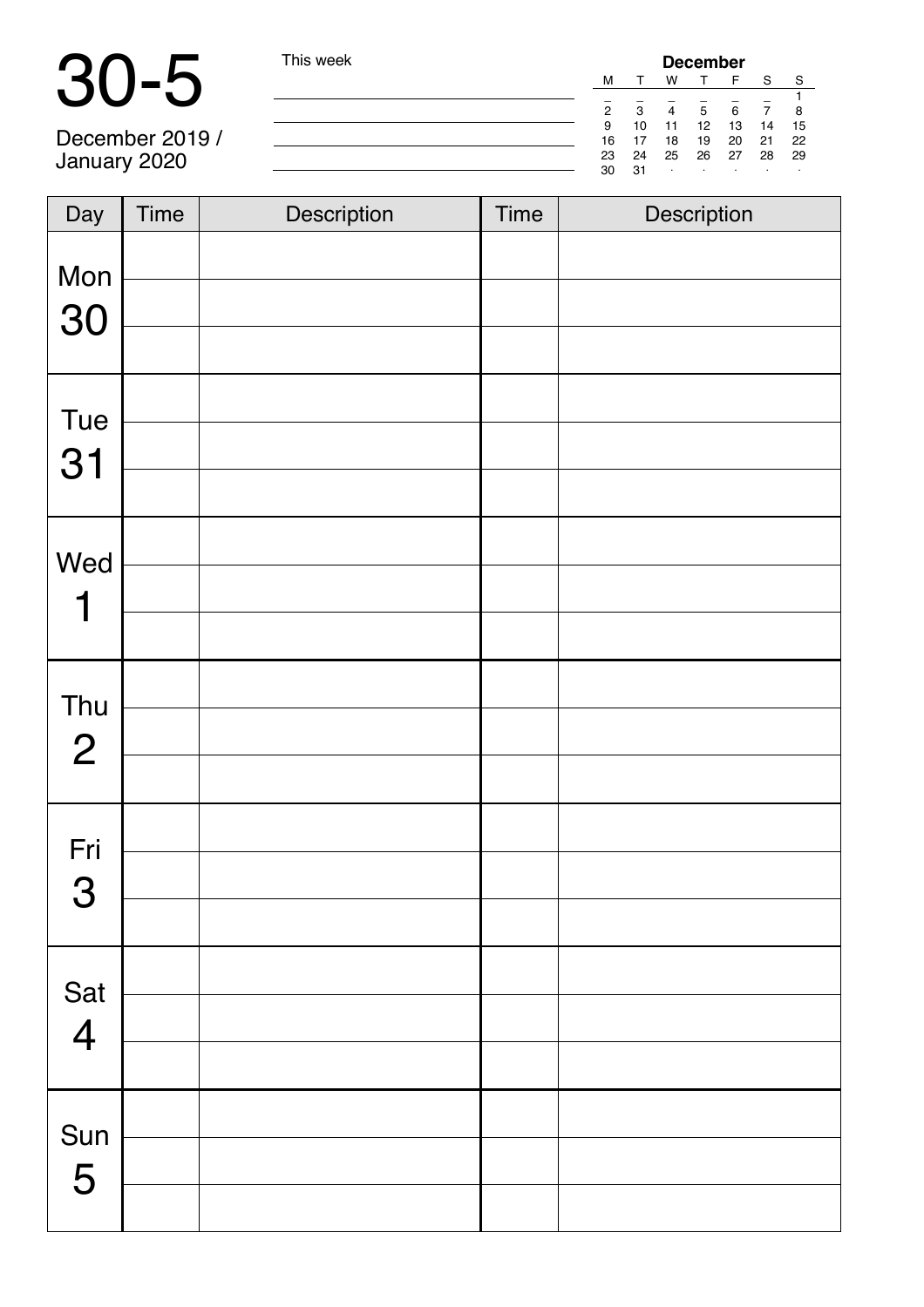# 30-5

December 2019 /
January 2020

This week

**December**

| M | T | W | T | F | S | S |
|---|---|---|---|---|---|---|
| _ | _ | _ | _ | _ | _ | 1 |
| 2 | 3 | 4 | 5 | 6 | 7 | 8 |
| 9 | 10 | 11 | 12 | 13 | 14 | 15 |
| 16 | 17 | 18 | 19 | 20 | 21 | 22 |
| 23 | 24 | 25 | 26 | 27 | 28 | 29 |
| 30 | 31 | · | · | · | · | · |

| Day | Time | Description | Time | Description |
|---|---|---|---|---|
| Mon 30 | | | | |
| | | | | |
| | | | | |
| Tue 31 | | | | |
| | | | | |
| | | | | |
| Wed 1 | | | | |
| | | | | |
| | | | | |
| Thu 2 | | | | |
| | | | | |
| | | | | |
| Fri 3 | | | | |
| | | | | |
| | | | | |
| Sat 4 | | | | |
| | | | | |
| | | | | |
| Sun 5 | | | | |
| | | | | |
| | | | | |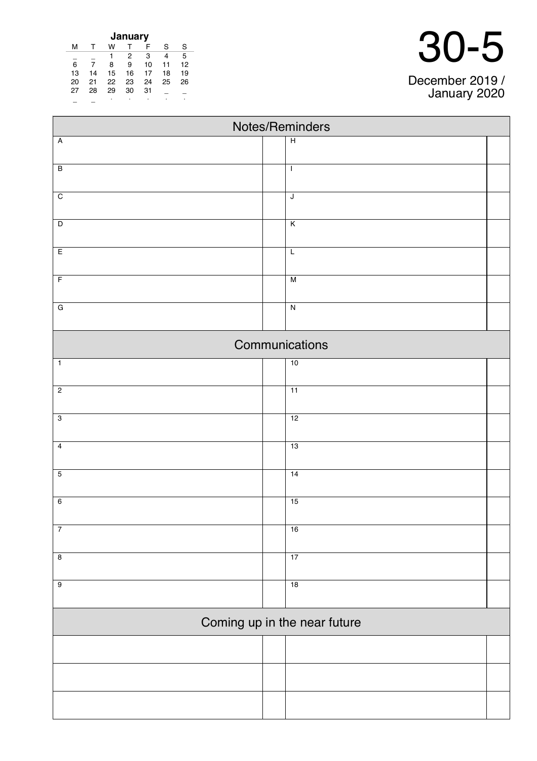**January**

| M | T | W | T | F | S | S |
|---|---|---|---|---|---|---|
| _ | _ | 1 | 2 | 3 | 4 | 5 |
| 6 | 7 | 8 | 9 | 10 | 11 | 12 |
| 13 | 14 | 15 | 16 | 17 | 18 | 19 |
| 20 | 21 | 22 | 23 | 24 | 25 | 26 |
| 27 | 28 | 29 | 30 | 31 | _ | _ |
| _ | _ | . | . | . | . | . |

# 30-5

December 2019 / January 2020

## Notes/Reminders

| | | | |
|---|---|---|---|
| A | | H | |
| B | | I | |
| C | | J | |
| D | | K | |
| E | | L | |
| F | | M | |
| G | | N | |

## Communications

| | | | |
|---|---|---|---|
| 1 | | 10 | |
| 2 | | 11 | |
| 3 | | 12 | |
| 4 | | 13 | |
| 5 | | 14 | |
| 6 | | 15 | |
| 7 | | 16 | |
| 8 | | 17 | |
| 9 | | 18 | |

## Coming up in the near future

| | | | |
|---|---|---|---|
| | | | |
| | | | |
| | | | |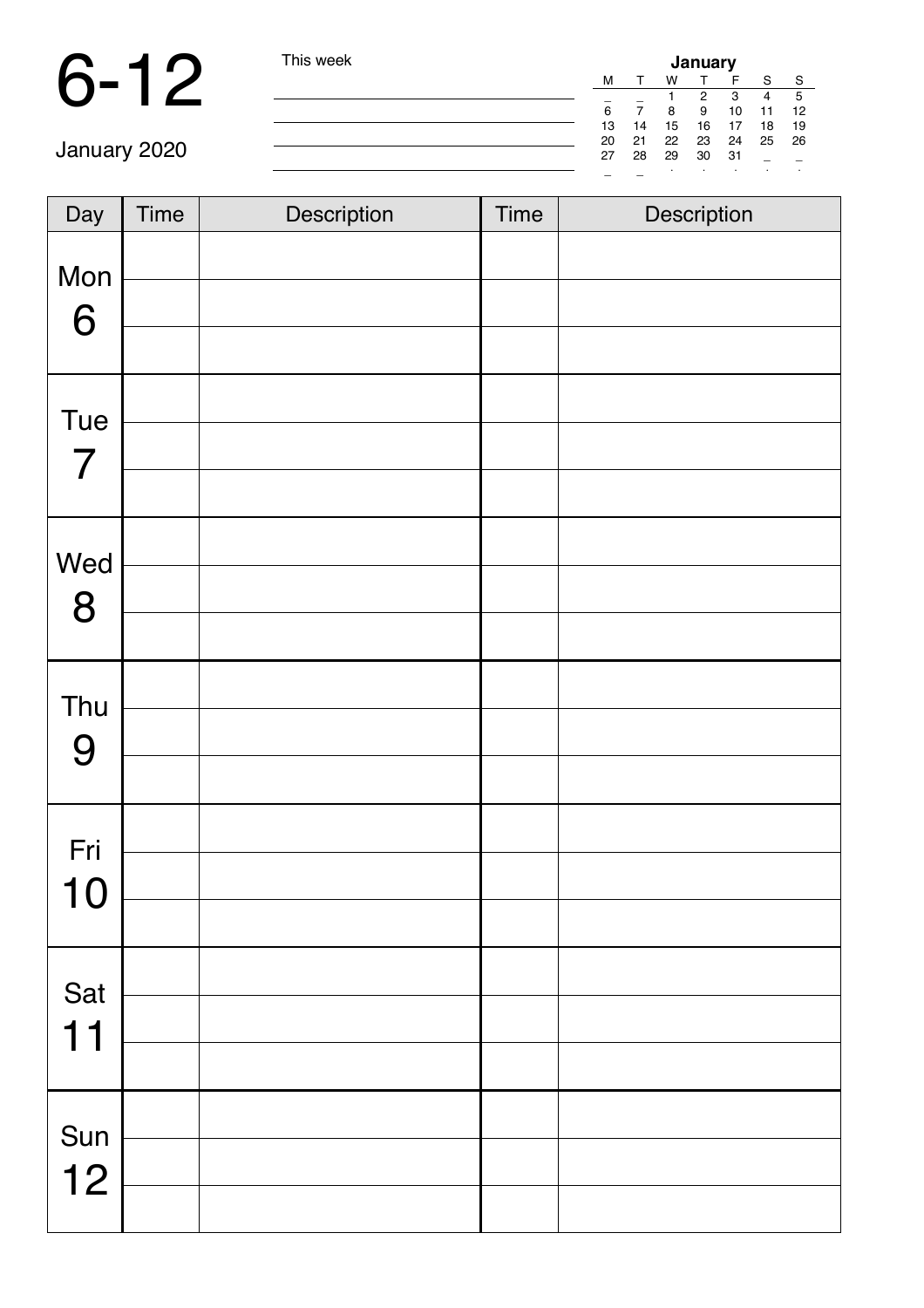# 6-12

January 2020

This week

| January | | | | | | |
|---|---|---|---|---|---|---|
| M | T | W | T | F | S | S |
| _ | _ | 1 | 2 | 3 | 4 | 5 |
| 6 | 7 | 8 | 9 | 10 | 11 | 12 |
| 13 | 14 | 15 | 16 | 17 | 18 | 19 |
| 20 | 21 | 22 | 23 | 24 | 25 | 26 |
| 27 | 28 | 29 | 30 | 31 | _ | _ |

| Day | Time | Description | Time | Description |
|---|---|---|---|---|
| Mon 6 | | | | |
| | | | | |
| | | | | |
| Tue 7 | | | | |
| | | | | |
| | | | | |
| Wed 8 | | | | |
| | | | | |
| | | | | |
| Thu 9 | | | | |
| | | | | |
| | | | | |
| Fri 10 | | | | |
| | | | | |
| | | | | |
| Sat 11 | | | | |
| | | | | |
| | | | | |
| Sun 12 | | | | |
| | | | | |
| | | | | |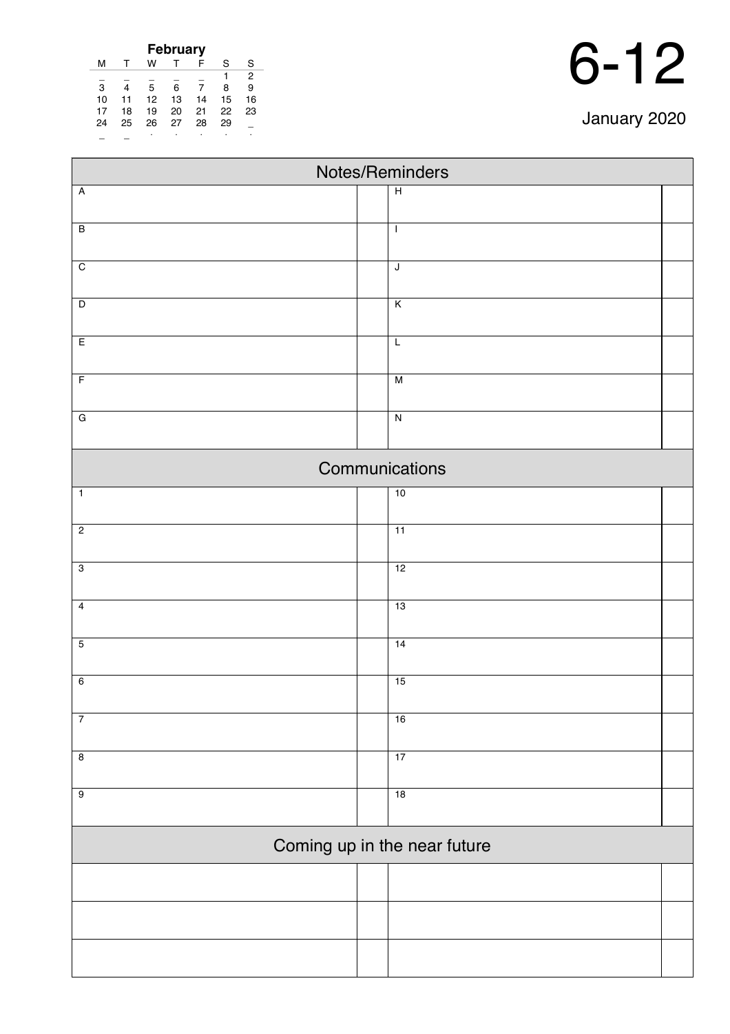**February**

| M | T | W | T | F | S | S |
|---|---|---|---|---|---|---|
| _ | _ | _ | _ | _ | 1 | 2 |
| 3 | 4 | 5 | 6 | 7 | 8 | 9 |
| 10 | 11 | 12 | 13 | 14 | 15 | 16 |
| 17 | 18 | 19 | 20 | 21 | 22 | 23 |
| 24 | 25 | 26 | 27 | 28 | 29 | _ |
| _ | _ | . | . | . | . | . |

# 6-12

January 2020

## Notes/Reminders

| | | | |
|---|---|---|---|
| A | | H | |
| B | | I | |
| C | | J | |
| D | | K | |
| E | | L | |
| F | | M | |
| G | | N | |

## Communications

| | | | |
|---|---|---|---|
| 1 | | 10 | |
| 2 | | 11 | |
| 3 | | 12 | |
| 4 | | 13 | |
| 5 | | 14 | |
| 6 | | 15 | |
| 7 | | 16 | |
| 8 | | 17 | |
| 9 | | 18 | |

## Coming up in the near future

| | | | |
|---|---|---|---|
| | | | |
| | | | |
| | | | |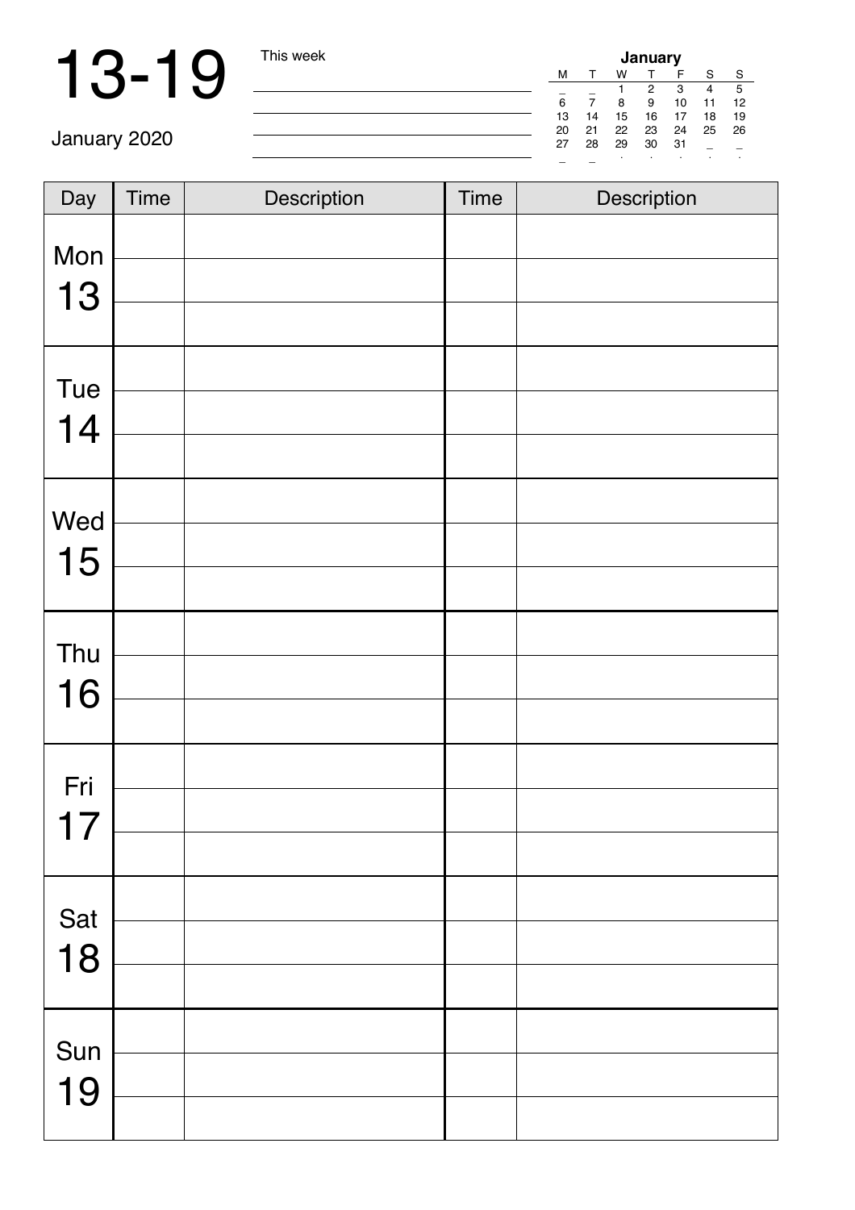# 13-19

January 2020

This week

| **January** | | | | | | |
|---|---|---|---|---|---|---|
| M | T | W | T | F | S | S |
| _ | _ | 1 | 2 | 3 | 4 | 5 |
| 6 | 7 | 8 | 9 | 10 | 11 | 12 |
| 13 | 14 | 15 | 16 | 17 | 18 | 19 |
| 20 | 21 | 22 | 23 | 24 | 25 | 26 |
| 27 | 28 | 29 | 30 | 31 | _ | _ |

| Day | Time | Description | Time | Description |
|---|---|---|---|---|
| Mon 13 | | | | |
| | | | | |
| | | | | |
| Tue 14 | | | | |
| | | | | |
| | | | | |
| Wed 15 | | | | |
| | | | | |
| | | | | |
| Thu 16 | | | | |
| | | | | |
| | | | | |
| Fri 17 | | | | |
| | | | | |
| | | | | |
| Sat 18 | | | | |
| | | | | |
| | | | | |
| Sun 19 | | | | |
| | | | | |
| | | | | |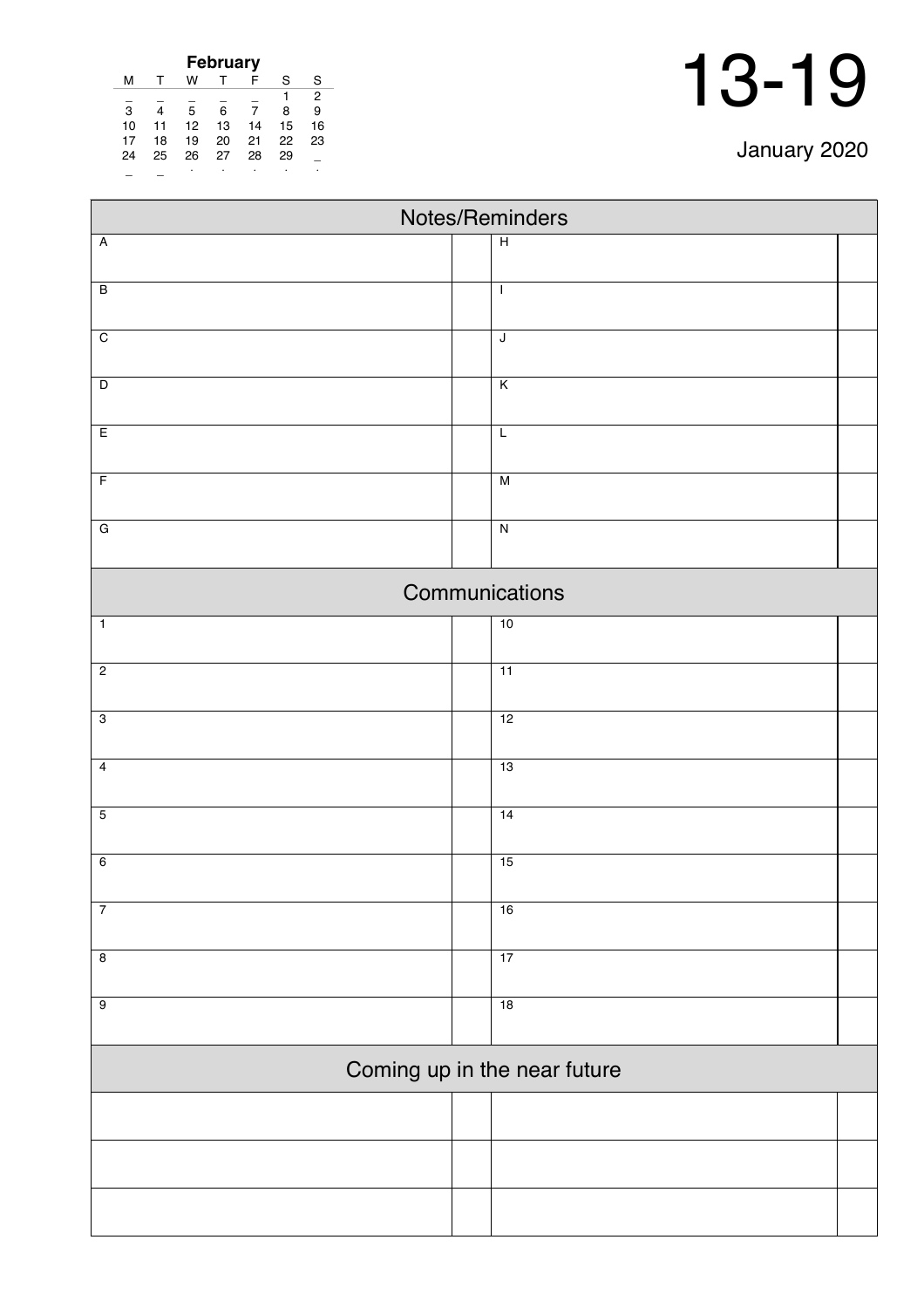**February**

| M | T | W | T | F | S | S |
|---|---|---|---|---|---|---|
| _ | _ | _ | _ | _ | 1 | 2 |
| 3 | 4 | 5 | 6 | 7 | 8 | 9 |
| 10 | 11 | 12 | 13 | 14 | 15 | 16 |
| 17 | 18 | 19 | 20 | 21 | 22 | 23 |
| 24 | 25 | 26 | 27 | 28 | 29 | _ |

# 13-19

January 2020

## Notes/Reminders

| | | | |
|---|---|---|---|
| A | | H | |
| B | | I | |
| C | | J | |
| D | | K | |
| E | | L | |
| F | | M | |
| G | | N | |

## Communications

| | | | |
|---|---|---|---|
| 1 | | 10 | |
| 2 | | 11 | |
| 3 | | 12 | |
| 4 | | 13 | |
| 5 | | 14 | |
| 6 | | 15 | |
| 7 | | 16 | |
| 8 | | 17 | |
| 9 | | 18 | |

## Coming up in the near future

| | | | |
|---|---|---|---|
| | | | |
| | | | |
| | | | |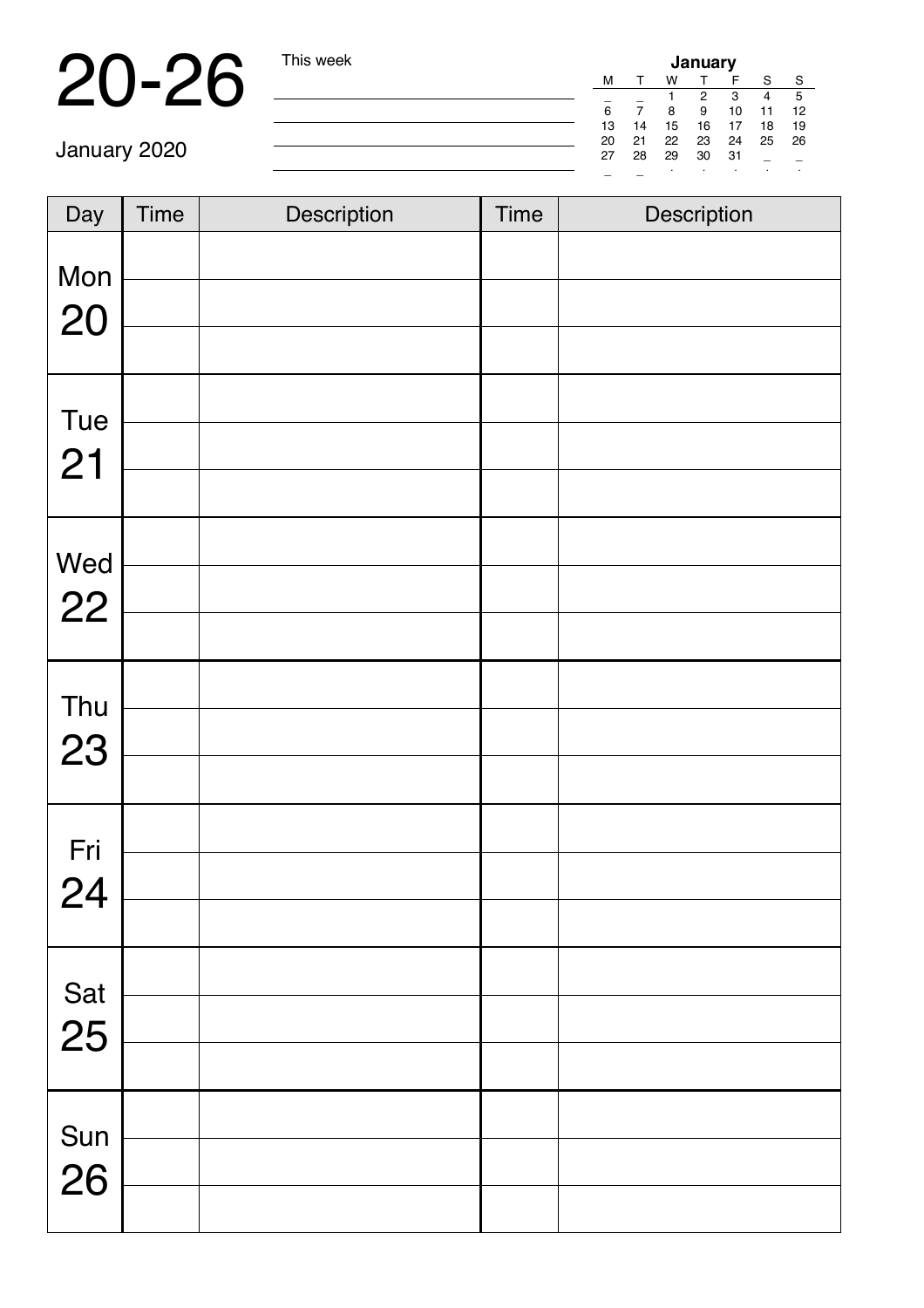# 20-26

January 2020

This week

| January | | | | | | |
|---|---|---|---|---|---|---|
| M | T | W | T | F | S | S |
| _ | _ | 1 | 2 | 3 | 4 | 5 |
| 6 | 7 | 8 | 9 | 10 | 11 | 12 |
| 13 | 14 | 15 | 16 | 17 | 18 | 19 |
| 20 | 21 | 22 | 23 | 24 | 25 | 26 |
| 27 | 28 | 29 | 30 | 31 | _ | _ |

| Day | Time | Description | Time | Description |
|---|---|---|---|---|
| Mon 20 | | | | |
| | | | | |
| | | | | |
| Tue 21 | | | | |
| | | | | |
| | | | | |
| Wed 22 | | | | |
| | | | | |
| | | | | |
| Thu 23 | | | | |
| | | | | |
| | | | | |
| Fri 24 | | | | |
| | | | | |
| | | | | |
| Sat 25 | | | | |
| | | | | |
| | | | | |
| Sun 26 | | | | |
| | | | | |
| | | | | |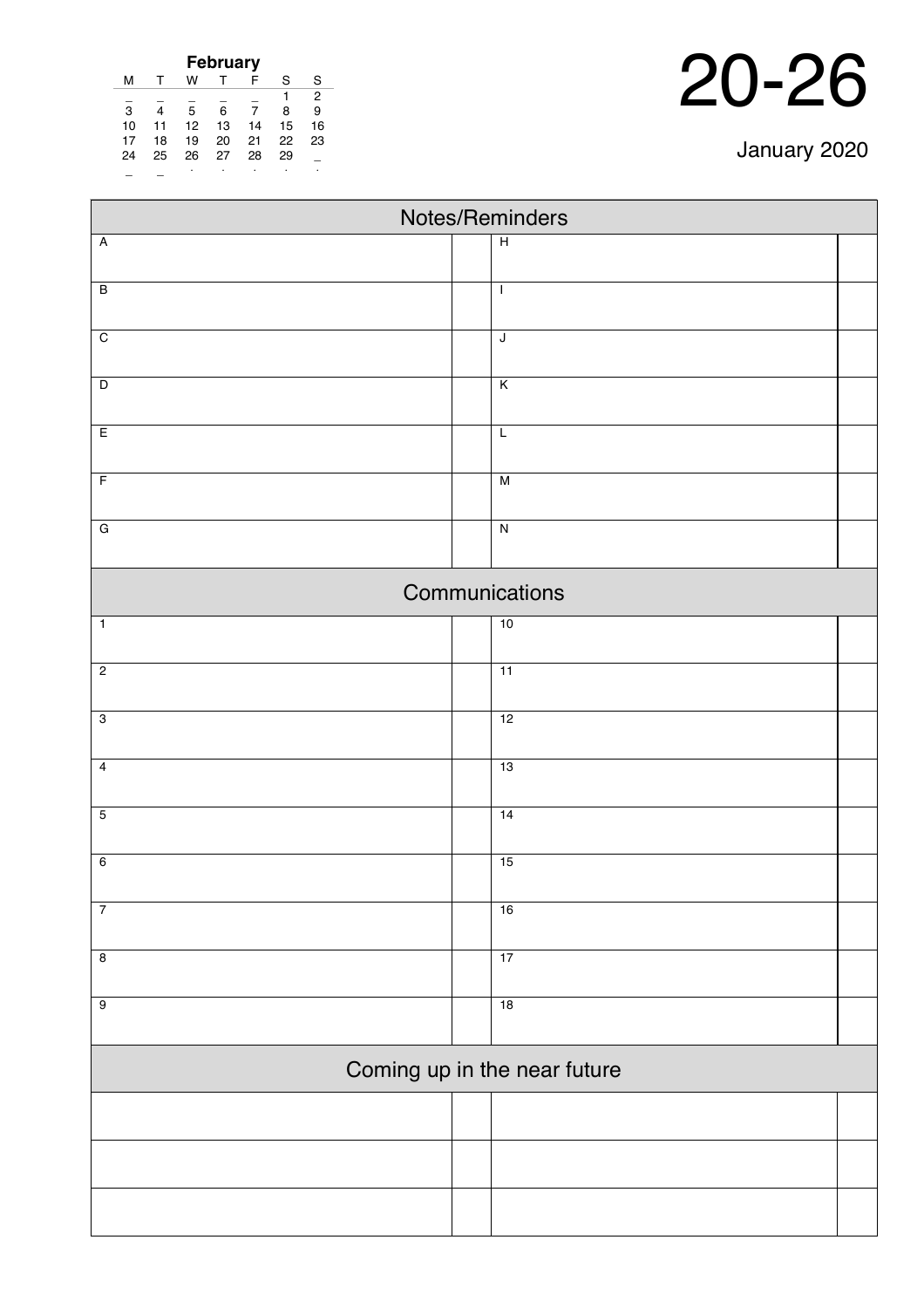| February | | | | | | |
|---|---|---|---|---|---|---|
| M | T | W | T | F | S | S |
| _ | _ | _ | _ | _ | 1 | 2 |
| 3 | 4 | 5 | 6 | 7 | 8 | 9 |
| 10 | 11 | 12 | 13 | 14 | 15 | 16 |
| 17 | 18 | 19 | 20 | 21 | 22 | 23 |
| 24 | 25 | 26 | 27 | 28 | 29 | _ |
| _ | _ | . | . | . | . | . |

# 20-26

January 2020

| Notes/Reminders | | | |
|---|---|---|---|
| A | | H | |
| B | | I | |
| C | | J | |
| D | | K | |
| E | | L | |
| F | | M | |
| G | | N | |

| Communications | | | |
|---|---|---|---|
| 1 | | 10 | |
| 2 | | 11 | |
| 3 | | 12 | |
| 4 | | 13 | |
| 5 | | 14 | |
| 6 | | 15 | |
| 7 | | 16 | |
| 8 | | 17 | |
| 9 | | 18 | |

| Coming up in the near future | | | |
|---|---|---|---|
| | | | |
| | | | |
| | | | |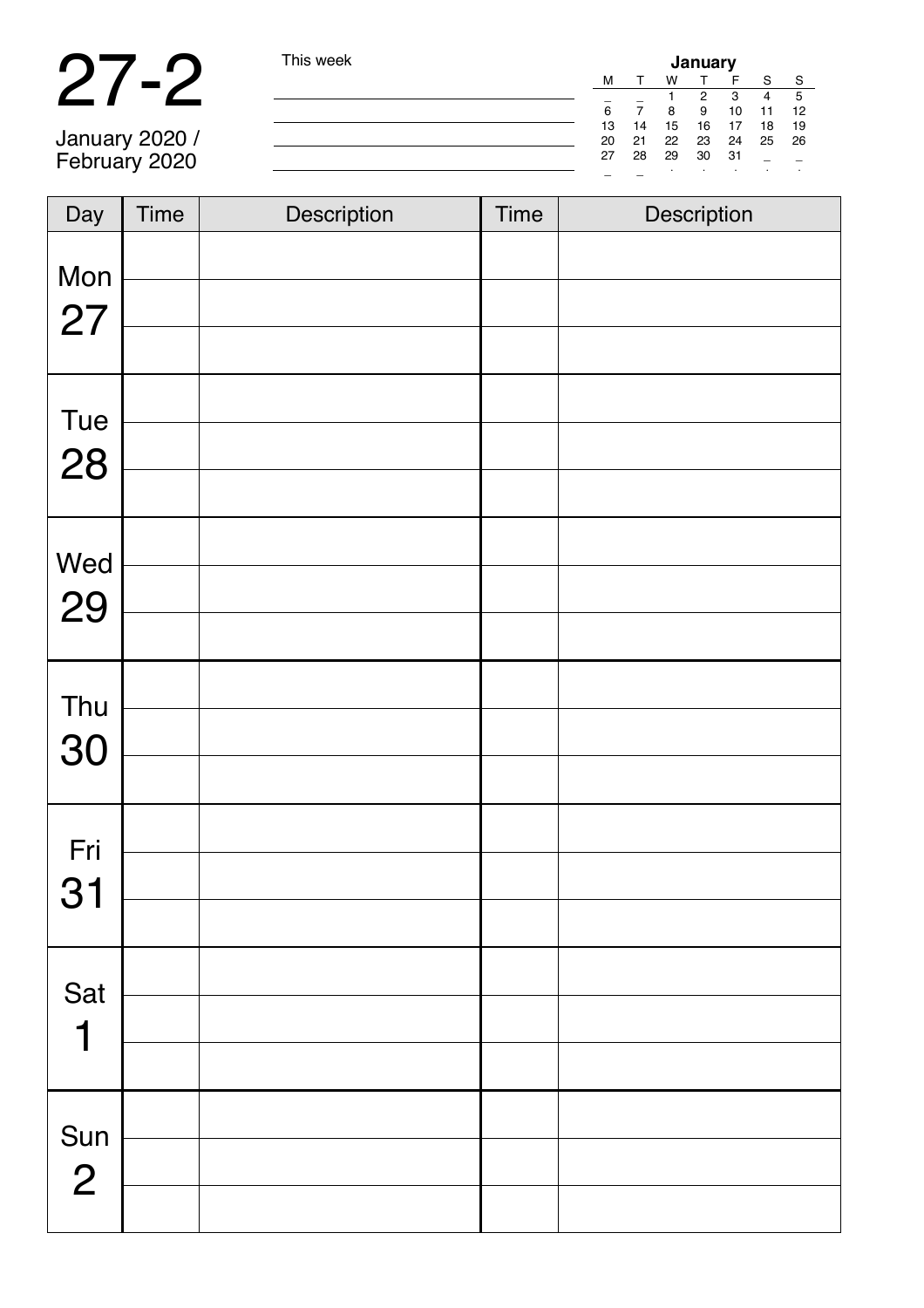# 27-2

January 2020 /
February 2020

This week

| January | | | | | | |
|---|---|---|---|---|---|---|
| M | T | W | T | F | S | S |
| _ | _ | 1 | 2 | 3 | 4 | 5 |
| 6 | 7 | 8 | 9 | 10 | 11 | 12 |
| 13 | 14 | 15 | 16 | 17 | 18 | 19 |
| 20 | 21 | 22 | 23 | 24 | 25 | 26 |
| 27 | 28 | 29 | 30 | 31 | _ | _ |

| Day | Time | Description | Time | Description |
|---|---|---|---|---|
| Mon 27 | | | | |
| | | | | |
| | | | | |
| Tue 28 | | | | |
| | | | | |
| | | | | |
| Wed 29 | | | | |
| | | | | |
| | | | | |
| Thu 30 | | | | |
| | | | | |
| | | | | |
| Fri 31 | | | | |
| | | | | |
| | | | | |
| Sat 1 | | | | |
| | | | | |
| | | | | |
| Sun 2 | | | | |
| | | | | |
| | | | | |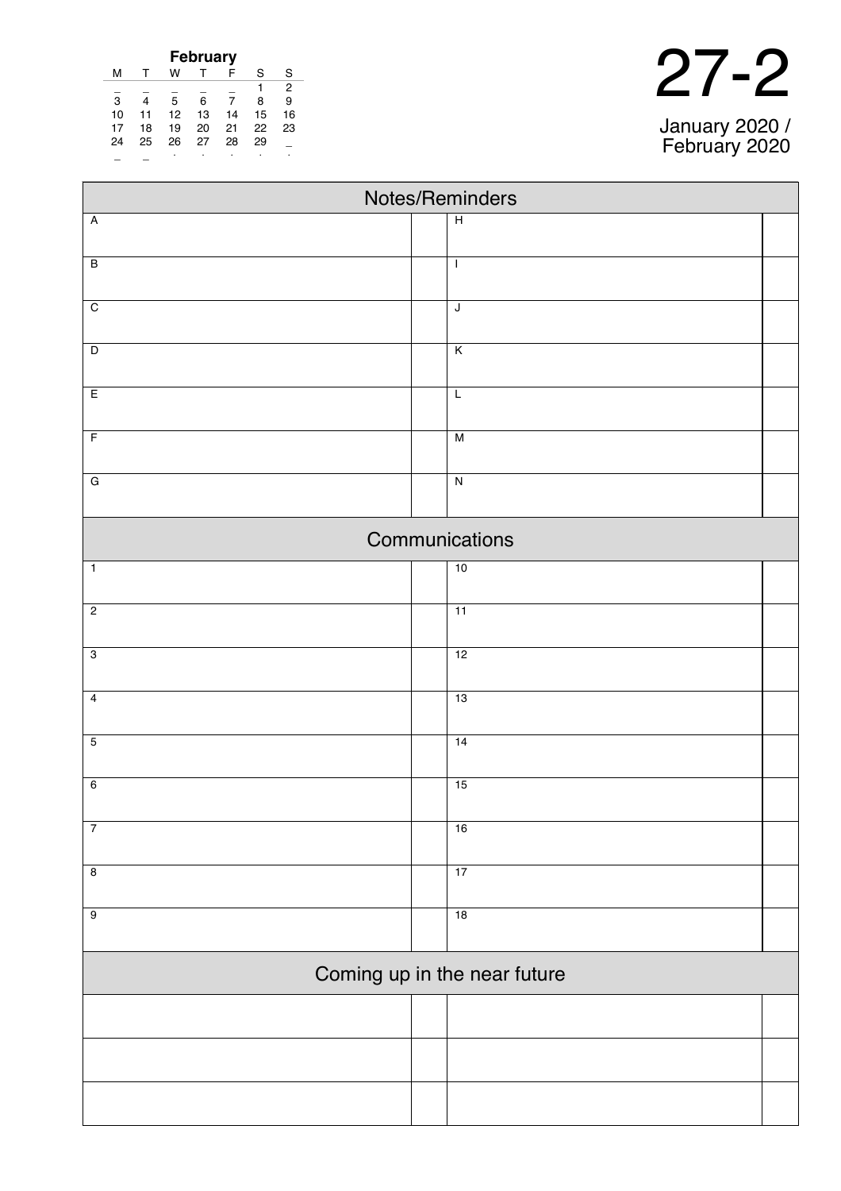**February**

| M | T | W | T | F | S | S |
|---|---|---|---|---|---|---|
| _ | _ | _ | _ | _ | 1 | 2 |
| 3 | 4 | 5 | 6 | 7 | 8 | 9 |
| 10 | 11 | 12 | 13 | 14 | 15 | 16 |
| 17 | 18 | 19 | 20 | 21 | 22 | 23 |
| 24 | 25 | 26 | 27 | 28 | 29 | _ |
| _ | _ | . | . | . | . | . |

# 27-2

January 2020 /
February 2020

## Notes/Reminders

| | | | |
|---|---|---|---|
| A | | H | |
| B | | I | |
| C | | J | |
| D | | K | |
| E | | L | |
| F | | M | |
| G | | N | |

## Communications

| | | | |
|---|---|---|---|
| 1 | | 10 | |
| 2 | | 11 | |
| 3 | | 12 | |
| 4 | | 13 | |
| 5 | | 14 | |
| 6 | | 15 | |
| 7 | | 16 | |
| 8 | | 17 | |
| 9 | | 18 | |

## Coming up in the near future

| | | | |
|---|---|---|---|
| | | | |
| | | | |
| | | | |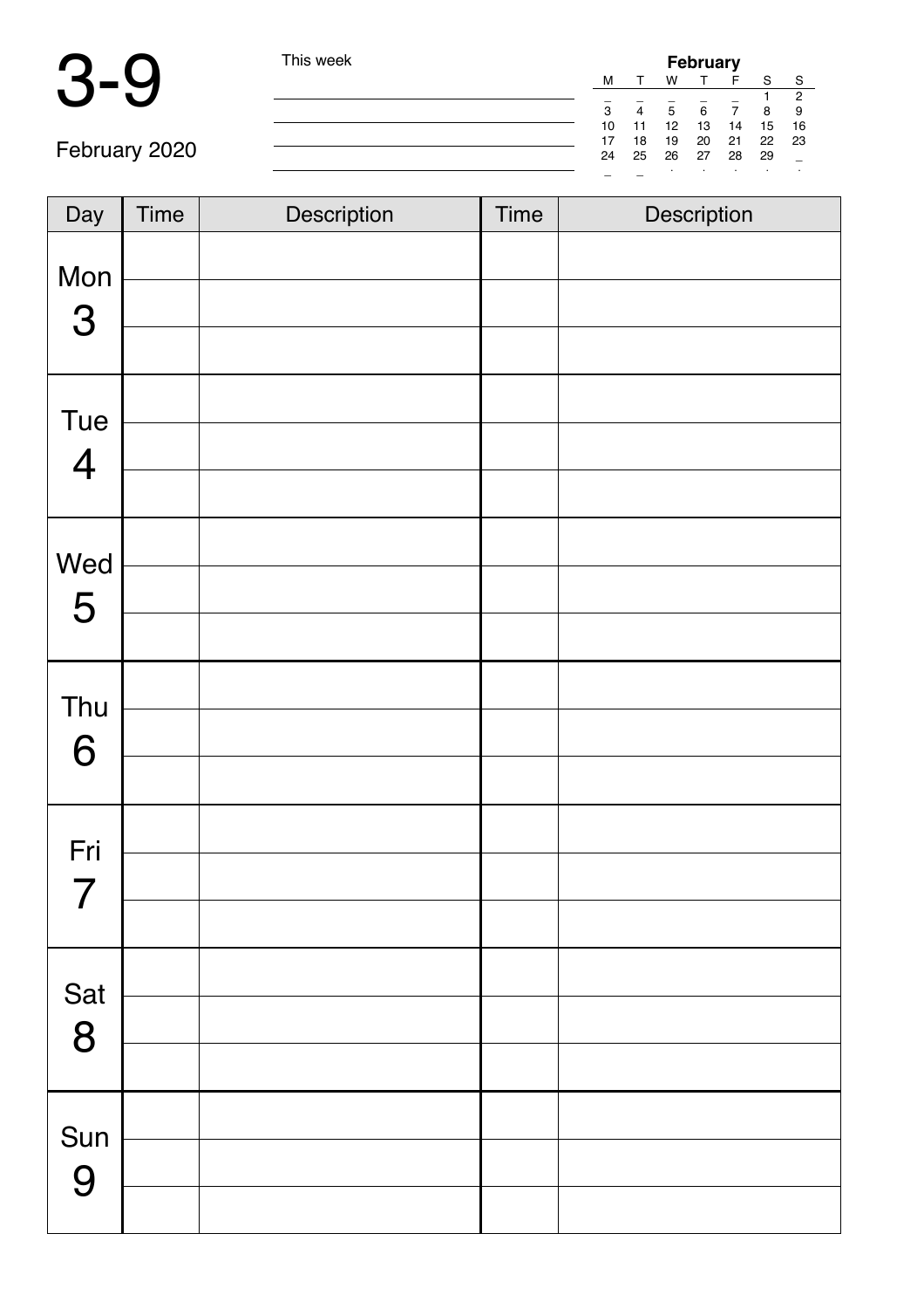# 3-9

February 2020

This week

| February | | | | | | |
|---|---|---|---|---|---|---|
| M | T | W | T | F | S | S |
| _ | _ | _ | _ | _ | 1 | 2 |
| 3 | 4 | 5 | 6 | 7 | 8 | 9 |
| 10 | 11 | 12 | 13 | 14 | 15 | 16 |
| 17 | 18 | 19 | 20 | 21 | 22 | 23 |
| 24 | 25 | 26 | 27 | 28 | 29 | _ |

| Day | Time | Description | Time | Description |
|---|---|---|---|---|
| Mon 3 | | | | |
| | | | | |
| | | | | |
| Tue 4 | | | | |
| | | | | |
| | | | | |
| Wed 5 | | | | |
| | | | | |
| | | | | |
| Thu 6 | | | | |
| | | | | |
| | | | | |
| Fri 7 | | | | |
| | | | | |
| | | | | |
| Sat 8 | | | | |
| | | | | |
| | | | | |
| Sun 9 | | | | |
| | | | | |
| | | | | |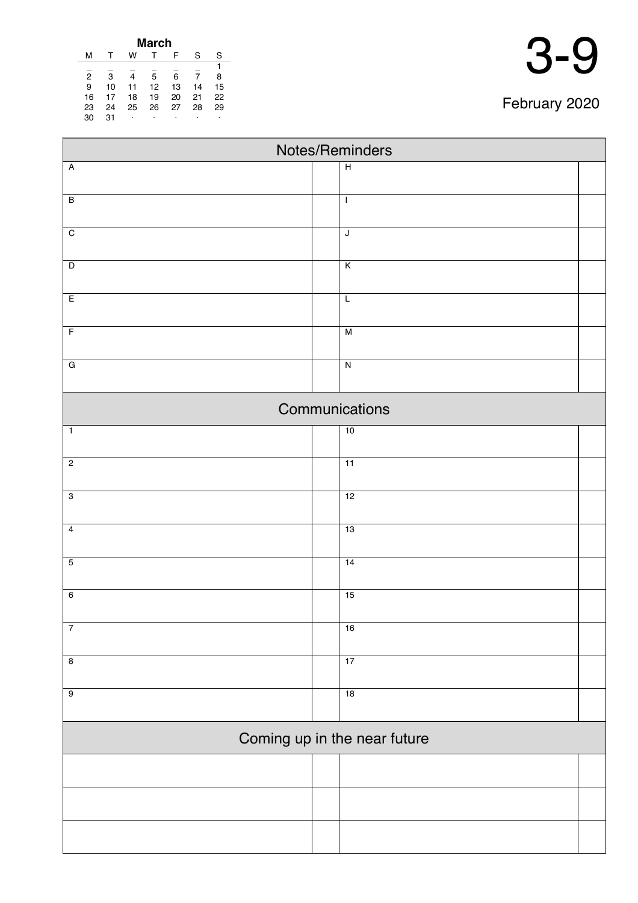**March**

| M | T | W | T | F | S | S |
|---|---|---|---|---|---|---|
| _ | _ | _ | _ | _ | _ | 1 |
| 2 | 3 | 4 | 5 | 6 | 7 | 8 |
| 9 | 10 | 11 | 12 | 13 | 14 | 15 |
| 16 | 17 | 18 | 19 | 20 | 21 | 22 |
| 23 | 24 | 25 | 26 | 27 | 28 | 29 |
| 30 | 31 | · | · | · | · | · |

# 3-9

February 2020

## Notes/Reminders

| | | | |
|---|---|---|---|
| A | | H | |
| B | | I | |
| C | | J | |
| D | | K | |
| E | | L | |
| F | | M | |
| G | | N | |

## Communications

| | | | |
|---|---|---|---|
| 1 | | 10 | |
| 2 | | 11 | |
| 3 | | 12 | |
| 4 | | 13 | |
| 5 | | 14 | |
| 6 | | 15 | |
| 7 | | 16 | |
| 8 | | 17 | |
| 9 | | 18 | |

## Coming up in the near future

| | | | |
|---|---|---|---|
| | | | |
| | | | |
| | | | |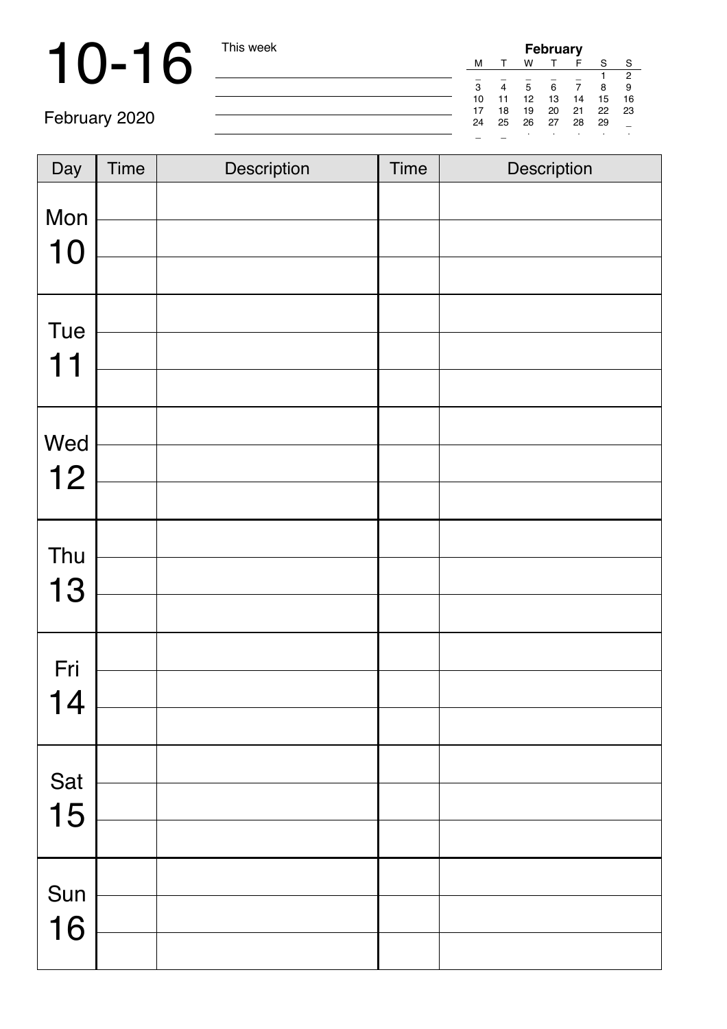# 10-16

February 2020

This week

| February | | | | | | |
|---|---|---|---|---|---|---|
| M | T | W | T | F | S | S |
| _ | _ | _ | _ | _ | 1 | 2 |
| 3 | 4 | 5 | 6 | 7 | 8 | 9 |
| 10 | 11 | 12 | 13 | 14 | 15 | 16 |
| 17 | 18 | 19 | 20 | 21 | 22 | 23 |
| 24 | 25 | 26 | 27 | 28 | 29 | _ |

| Day | Time | Description | Time | Description |
|---|---|---|---|---|
| Mon 10 | | | | |
| | | | | |
| | | | | |
| Tue 11 | | | | |
| | | | | |
| | | | | |
| Wed 12 | | | | |
| | | | | |
| | | | | |
| Thu 13 | | | | |
| | | | | |
| | | | | |
| Fri 14 | | | | |
| | | | | |
| | | | | |
| Sat 15 | | | | |
| | | | | |
| | | | | |
| Sun 16 | | | | |
| | | | | |
| | | | | |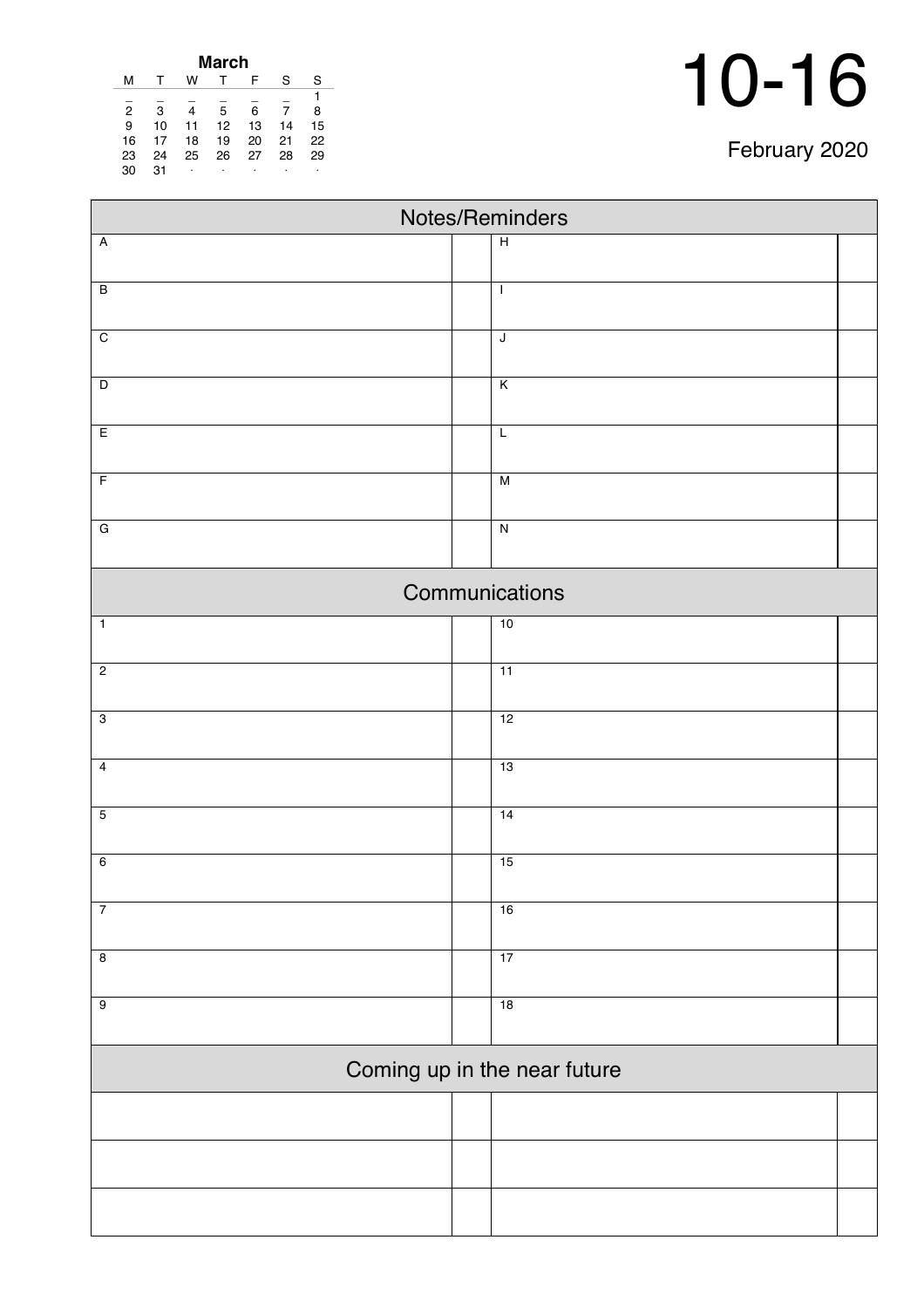| March | | | | | | |
|---|---|---|---|---|---|---|
| M | T | W | T | F | S | S |
| _ | _ | _ | _ | _ | _ | 1 |
| 2 | 3 | 4 | 5 | 6 | 7 | 8 |
| 9 | 10 | 11 | 12 | 13 | 14 | 15 |
| 16 | 17 | 18 | 19 | 20 | 21 | 22 |
| 23 | 24 | 25 | 26 | 27 | 28 | 29 |
| 30 | 31 | · | · | · | · | · |

# 10-16

February 2020

## Notes/Reminders

| | | | |
|---|---|---|---|
| A | | H | |
| B | | I | |
| C | | J | |
| D | | K | |
| E | | L | |
| F | | M | |
| G | | N | |

## Communications

| | | | |
|---|---|---|---|
| 1 | | 10 | |
| 2 | | 11 | |
| 3 | | 12 | |
| 4 | | 13 | |
| 5 | | 14 | |
| 6 | | 15 | |
| 7 | | 16 | |
| 8 | | 17 | |
| 9 | | 18 | |

## Coming up in the near future

| | | | |
|---|---|---|---|
| | | | |
| | | | |
| | | | |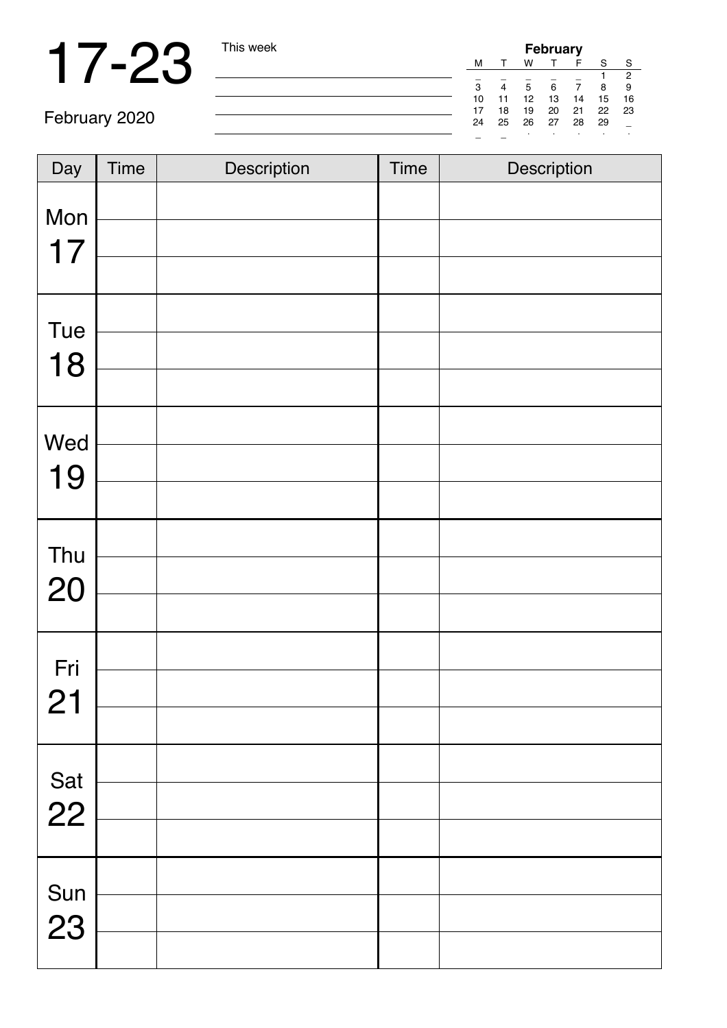# 17-23

February 2020

This week

| February | | | | | | |
|---|---|---|---|---|---|---|
| M | T | W | T | F | S | S |
| _ | _ | _ | _ | _ | 1 | 2 |
| 3 | 4 | 5 | 6 | 7 | 8 | 9 |
| 10 | 11 | 12 | 13 | 14 | 15 | 16 |
| 17 | 18 | 19 | 20 | 21 | 22 | 23 |
| 24 | 25 | 26 | 27 | 28 | 29 | _ |

| Day | Time | Description | Time | Description |
|---|---|---|---|---|
| Mon 17 | | | | |
| | | | | |
| | | | | |
| Tue 18 | | | | |
| | | | | |
| | | | | |
| Wed 19 | | | | |
| | | | | |
| | | | | |
| Thu 20 | | | | |
| | | | | |
| | | | | |
| Fri 21 | | | | |
| | | | | |
| | | | | |
| Sat 22 | | | | |
| | | | | |
| | | | | |
| Sun 23 | | | | |
| | | | | |
| | | | | |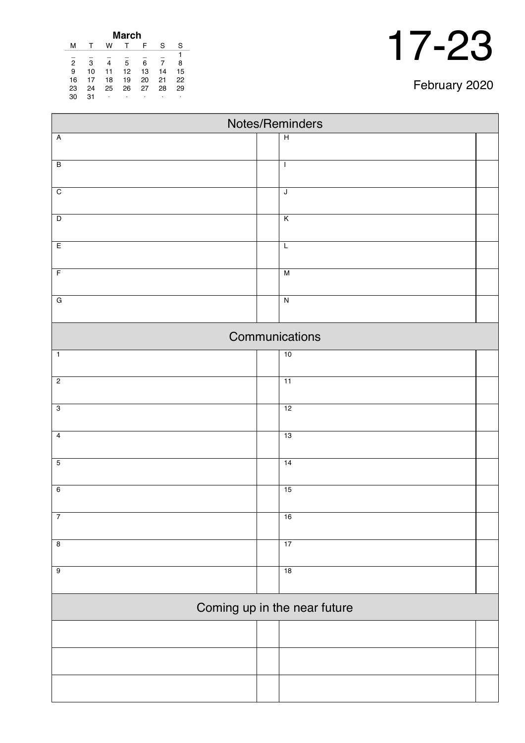**March**

| M | T | W | T | F | S | S |
|---|---|---|---|---|---|---|
| _ | _ | _ | _ | _ | _ | 1 |
| 2 | 3 | 4 | 5 | 6 | 7 | 8 |
| 9 | 10 | 11 | 12 | 13 | 14 | 15 |
| 16 | 17 | 18 | 19 | 20 | 21 | 22 |
| 23 | 24 | 25 | 26 | 27 | 28 | 29 |
| 30 | 31 | · | · | · | · | · |

# 17-23

February 2020

## Notes/Reminders

| | | | |
|---|---|---|---|
| A | | H | |
| B | | I | |
| C | | J | |
| D | | K | |
| E | | L | |
| F | | M | |
| G | | N | |

## Communications

| | | | |
|---|---|---|---|
| 1 | | 10 | |
| 2 | | 11 | |
| 3 | | 12 | |
| 4 | | 13 | |
| 5 | | 14 | |
| 6 | | 15 | |
| 7 | | 16 | |
| 8 | | 17 | |
| 9 | | 18 | |

## Coming up in the near future

| | | | |
|---|---|---|---|
| | | | |
| | | | |
| | | | |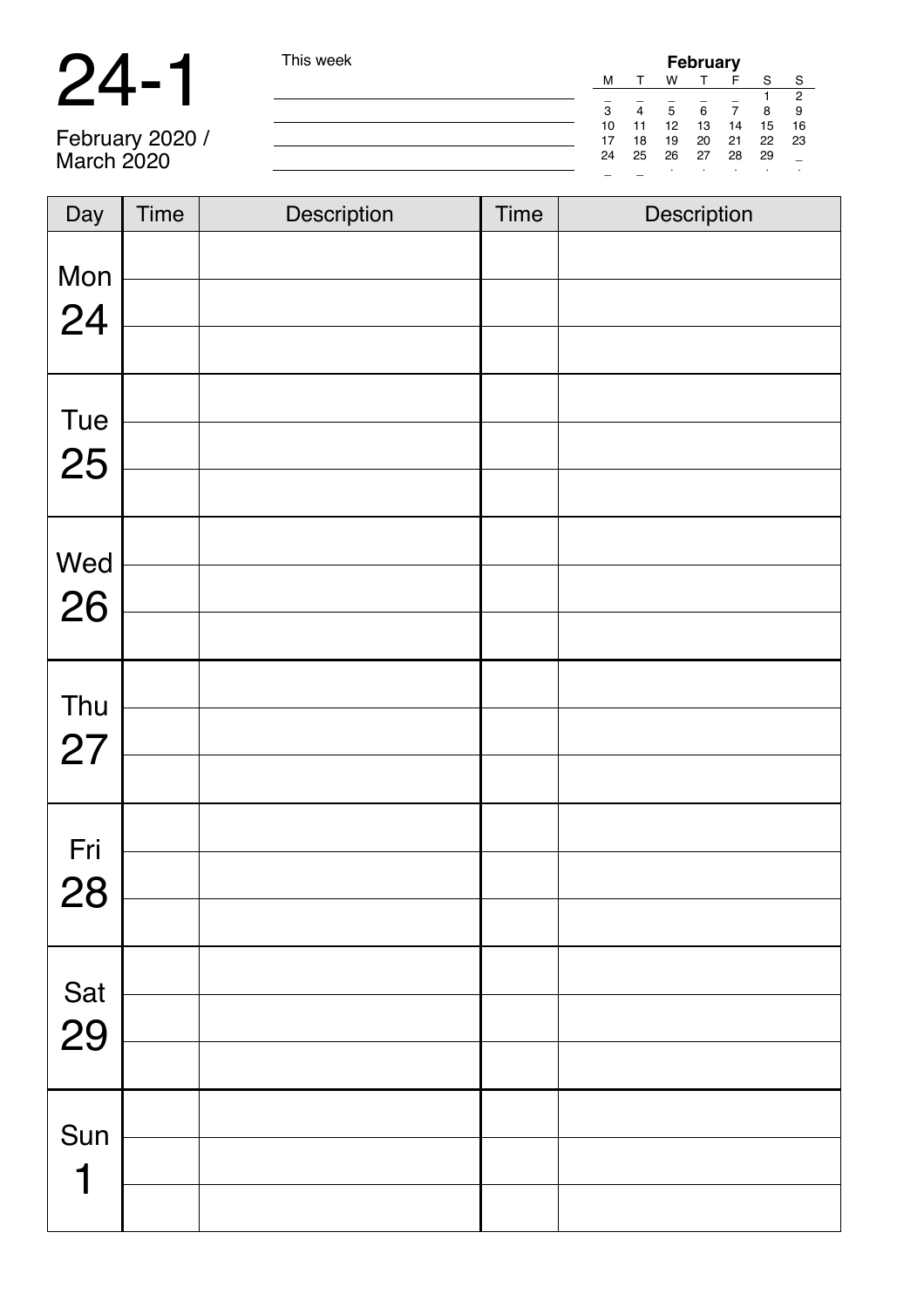# 24-1

February 2020 /
March 2020

This week

| February | | | | | | |
|---|---|---|---|---|---|---|
| M | T | W | T | F | S | S |
| _ | _ | _ | _ | _ | 1 | 2 |
| 3 | 4 | 5 | 6 | 7 | 8 | 9 |
| 10 | 11 | 12 | 13 | 14 | 15 | 16 |
| 17 | 18 | 19 | 20 | 21 | 22 | 23 |
| 24 | 25 | 26 | 27 | 28 | 29 | _ |

| Day | Time | Description | Time | Description |
|---|---|---|---|---|
| Mon 24 | | | | |
| | | | | |
| | | | | |
| Tue 25 | | | | |
| | | | | |
| | | | | |
| Wed 26 | | | | |
| | | | | |
| | | | | |
| Thu 27 | | | | |
| | | | | |
| | | | | |
| Fri 28 | | | | |
| | | | | |
| | | | | |
| Sat 29 | | | | |
| | | | | |
| | | | | |
| Sun 1 | | | | |
| | | | | |
| | | | | |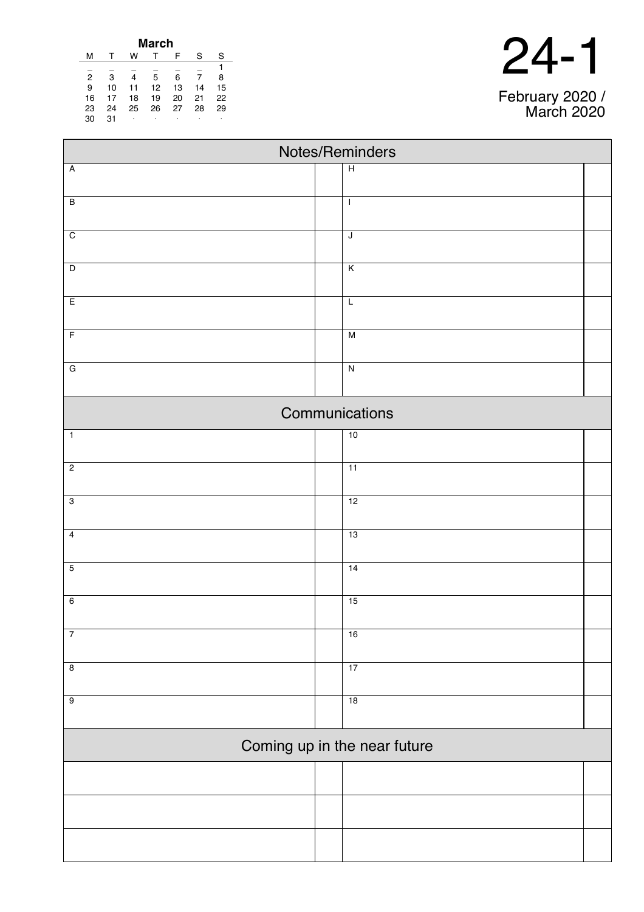| March | | | | | | |
|---|---|---|---|---|---|---|
| M | T | W | T | F | S | S |
| _ | _ | _ | _ | _ | _ | 1 |
| 2 | 3 | 4 | 5 | 6 | 7 | 8 |
| 9 | 10 | 11 | 12 | 13 | 14 | 15 |
| 16 | 17 | 18 | 19 | 20 | 21 | 22 |
| 23 | 24 | 25 | 26 | 27 | 28 | 29 |
| 30 | 31 | · | · | · | · | · |

# 24-1

February 2020 /
March 2020

## Notes/Reminders

| | | | |
|---|---|---|---|
| A | | H | |
| B | | I | |
| C | | J | |
| D | | K | |
| E | | L | |
| F | | M | |
| G | | N | |

## Communications

| | | | |
|---|---|---|---|
| 1 | | 10 | |
| 2 | | 11 | |
| 3 | | 12 | |
| 4 | | 13 | |
| 5 | | 14 | |
| 6 | | 15 | |
| 7 | | 16 | |
| 8 | | 17 | |
| 9 | | 18 | |

## Coming up in the near future

| | | | |
|---|---|---|---|
| | | | |
| | | | |
| | | | |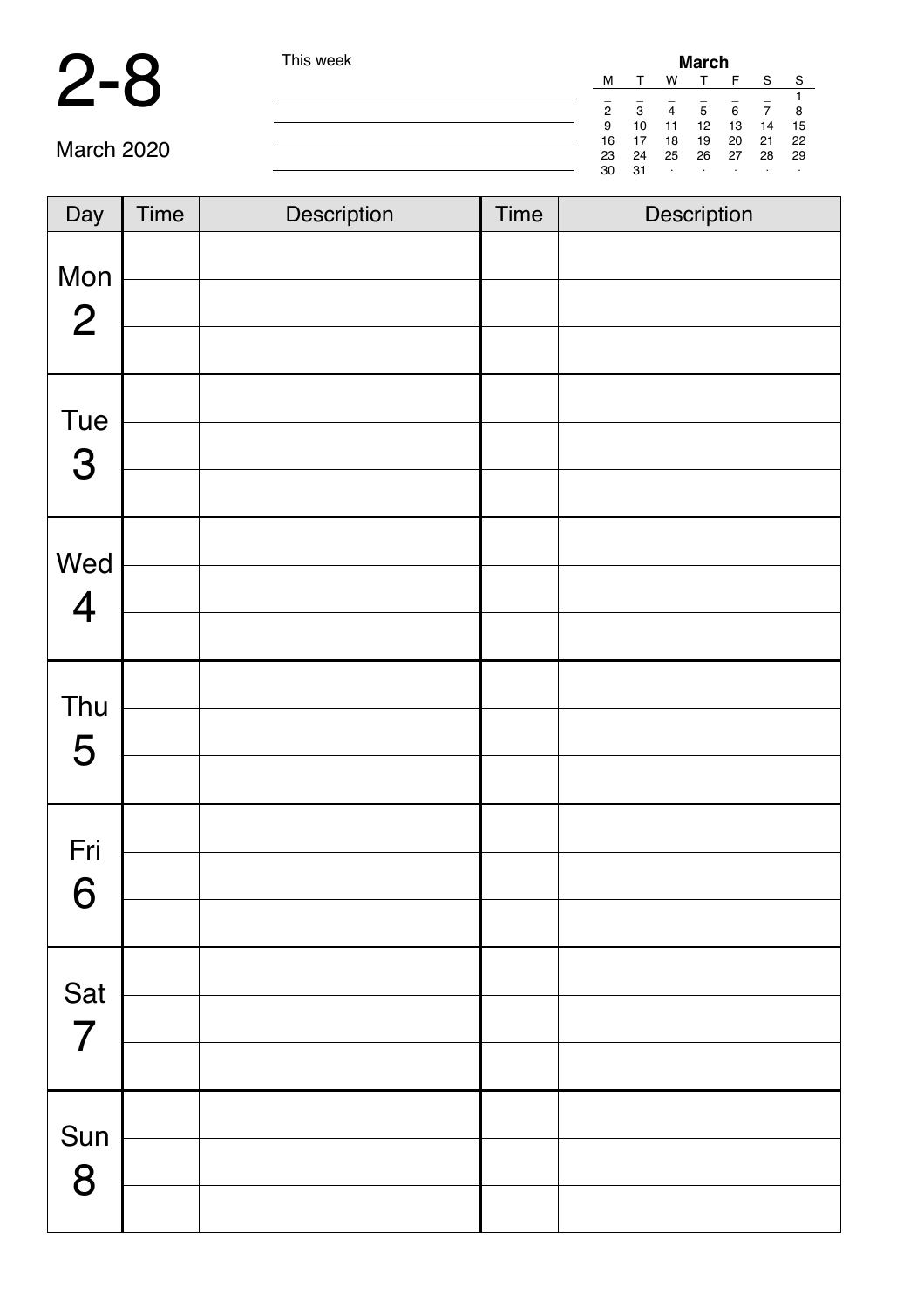# 2-8

March 2020

This week

| March | | | | | | |
|---|---|---|---|---|---|---|
| M | T | W | T | F | S | S |
| _ | _ | _ | _ | _ | _ | 1 |
| 2 | 3 | 4 | 5 | 6 | 7 | 8 |
| 9 | 10 | 11 | 12 | 13 | 14 | 15 |
| 16 | 17 | 18 | 19 | 20 | 21 | 22 |
| 23 | 24 | 25 | 26 | 27 | 28 | 29 |
| 30 | 31 | · | · | · | · | · |

| Day | Time | Description | Time | Description |
|---|---|---|---|---|
| Mon 2 | | | | |
| | | | | |
| | | | | |
| Tue 3 | | | | |
| | | | | |
| | | | | |
| Wed 4 | | | | |
| | | | | |
| | | | | |
| Thu 5 | | | | |
| | | | | |
| | | | | |
| Fri 6 | | | | |
| | | | | |
| | | | | |
| Sat 7 | | | | |
| | | | | |
| | | | | |
| Sun 8 | | | | |
| | | | | |
| | | | | |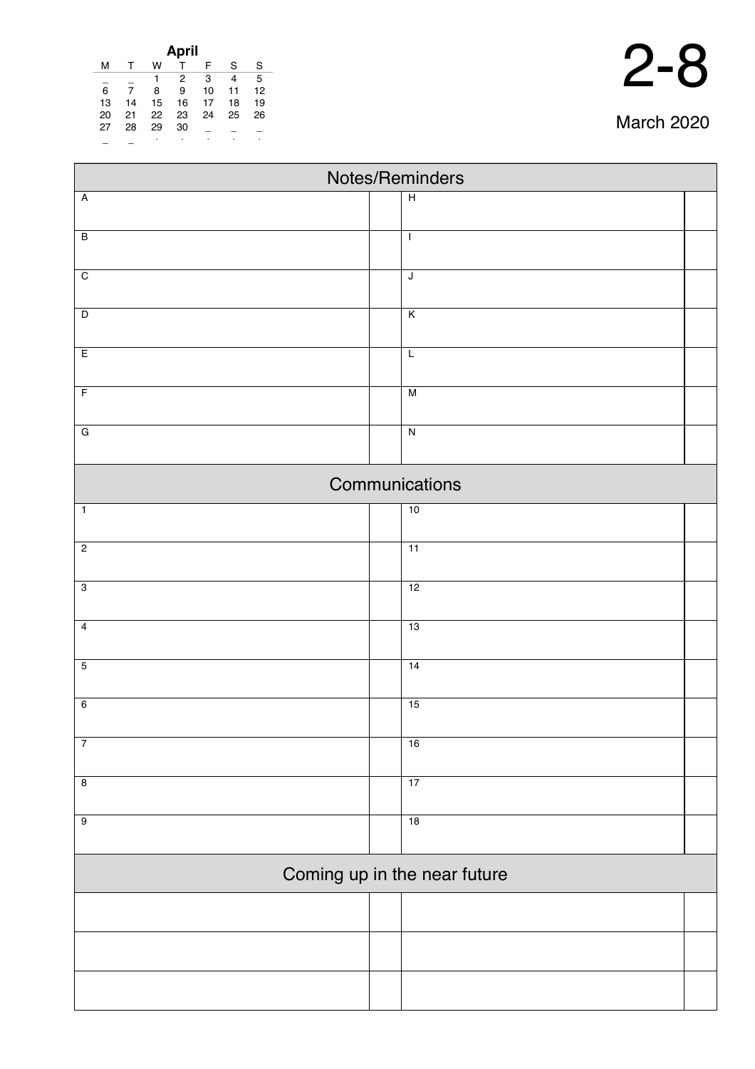**April**

| M | T | W | T | F | S | S |
|---|---|---|---|---|---|---|
| _ | _ | 1 | 2 | 3 | 4 | 5 |
| 6 | 7 | 8 | 9 | 10 | 11 | 12 |
| 13 | 14 | 15 | 16 | 17 | 18 | 19 |
| 20 | 21 | 22 | 23 | 24 | 25 | 26 |
| 27 | 28 | 29 | 30 | _ | _ | _ |
| _ | _ | . | . | . | . | . |

# 2-8

March 2020

## Notes/Reminders

| | | | |
|---|---|---|---|
| A | | H | |
| B | | I | |
| C | | J | |
| D | | K | |
| E | | L | |
| F | | M | |
| G | | N | |

## Communications

| | | | |
|---|---|---|---|
| 1 | | 10 | |
| 2 | | 11 | |
| 3 | | 12 | |
| 4 | | 13 | |
| 5 | | 14 | |
| 6 | | 15 | |
| 7 | | 16 | |
| 8 | | 17 | |
| 9 | | 18 | |

## Coming up in the near future

| | | | |
|---|---|---|---|
| | | | |
| | | | |
| | | | |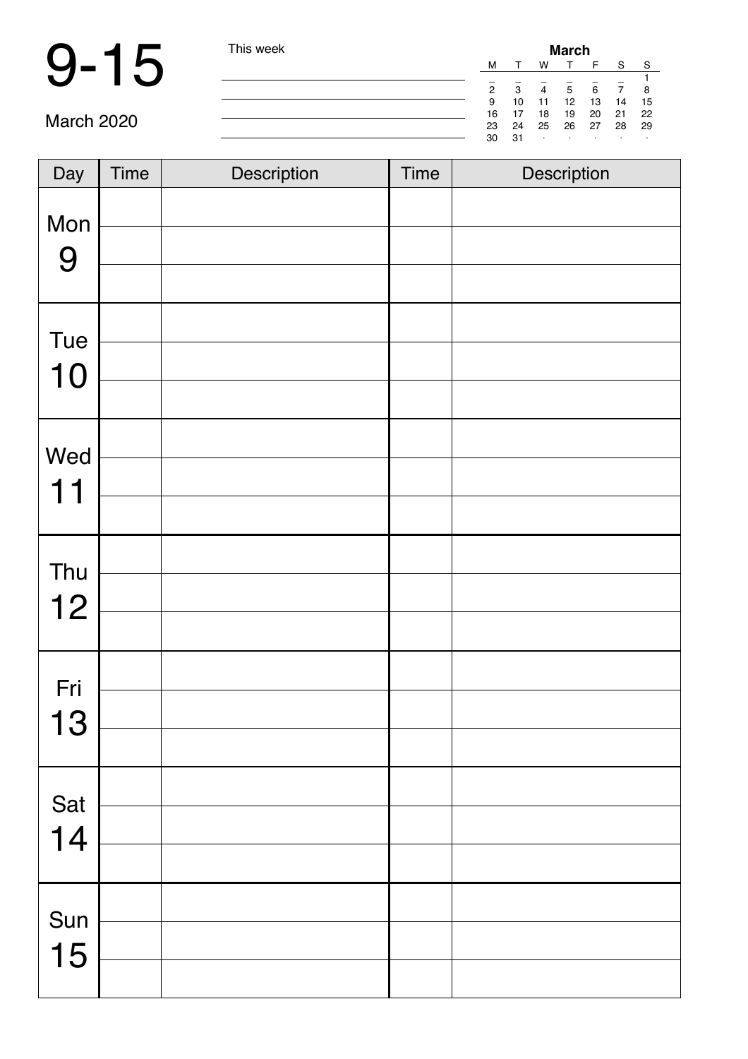# 9-15

March 2020

This week

| March | | | | | | |
|---|---|---|---|---|---|---|
| M | T | W | T | F | S | S |
| _ | _ | _ | _ | _ | _ | 1 |
| 2 | 3 | 4 | 5 | 6 | 7 | 8 |
| 9 | 10 | 11 | 12 | 13 | 14 | 15 |
| 16 | 17 | 18 | 19 | 20 | 21 | 22 |
| 23 | 24 | 25 | 26 | 27 | 28 | 29 |
| 30 | 31 | · | · | · | · | · |

| Day | Time | Description | Time | Description |
|---|---|---|---|---|
| Mon 9 | | | | |
| | | | | |
| | | | | |
| Tue 10 | | | | |
| | | | | |
| | | | | |
| Wed 11 | | | | |
| | | | | |
| | | | | |
| Thu 12 | | | | |
| | | | | |
| | | | | |
| Fri 13 | | | | |
| | | | | |
| | | | | |
| Sat 14 | | | | |
| | | | | |
| | | | | |
| Sun 15 | | | | |
| | | | | |
| | | | | |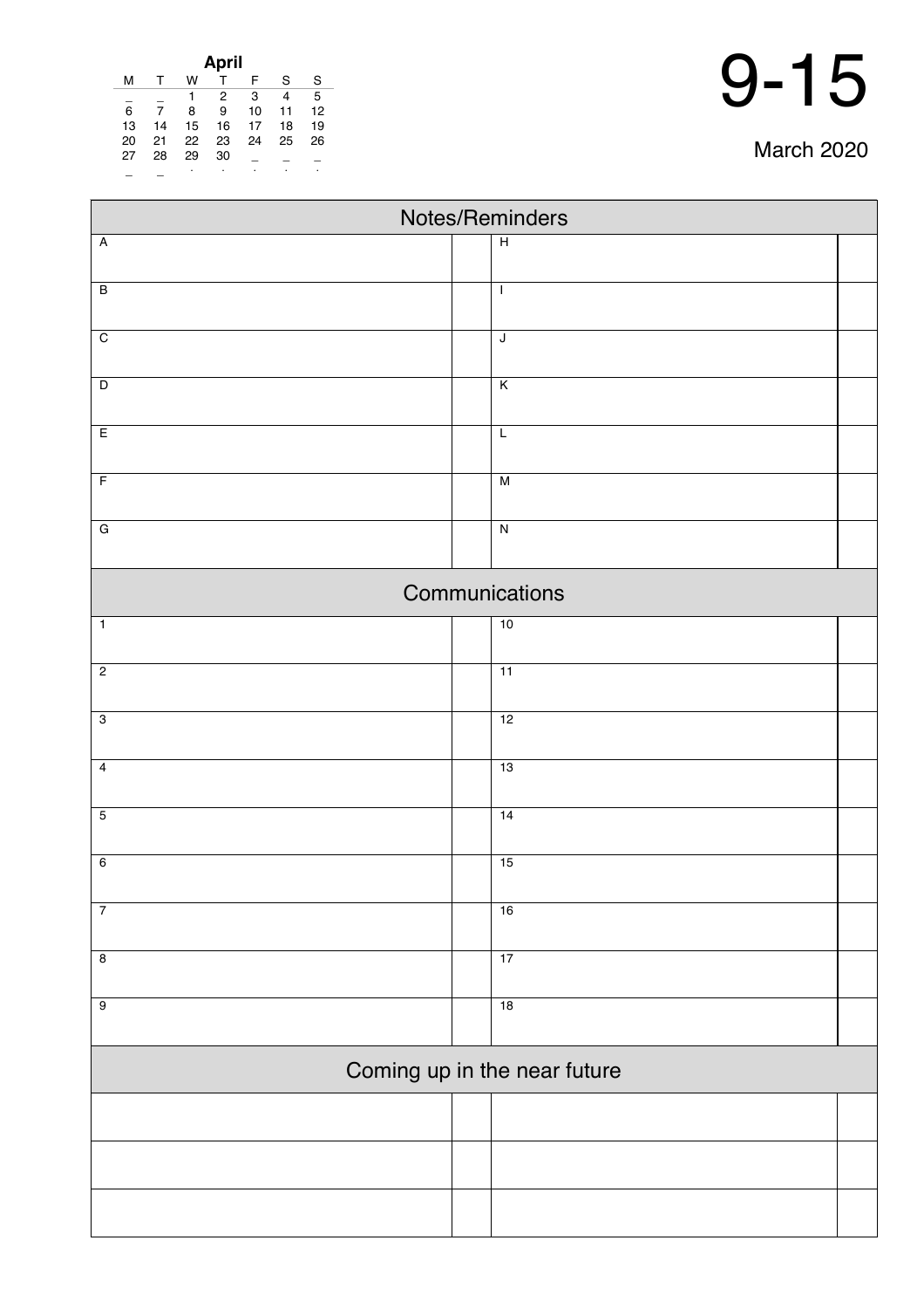**April**

| M | T | W | T | F | S | S |
|---|---|---|---|---|---|---|
| _ | _ | 1 | 2 | 3 | 4 | 5 |
| 6 | 7 | 8 | 9 | 10 | 11 | 12 |
| 13 | 14 | 15 | 16 | 17 | 18 | 19 |
| 20 | 21 | 22 | 23 | 24 | 25 | 26 |
| 27 | 28 | 29 | 30 | _ | _ | _ |
| _ | _ | . | . | . | . | . |

# 9-15

March 2020

## Notes/Reminders

| | | | |
|---|---|---|---|
| A | | H | |
| B | | I | |
| C | | J | |
| D | | K | |
| E | | L | |
| F | | M | |
| G | | N | |

## Communications

| | | | |
|---|---|---|---|
| 1 | | 10 | |
| 2 | | 11 | |
| 3 | | 12 | |
| 4 | | 13 | |
| 5 | | 14 | |
| 6 | | 15 | |
| 7 | | 16 | |
| 8 | | 17 | |
| 9 | | 18 | |

## Coming up in the near future

| | | | |
|---|---|---|---|
| | | | |
| | | | |
| | | | |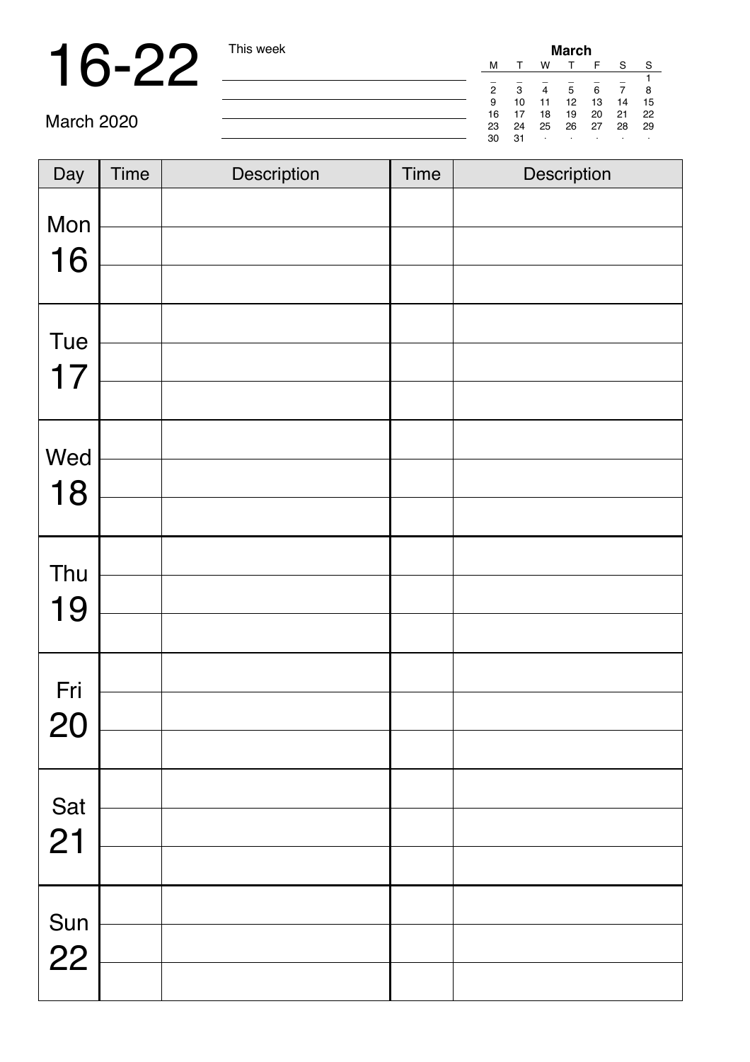# 16-22

March 2020

This week

| March | | | | | | |
|---|---|---|---|---|---|---|
| M | T | W | T | F | S | S |
| _ | _ | _ | _ | _ | _ | 1 |
| 2 | 3 | 4 | 5 | 6 | 7 | 8 |
| 9 | 10 | 11 | 12 | 13 | 14 | 15 |
| 16 | 17 | 18 | 19 | 20 | 21 | 22 |
| 23 | 24 | 25 | 26 | 27 | 28 | 29 |
| 30 | 31 | · | · | · | · | · |

| Day | Time | Description | Time | Description |
|---|---|---|---|---|
| Mon 16 | | | | |
| | | | | |
| | | | | |
| Tue 17 | | | | |
| | | | | |
| | | | | |
| Wed 18 | | | | |
| | | | | |
| | | | | |
| Thu 19 | | | | |
| | | | | |
| | | | | |
| Fri 20 | | | | |
| | | | | |
| | | | | |
| Sat 21 | | | | |
| | | | | |
| | | | | |
| Sun 22 | | | | |
| | | | | |
| | | | | |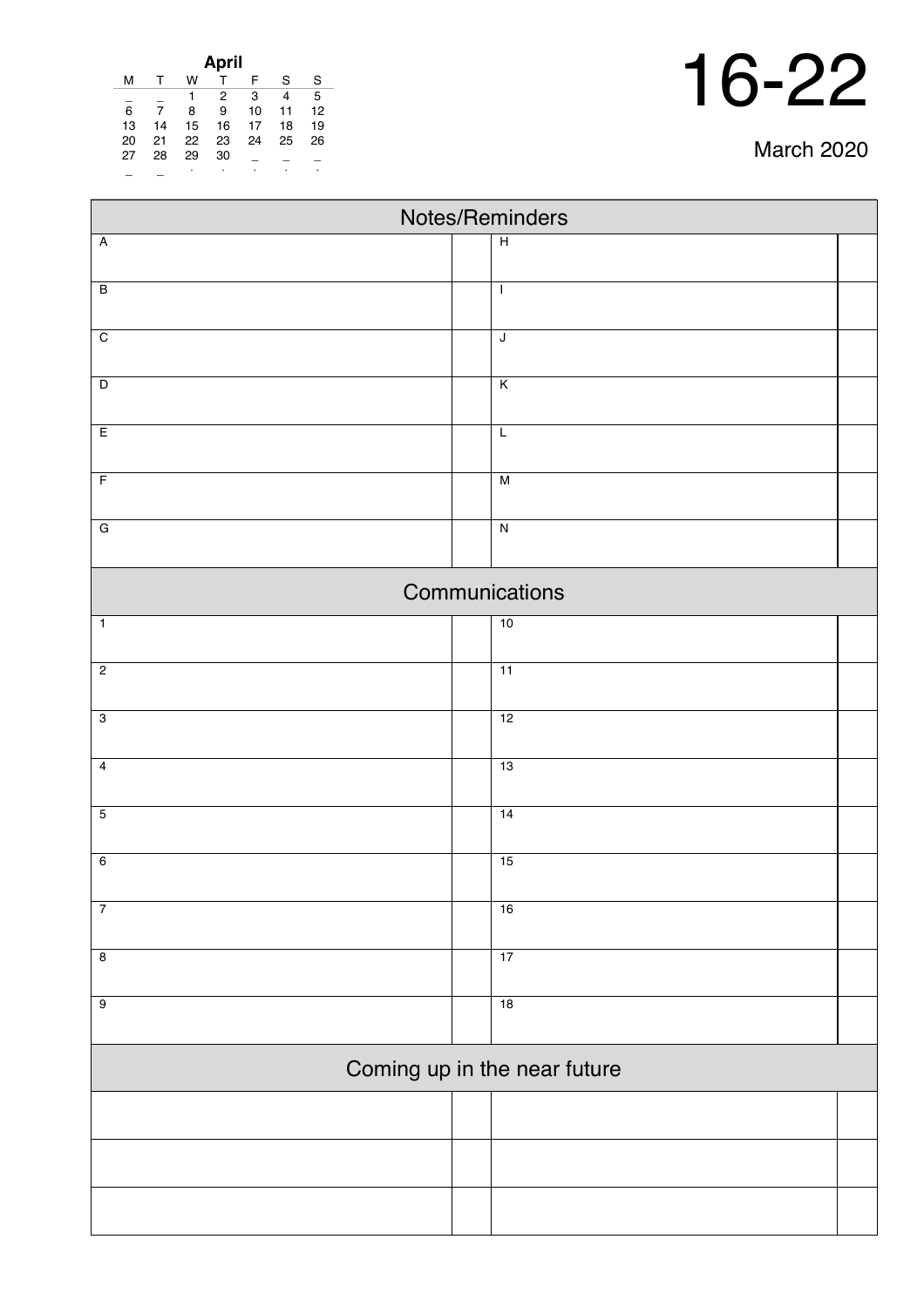| April | | | | | | |
|---|---|---|---|---|---|---|
| M | T | W | T | F | S | S |
| _ | _ | 1 | 2 | 3 | 4 | 5 |
| 6 | 7 | 8 | 9 | 10 | 11 | 12 |
| 13 | 14 | 15 | 16 | 17 | 18 | 19 |
| 20 | 21 | 22 | 23 | 24 | 25 | 26 |
| 27 | 28 | 29 | 30 | _ | _ | _ |
| _ | _ | . | . | . | . | . |

# 16-22

March 2020

## Notes/Reminders

| | | | |
|---|---|---|---|
| A | | H | |
| B | | I | |
| C | | J | |
| D | | K | |
| E | | L | |
| F | | M | |
| G | | N | |

## Communications

| | | | |
|---|---|---|---|
| 1 | | 10 | |
| 2 | | 11 | |
| 3 | | 12 | |
| 4 | | 13 | |
| 5 | | 14 | |
| 6 | | 15 | |
| 7 | | 16 | |
| 8 | | 17 | |
| 9 | | 18 | |

## Coming up in the near future

| | | | |
|---|---|---|---|
| | | | |
| | | | |
| | | | |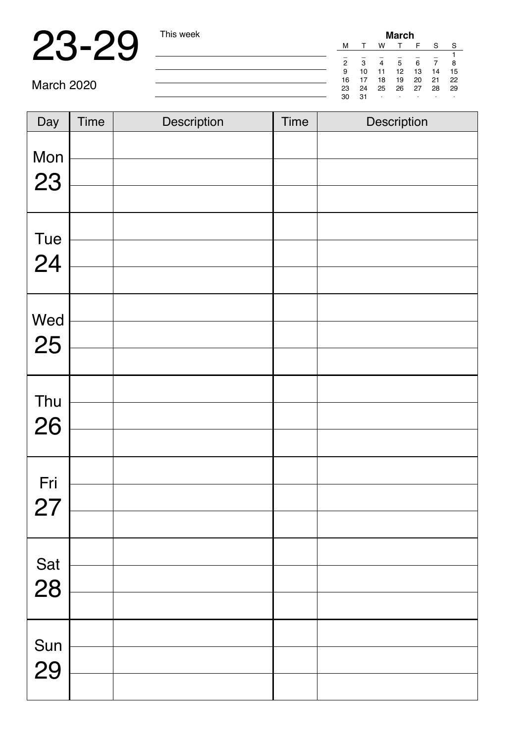# 23-29

March 2020

This week

| **March** | | | | | | |
|---|---|---|---|---|---|---|
| M | T | W | T | F | S | S |
| _ | _ | _ | _ | _ | _ | 1 |
| 2 | 3 | 4 | 5 | 6 | 7 | 8 |
| 9 | 10 | 11 | 12 | 13 | 14 | 15 |
| 16 | 17 | 18 | 19 | 20 | 21 | 22 |
| 23 | 24 | 25 | 26 | 27 | 28 | 29 |
| 30 | 31 | · | · | · | · | · |

| Day | Time | Description | Time | Description |
|---|---|---|---|---|
| Mon 23 | | | | |
| | | | | |
| | | | | |
| Tue 24 | | | | |
| | | | | |
| | | | | |
| Wed 25 | | | | |
| | | | | |
| | | | | |
| Thu 26 | | | | |
| | | | | |
| | | | | |
| Fri 27 | | | | |
| | | | | |
| | | | | |
| Sat 28 | | | | |
| | | | | |
| | | | | |
| Sun 29 | | | | |
| | | | | |
| | | | | |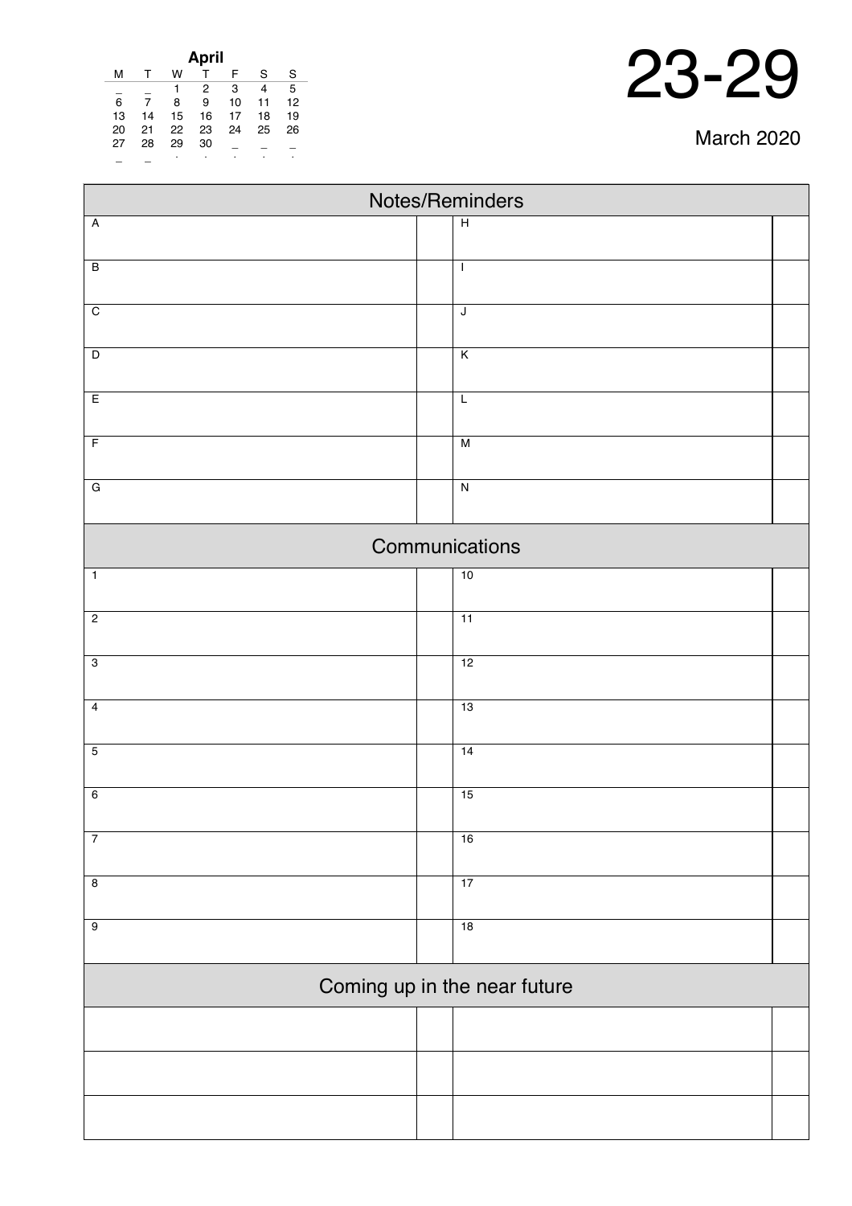**April**

| M | T | W | T | F | S | S |
|---|---|---|---|---|---|---|
| _ | _ | 1 | 2 | 3 | 4 | 5 |
| 6 | 7 | 8 | 9 | 10 | 11 | 12 |
| 13 | 14 | 15 | 16 | 17 | 18 | 19 |
| 20 | 21 | 22 | 23 | 24 | 25 | 26 |
| 27 | 28 | 29 | 30 | _ | _ | _ |
| _ | _ | . | . | . | . | . |

# 23-29

March 2020

## Notes/Reminders

| | | | |
|---|---|---|---|
| A | | H | |
| B | | I | |
| C | | J | |
| D | | K | |
| E | | L | |
| F | | M | |
| G | | N | |

## Communications

| | | | |
|---|---|---|---|
| 1 | | 10 | |
| 2 | | 11 | |
| 3 | | 12 | |
| 4 | | 13 | |
| 5 | | 14 | |
| 6 | | 15 | |
| 7 | | 16 | |
| 8 | | 17 | |
| 9 | | 18 | |

## Coming up in the near future

| | | | |
|---|---|---|---|
| | | | |
| | | | |
| | | | |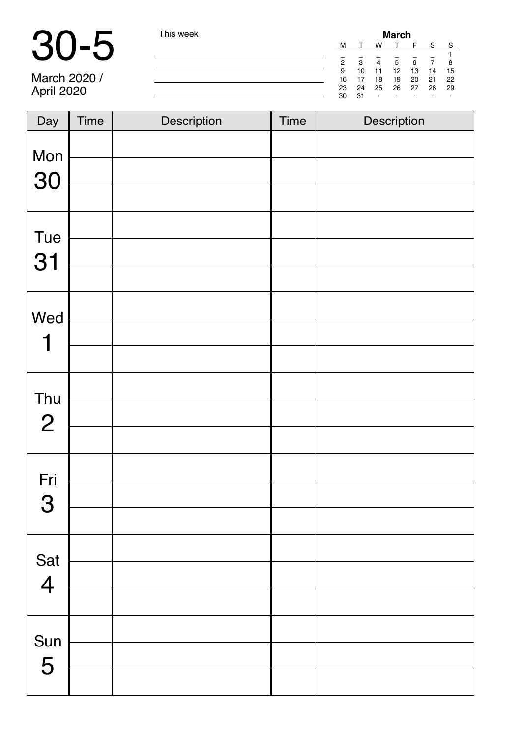# 30-5

March 2020 / April 2020

This week

| **March** | | | | | | |
|---|---|---|---|---|---|---|
| M | T | W | T | F | S | S |
| _ | _ | _ | _ | _ | _ | 1 |
| 2 | 3 | 4 | 5 | 6 | 7 | 8 |
| 9 | 10 | 11 | 12 | 13 | 14 | 15 |
| 16 | 17 | 18 | 19 | 20 | 21 | 22 |
| 23 | 24 | 25 | 26 | 27 | 28 | 29 |
| 30 | 31 | · | · | · | · | · |

| Day | Time | Description | Time | Description |
|---|---|---|---|---|
| Mon 30 | | | | |
| | | | | |
| | | | | |
| Tue 31 | | | | |
| | | | | |
| | | | | |
| Wed 1 | | | | |
| | | | | |
| | | | | |
| Thu 2 | | | | |
| | | | | |
| | | | | |
| Fri 3 | | | | |
| | | | | |
| | | | | |
| Sat 4 | | | | |
| | | | | |
| | | | | |
| Sun 5 | | | | |
| | | | | |
| | | | | |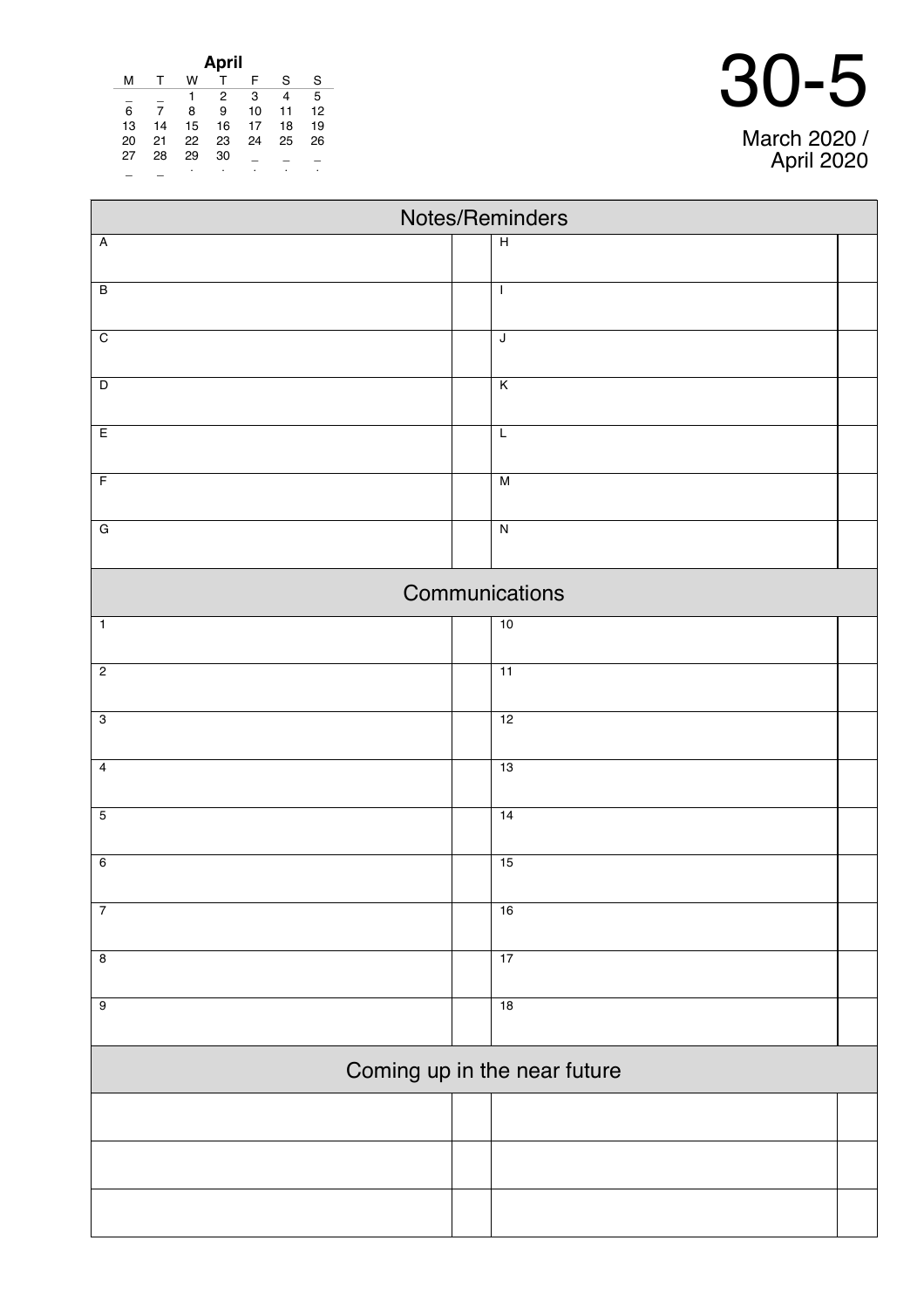**April**

| M | T | W | T | F | S | S |
|---|---|---|---|---|---|---|
| _ | _ | 1 | 2 | 3 | 4 | 5 |
| 6 | 7 | 8 | 9 | 10 | 11 | 12 |
| 13 | 14 | 15 | 16 | 17 | 18 | 19 |
| 20 | 21 | 22 | 23 | 24 | 25 | 26 |
| 27 | 28 | 29 | 30 | _ | _ | _ |

# 30-5

March 2020 / April 2020

## Notes/Reminders

| | | | |
|---|---|---|---|
| A | | H | |
| B | | I | |
| C | | J | |
| D | | K | |
| E | | L | |
| F | | M | |
| G | | N | |

## Communications

| | | | |
|---|---|---|---|
| 1 | | 10 | |
| 2 | | 11 | |
| 3 | | 12 | |
| 4 | | 13 | |
| 5 | | 14 | |
| 6 | | 15 | |
| 7 | | 16 | |
| 8 | | 17 | |
| 9 | | 18 | |

## Coming up in the near future

| | | | |
|---|---|---|---|
| | | | |
| | | | |
| | | | |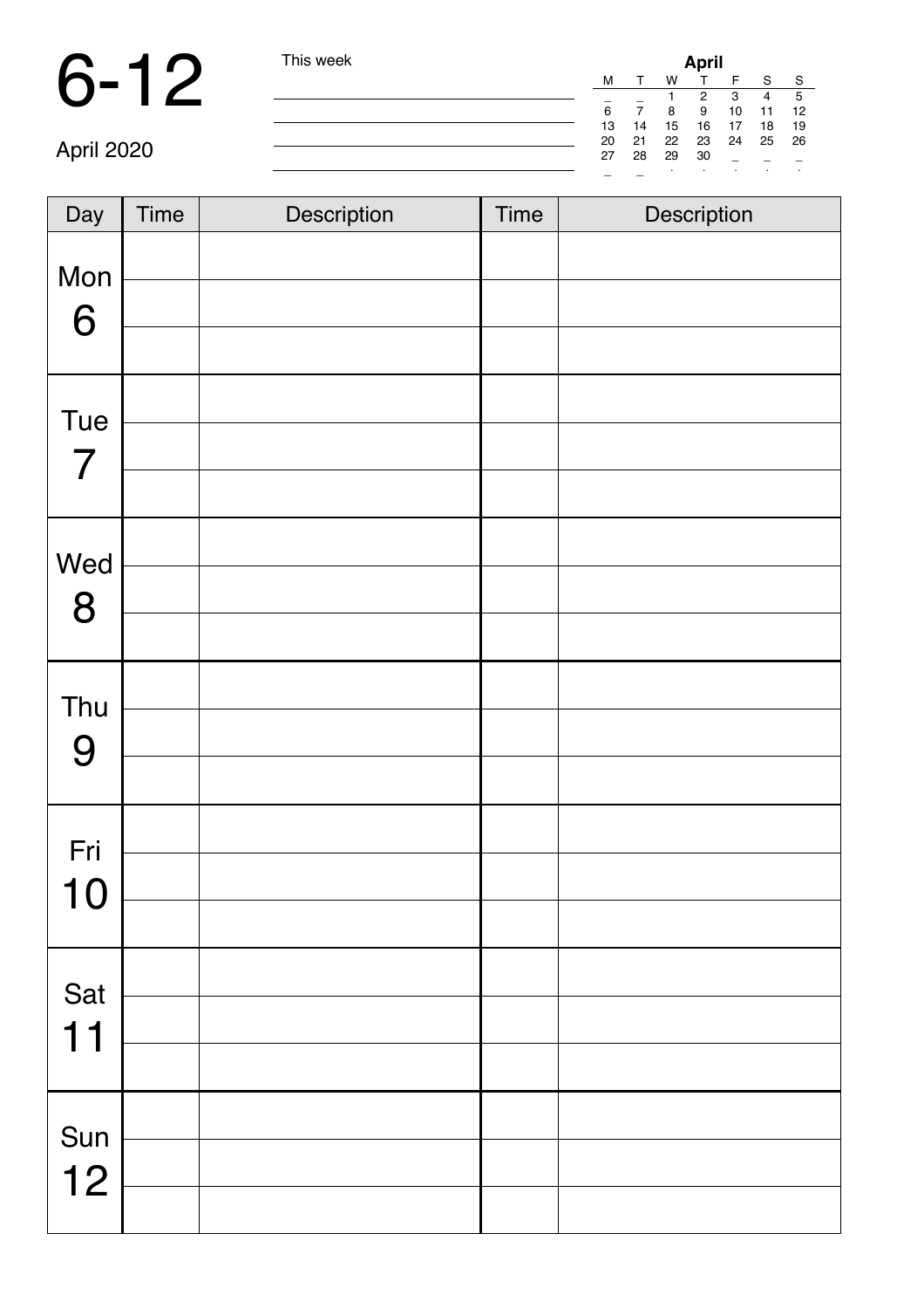# 6-12

April 2020

This week

| April | | | | | | |
|---|---|---|---|---|---|---|
| M | T | W | T | F | S | S |
| _ | _ | 1 | 2 | 3 | 4 | 5 |
| 6 | 7 | 8 | 9 | 10 | 11 | 12 |
| 13 | 14 | 15 | 16 | 17 | 18 | 19 |
| 20 | 21 | 22 | 23 | 24 | 25 | 26 |
| 27 | 28 | 29 | 30 | _ | _ | _ |

| Day | Time | Description | Time | Description |
|---|---|---|---|---|
| Mon 6 | | | | |
| | | | | |
| | | | | |
| Tue 7 | | | | |
| | | | | |
| | | | | |
| Wed 8 | | | | |
| | | | | |
| | | | | |
| Thu 9 | | | | |
| | | | | |
| | | | | |
| Fri 10 | | | | |
| | | | | |
| | | | | |
| Sat 11 | | | | |
| | | | | |
| | | | | |
| Sun 12 | | | | |
| | | | | |
| | | | | |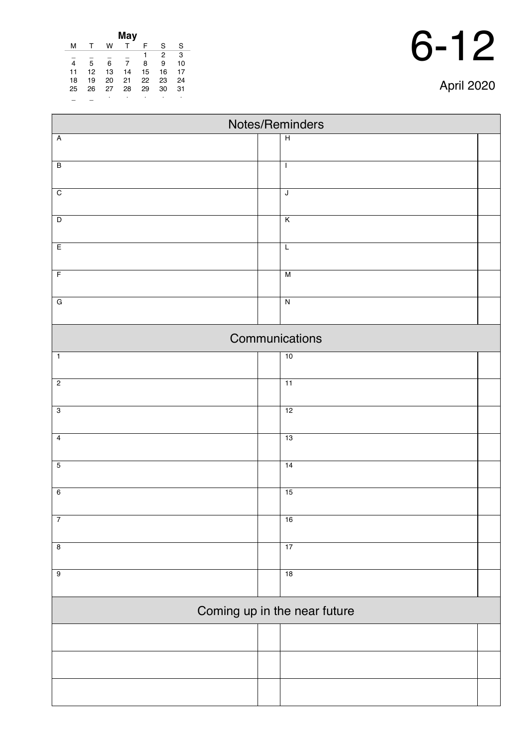**May**

| M | T | W | T | F | S | S |
|---|---|---|---|---|---|---|
| _ | _ | _ | _ | 1 | 2 | 3 |
| 4 | 5 | 6 | 7 | 8 | 9 | 10 |
| 11 | 12 | 13 | 14 | 15 | 16 | 17 |
| 18 | 19 | 20 | 21 | 22 | 23 | 24 |
| 25 | 26 | 27 | 28 | 29 | 30 | 31 |

# 6-12

April 2020

## Notes/Reminders

| | | | |
|---|---|---|---|
| A | | H | |
| B | | I | |
| C | | J | |
| D | | K | |
| E | | L | |
| F | | M | |
| G | | N | |

## Communications

| | | | |
|---|---|---|---|
| 1 | | 10 | |
| 2 | | 11 | |
| 3 | | 12 | |
| 4 | | 13 | |
| 5 | | 14 | |
| 6 | | 15 | |
| 7 | | 16 | |
| 8 | | 17 | |
| 9 | | 18 | |

## Coming up in the near future

| | | | |
|---|---|---|---|
| | | | |
| | | | |
| | | | |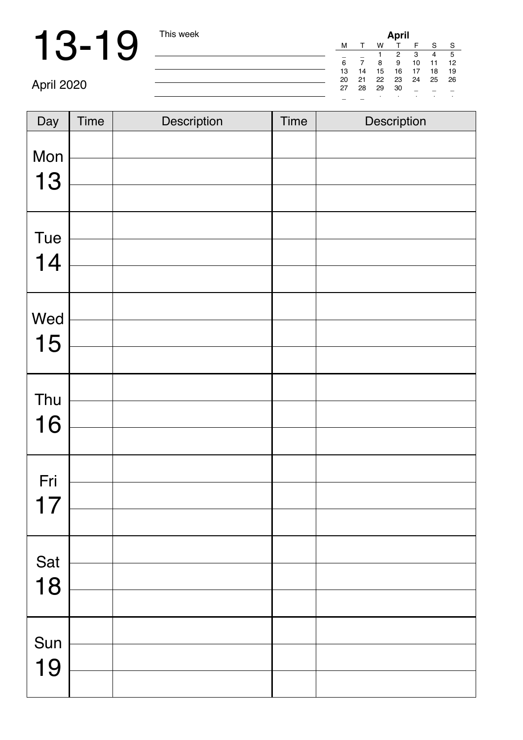# 13-19

April 2020

This week

| April | | | | | | |
|---|---|---|---|---|---|---|
| M | T | W | T | F | S | S |
| _ | _ | 1 | 2 | 3 | 4 | 5 |
| 6 | 7 | 8 | 9 | 10 | 11 | 12 |
| 13 | 14 | 15 | 16 | 17 | 18 | 19 |
| 20 | 21 | 22 | 23 | 24 | 25 | 26 |
| 27 | 28 | 29 | 30 | _ | _ | _ |
| _ | _ | . | . | . | . | . |

| Day | Time | Description | Time | Description |
|---|---|---|---|---|
| Mon 13 | | | | |
| | | | | |
| | | | | |
| Tue 14 | | | | |
| | | | | |
| | | | | |
| Wed 15 | | | | |
| | | | | |
| | | | | |
| Thu 16 | | | | |
| | | | | |
| | | | | |
| Fri 17 | | | | |
| | | | | |
| | | | | |
| Sat 18 | | | | |
| | | | | |
| | | | | |
| Sun 19 | | | | |
| | | | | |
| | | | | |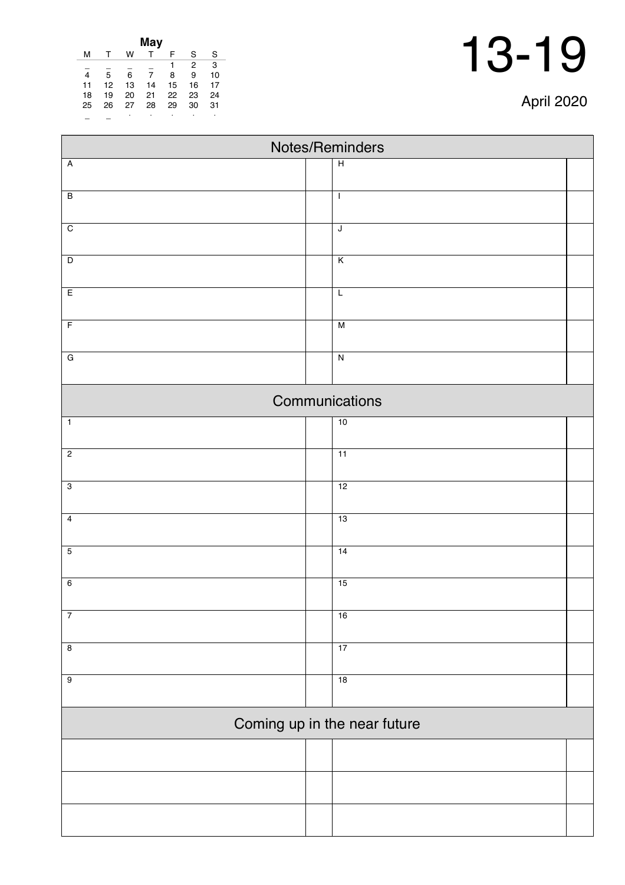| May | | | | | | |
|---|---|---|---|---|---|---|
| M | T | W | T | F | S | S |
| _ | _ | _ | _ | 1 | 2 | 3 |
| 4 | 5 | 6 | 7 | 8 | 9 | 10 |
| 11 | 12 | 13 | 14 | 15 | 16 | 17 |
| 18 | 19 | 20 | 21 | 22 | 23 | 24 |
| 25 | 26 | 27 | 28 | 29 | 30 | 31 |

# 13-19

April 2020

## Notes/Reminders

| | | | |
|---|---|---|---|
| A | | H | |
| B | | I | |
| C | | J | |
| D | | K | |
| E | | L | |
| F | | M | |
| G | | N | |

## Communications

| | | | |
|---|---|---|---|
| 1 | | 10 | |
| 2 | | 11 | |
| 3 | | 12 | |
| 4 | | 13 | |
| 5 | | 14 | |
| 6 | | 15 | |
| 7 | | 16 | |
| 8 | | 17 | |
| 9 | | 18 | |

## Coming up in the near future

| | | | |
|---|---|---|---|
| | | | |
| | | | |
| | | | |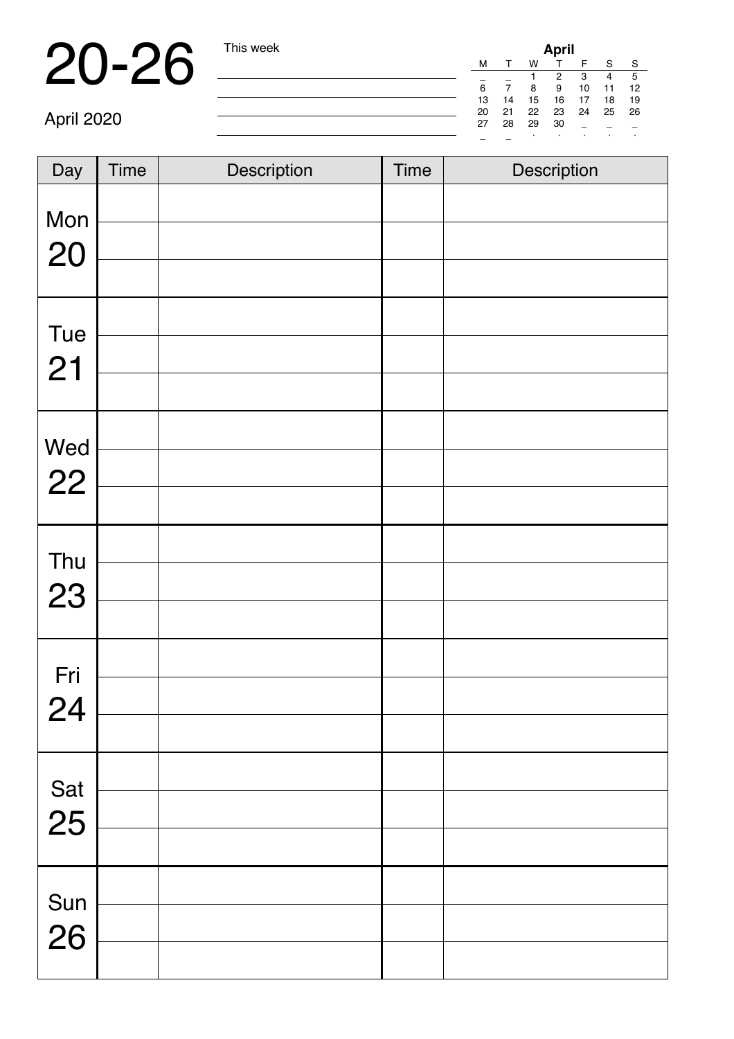# 20-26

April 2020

This week

| April | | | | | | |
|---|---|---|---|---|---|---|
| M | T | W | T | F | S | S |
| _ | _ | 1 | 2 | 3 | 4 | 5 |
| 6 | 7 | 8 | 9 | 10 | 11 | 12 |
| 13 | 14 | 15 | 16 | 17 | 18 | 19 |
| 20 | 21 | 22 | 23 | 24 | 25 | 26 |
| 27 | 28 | 29 | 30 | _ | _ | _ |

| Day | Time | Description | Time | Description |
|---|---|---|---|---|
| Mon 20 | | | | |
| | | | | |
| | | | | |
| Tue 21 | | | | |
| | | | | |
| | | | | |
| Wed 22 | | | | |
| | | | | |
| | | | | |
| Thu 23 | | | | |
| | | | | |
| | | | | |
| Fri 24 | | | | |
| | | | | |
| | | | | |
| Sat 25 | | | | |
| | | | | |
| | | | | |
| Sun 26 | | | | |
| | | | | |
| | | | | |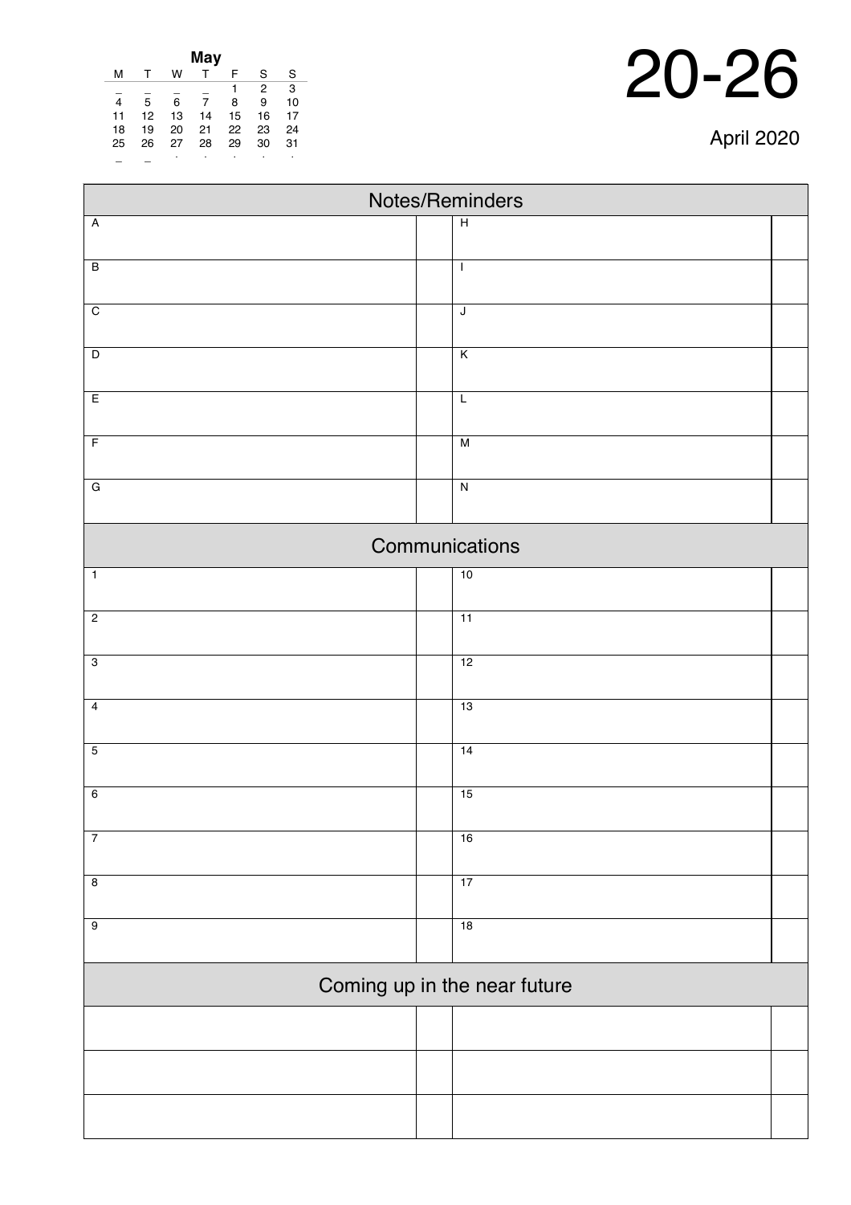**May**

| M | T | W | T | F | S | S |
|---|---|---|---|---|---|---|
| _ | _ | _ | _ | 1 | 2 | 3 |
| 4 | 5 | 6 | 7 | 8 | 9 | 10 |
| 11 | 12 | 13 | 14 | 15 | 16 | 17 |
| 18 | 19 | 20 | 21 | 22 | 23 | 24 |
| 25 | 26 | 27 | 28 | 29 | 30 | 31 |

# 20-26

April 2020

## Notes/Reminders

| | | | |
|---|---|---|---|
| A | | H | |
| B | | I | |
| C | | J | |
| D | | K | |
| E | | L | |
| F | | M | |
| G | | N | |

## Communications

| | | | |
|---|---|---|---|
| 1 | | 10 | |
| 2 | | 11 | |
| 3 | | 12 | |
| 4 | | 13 | |
| 5 | | 14 | |
| 6 | | 15 | |
| 7 | | 16 | |
| 8 | | 17 | |
| 9 | | 18 | |

## Coming up in the near future

| | | | |
|---|---|---|---|
| | | | |
| | | | |
| | | | |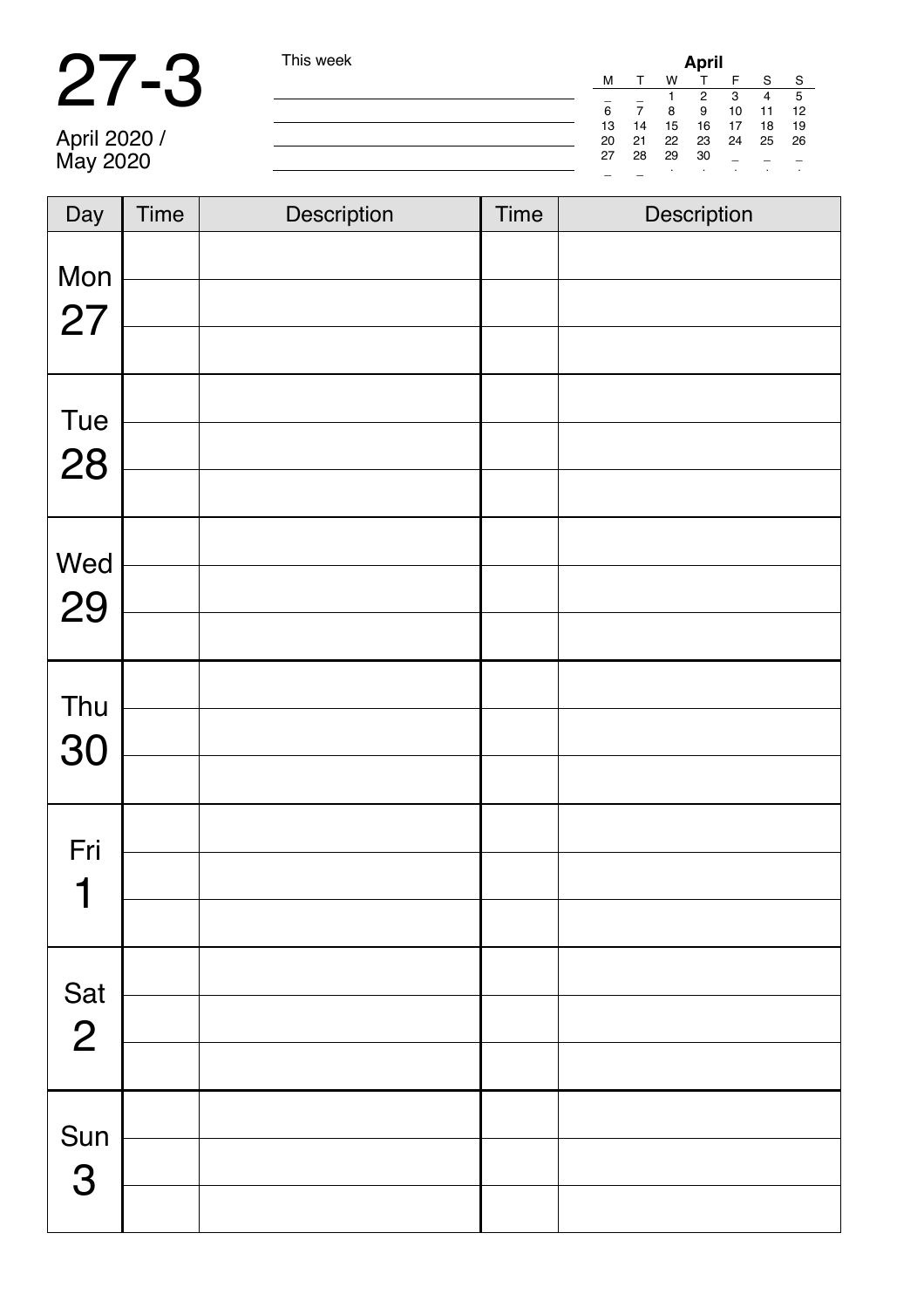# 27-3

April 2020 /
May 2020

This week

| April | | | | | | |
|---|---|---|---|---|---|---|
| M | T | W | T | F | S | S |
| _ | _ | 1 | 2 | 3 | 4 | 5 |
| 6 | 7 | 8 | 9 | 10 | 11 | 12 |
| 13 | 14 | 15 | 16 | 17 | 18 | 19 |
| 20 | 21 | 22 | 23 | 24 | 25 | 26 |
| 27 | 28 | 29 | 30 | _ | _ | _ |
| _ | _ | . | . | . | . | . |

| Day | Time | Description | Time | Description |
|---|---|---|---|---|
| Mon 27 | | | | |
| | | | | |
| | | | | |
| Tue 28 | | | | |
| | | | | |
| | | | | |
| Wed 29 | | | | |
| | | | | |
| | | | | |
| Thu 30 | | | | |
| | | | | |
| | | | | |
| Fri 1 | | | | |
| | | | | |
| | | | | |
| Sat 2 | | | | |
| | | | | |
| | | | | |
| Sun 3 | | | | |
| | | | | |
| | | | | |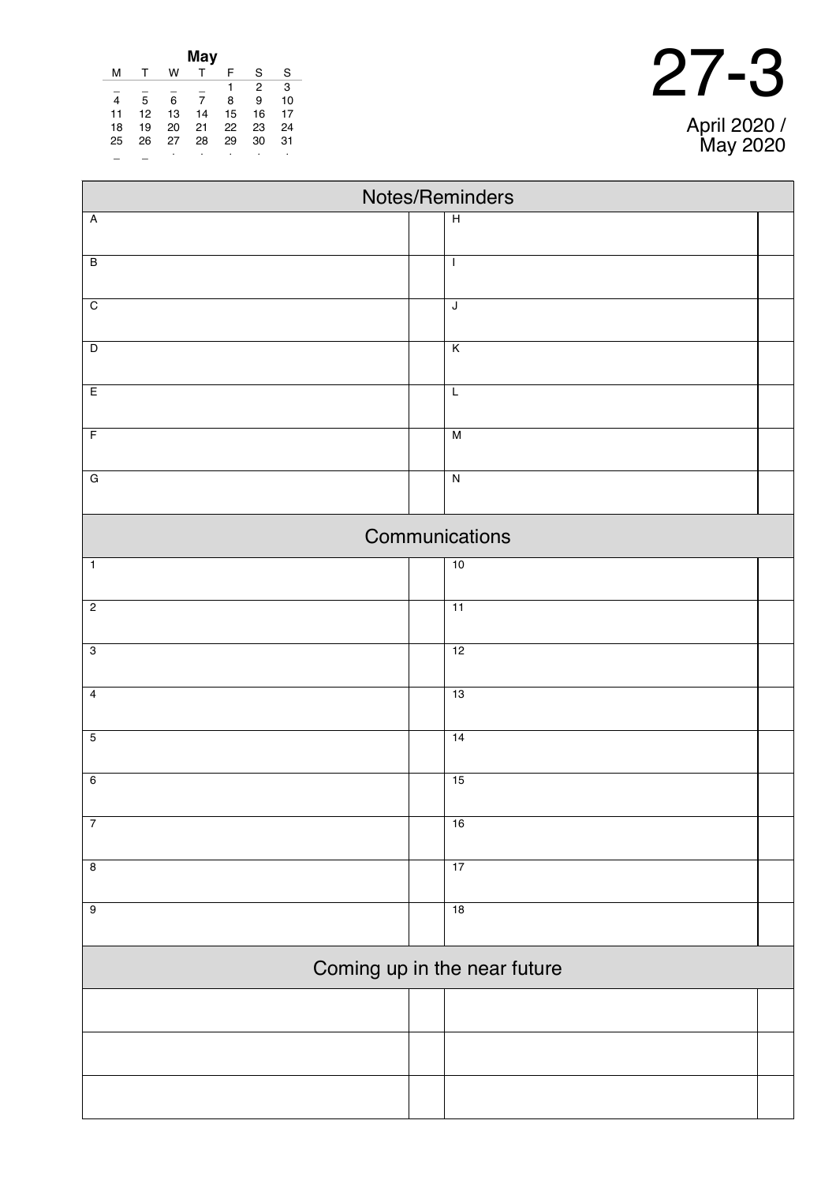**May**

| M | T | W | T | F | S | S |
|---|---|---|---|---|---|---|
| _ | _ | _ | _ | 1 | 2 | 3 |
| 4 | 5 | 6 | 7 | 8 | 9 | 10 |
| 11 | 12 | 13 | 14 | 15 | 16 | 17 |
| 18 | 19 | 20 | 21 | 22 | 23 | 24 |
| 25 | 26 | 27 | 28 | 29 | 30 | 31 |

# 27-3

April 2020 / May 2020

## Notes/Reminders

| | | | |
|---|---|---|---|
| A | | H | |
| B | | I | |
| C | | J | |
| D | | K | |
| E | | L | |
| F | | M | |
| G | | N | |

## Communications

| | | | |
|---|---|---|---|
| 1 | | 10 | |
| 2 | | 11 | |
| 3 | | 12 | |
| 4 | | 13 | |
| 5 | | 14 | |
| 6 | | 15 | |
| 7 | | 16 | |
| 8 | | 17 | |
| 9 | | 18 | |

## Coming up in the near future

| | | | |
|---|---|---|---|
| | | | |
| | | | |
| | | | |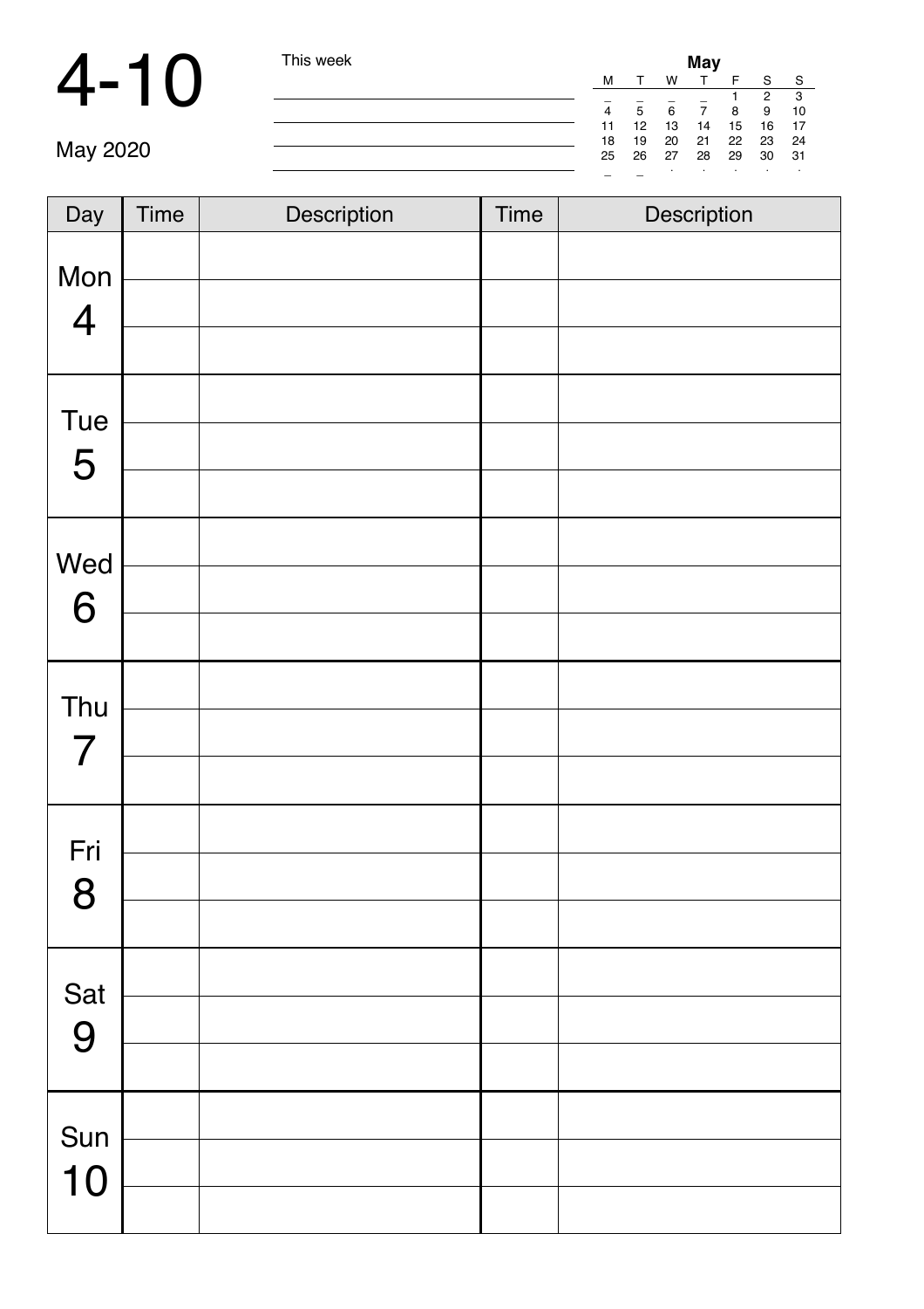# 4-10

May 2020

This week

| May | | | | | | |
|---|---|---|---|---|---|---|
| M | T | W | T | F | S | S |
| | | | | 1 | 2 | 3 |
| 4 | 5 | 6 | 7 | 8 | 9 | 10 |
| 11 | 12 | 13 | 14 | 15 | 16 | 17 |
| 18 | 19 | 20 | 21 | 22 | 23 | 24 |
| 25 | 26 | 27 | 28 | 29 | 30 | 31 |

| Day | Time | Description | Time | Description |
|---|---|---|---|---|
| Mon 4 | | | | |
| | | | | |
| | | | | |
| Tue 5 | | | | |
| | | | | |
| | | | | |
| Wed 6 | | | | |
| | | | | |
| | | | | |
| Thu 7 | | | | |
| | | | | |
| | | | | |
| Fri 8 | | | | |
| | | | | |
| | | | | |
| Sat 9 | | | | |
| | | | | |
| | | | | |
| Sun 10 | | | | |
| | | | | |
| | | | | |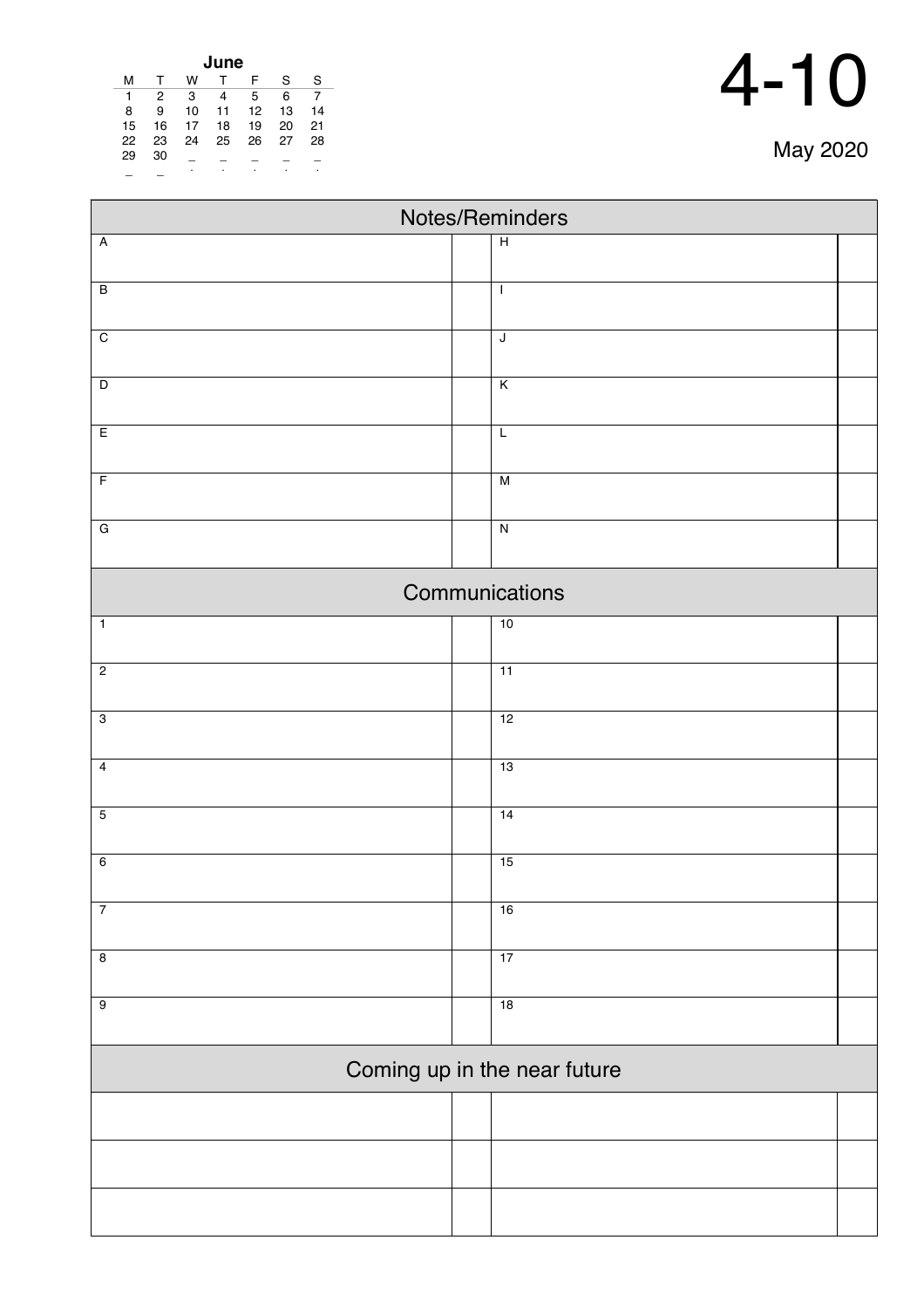| June | | | | | | |
|---|---|---|---|---|---|---|
| M | T | W | T | F | S | S |
| 1 | 2 | 3 | 4 | 5 | 6 | 7 |
| 8 | 9 | 10 | 11 | 12 | 13 | 14 |
| 15 | 16 | 17 | 18 | 19 | 20 | 21 |
| 22 | 23 | 24 | 25 | 26 | 27 | 28 |
| 29 | 30 | _ | _ | _ | _ | _ |
| _ | _ | | | | | |

# 4-10

May 2020

## Notes/Reminders

| | | | |
|---|---|---|---|
| A | | H | |
| B | | I | |
| C | | J | |
| D | | K | |
| E | | L | |
| F | | M | |
| G | | N | |

## Communications

| | | | |
|---|---|---|---|
| 1 | | 10 | |
| 2 | | 11 | |
| 3 | | 12 | |
| 4 | | 13 | |
| 5 | | 14 | |
| 6 | | 15 | |
| 7 | | 16 | |
| 8 | | 17 | |
| 9 | | 18 | |

## Coming up in the near future

| | | | |
|---|---|---|---|
| | | | |
| | | | |
| | | | |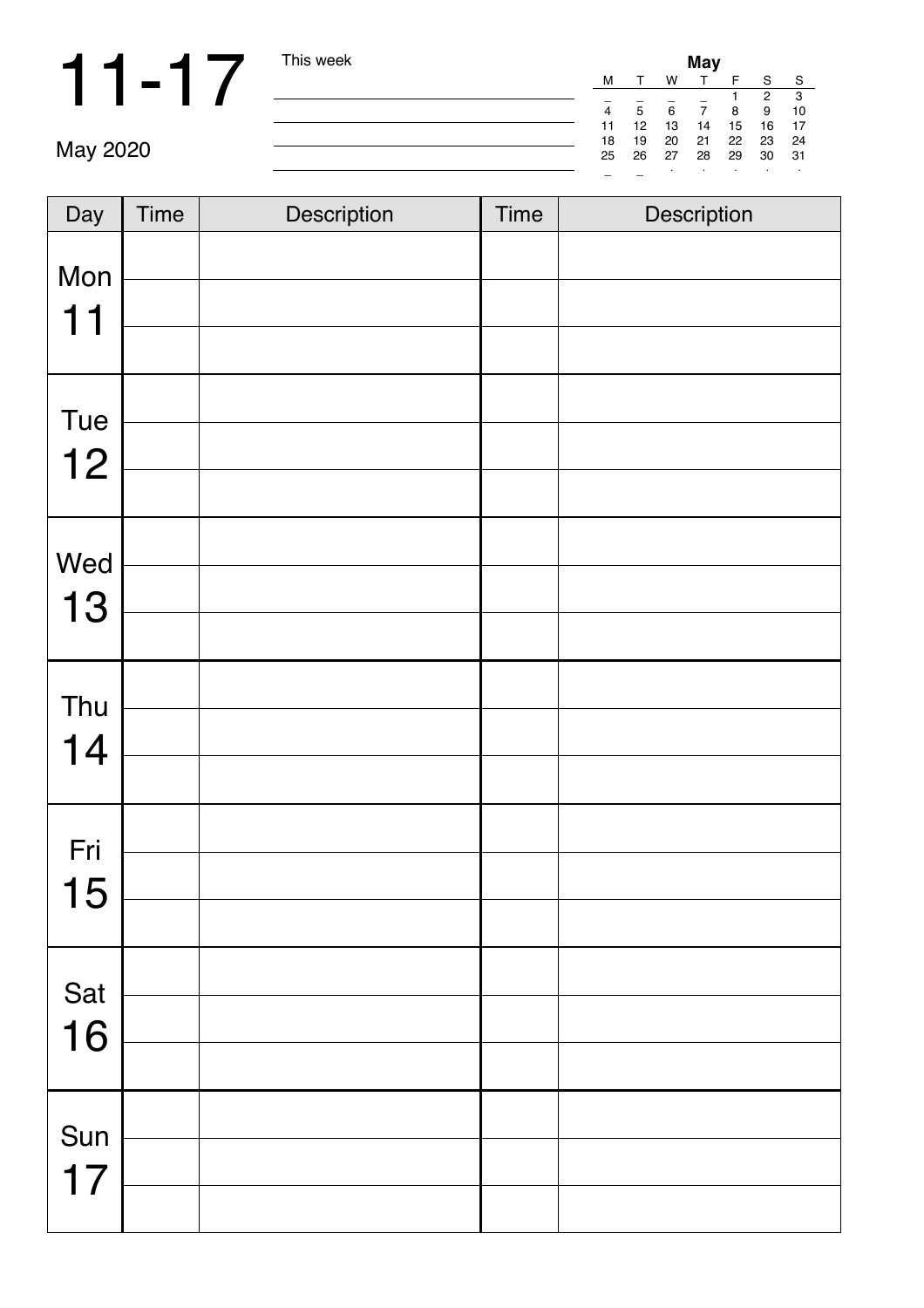# 11-17

May 2020

This week

| May | | | | | | |
|---|---|---|---|---|---|---|
| M | T | W | T | F | S | S |
| | | | | 1 | 2 | 3 |
| 4 | 5 | 6 | 7 | 8 | 9 | 10 |
| 11 | 12 | 13 | 14 | 15 | 16 | 17 |
| 18 | 19 | 20 | 21 | 22 | 23 | 24 |
| 25 | 26 | 27 | 28 | 29 | 30 | 31 |

| Day | Time | Description | Time | Description |
|---|---|---|---|---|
| Mon 11 | | | | |
| | | | | |
| | | | | |
| Tue 12 | | | | |
| | | | | |
| | | | | |
| Wed 13 | | | | |
| | | | | |
| | | | | |
| Thu 14 | | | | |
| | | | | |
| | | | | |
| Fri 15 | | | | |
| | | | | |
| | | | | |
| Sat 16 | | | | |
| | | | | |
| | | | | |
| Sun 17 | | | | |
| | | | | |
| | | | | |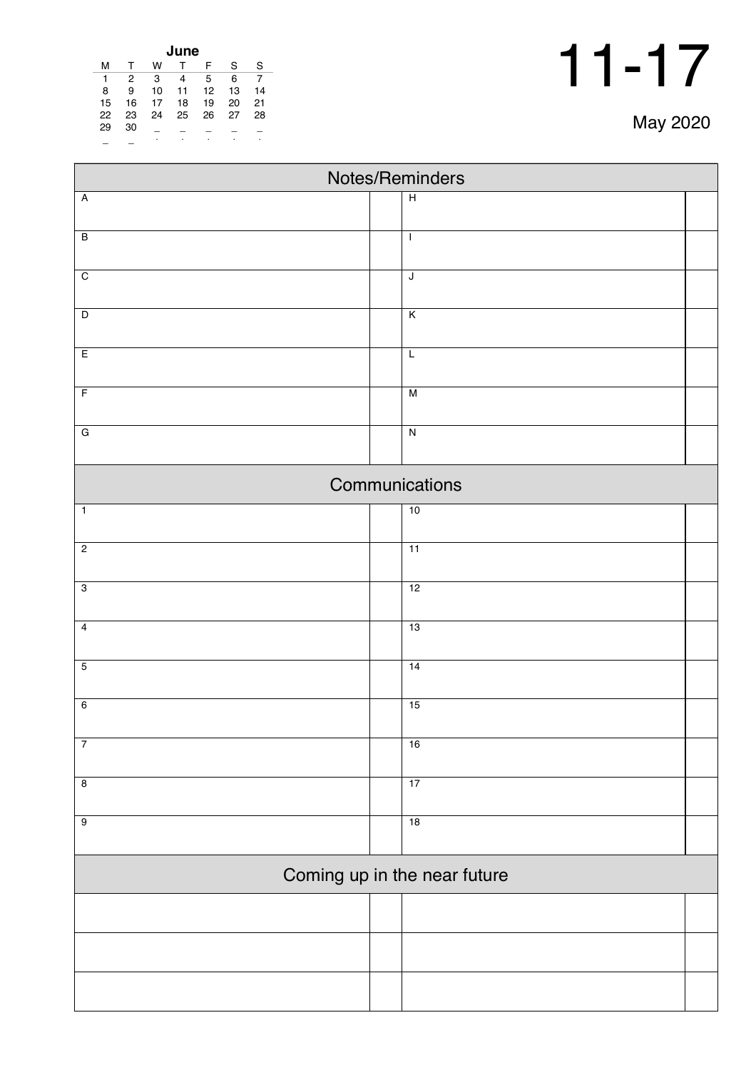| June | | | | | | |
|---|---|---|---|---|---|---|
| M | T | W | T | F | S | S |
| 1 | 2 | 3 | 4 | 5 | 6 | 7 |
| 8 | 9 | 10 | 11 | 12 | 13 | 14 |
| 15 | 16 | 17 | 18 | 19 | 20 | 21 |
| 22 | 23 | 24 | 25 | 26 | 27 | 28 |
| 29 | 30 | _ | _ | _ | _ | _ |
| _ | _ | | | | | |

# 11-17

May 2020

## Notes/Reminders

| | | | |
|---|---|---|---|
| A | | H | |
| B | | I | |
| C | | J | |
| D | | K | |
| E | | L | |
| F | | M | |
| G | | N | |

## Communications

| | | | |
|---|---|---|---|
| 1 | | 10 | |
| 2 | | 11 | |
| 3 | | 12 | |
| 4 | | 13 | |
| 5 | | 14 | |
| 6 | | 15 | |
| 7 | | 16 | |
| 8 | | 17 | |
| 9 | | 18 | |

## Coming up in the near future

| | | | |
|---|---|---|---|
| | | | |
| | | | |
| | | | |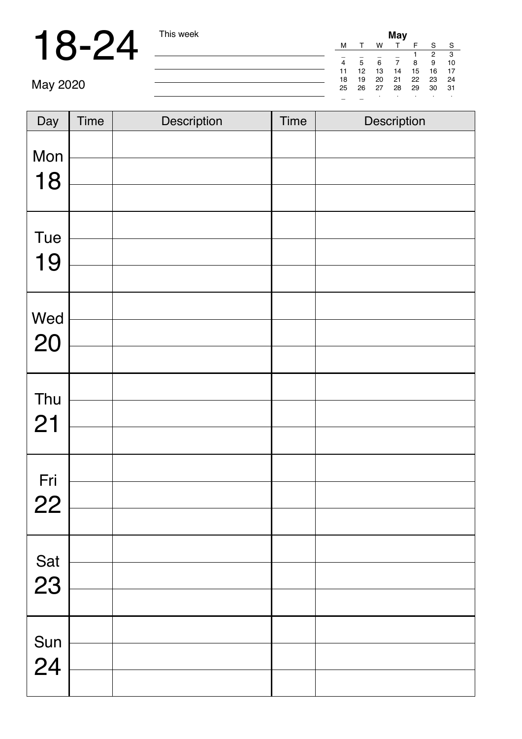# 18-24

May 2020

This week

| May | | | | | | |
|---|---|---|---|---|---|---|
| M | T | W | T | F | S | S |
| _ | _ | _ | _ | 1 | 2 | 3 |
| 4 | 5 | 6 | 7 | 8 | 9 | 10 |
| 11 | 12 | 13 | 14 | 15 | 16 | 17 |
| 18 | 19 | 20 | 21 | 22 | 23 | 24 |
| 25 | 26 | 27 | 28 | 29 | 30 | 31 |

| Day | Time | Description | Time | Description |
|---|---|---|---|---|
| Mon 18 | | | | |
| | | | | |
| | | | | |
| Tue 19 | | | | |
| | | | | |
| | | | | |
| Wed 20 | | | | |
| | | | | |
| | | | | |
| Thu 21 | | | | |
| | | | | |
| | | | | |
| Fri 22 | | | | |
| | | | | |
| | | | | |
| Sat 23 | | | | |
| | | | | |
| | | | | |
| Sun 24 | | | | |
| | | | | |
| | | | | |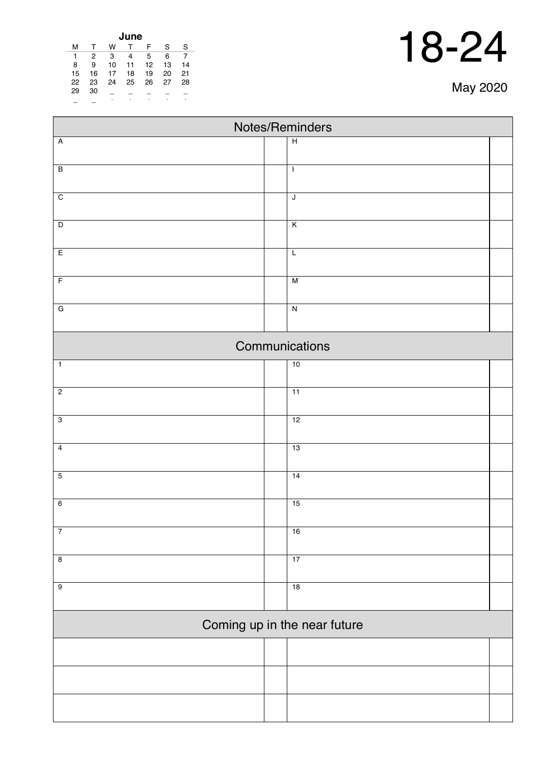| June | | | | | | |
|---|---|---|---|---|---|---|
| M | T | W | T | F | S | S |
| 1 | 2 | 3 | 4 | 5 | 6 | 7 |
| 8 | 9 | 10 | 11 | 12 | 13 | 14 |
| 15 | 16 | 17 | 18 | 19 | 20 | 21 |
| 22 | 23 | 24 | 25 | 26 | 27 | 28 |
| 29 | 30 | | | | | |

# 18-24

May 2020

## Notes/Reminders

| | | | |
|---|---|---|---|
| A | | H | |
| B | | I | |
| C | | J | |
| D | | K | |
| E | | L | |
| F | | M | |
| G | | N | |

## Communications

| | | | |
|---|---|---|---|
| 1 | | 10 | |
| 2 | | 11 | |
| 3 | | 12 | |
| 4 | | 13 | |
| 5 | | 14 | |
| 6 | | 15 | |
| 7 | | 16 | |
| 8 | | 17 | |
| 9 | | 18 | |

## Coming up in the near future

| | | | |
|---|---|---|---|
| | | | |
| | | | |
| | | | |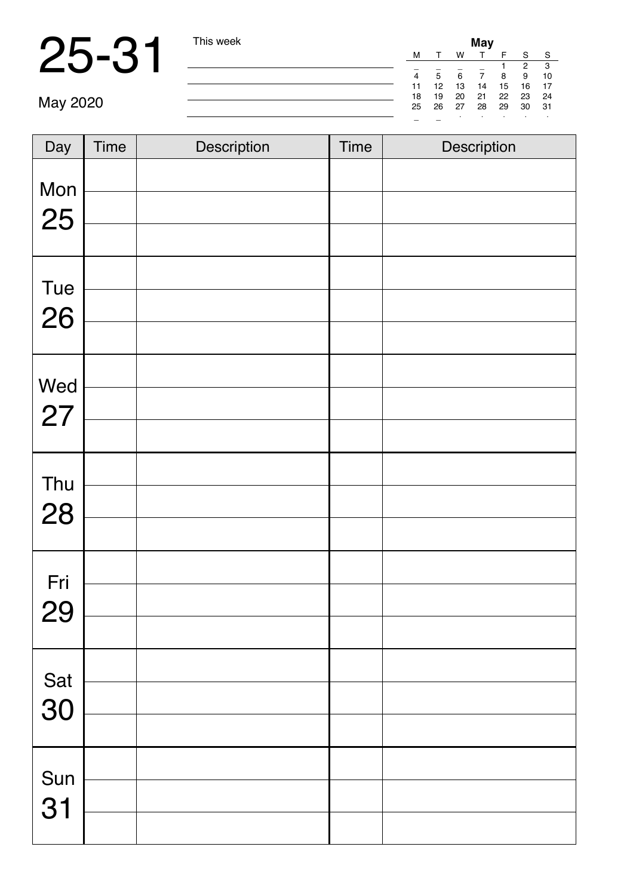# 25-31

May 2020

This week

| May | | | | | | |
|---|---|---|---|---|---|---|
| M | T | W | T | F | S | S |
| | | | | 1 | 2 | 3 |
| 4 | 5 | 6 | 7 | 8 | 9 | 10 |
| 11 | 12 | 13 | 14 | 15 | 16 | 17 |
| 18 | 19 | 20 | 21 | 22 | 23 | 24 |
| 25 | 26 | 27 | 28 | 29 | 30 | 31 |

| Day | Time | Description | Time | Description |
|---|---|---|---|---|
| Mon 25 | | | | |
| | | | | |
| | | | | |
| Tue 26 | | | | |
| | | | | |
| | | | | |
| Wed 27 | | | | |
| | | | | |
| | | | | |
| Thu 28 | | | | |
| | | | | |
| | | | | |
| Fri 29 | | | | |
| | | | | |
| | | | | |
| Sat 30 | | | | |
| | | | | |
| | | | | |
| Sun 31 | | | | |
| | | | | |
| | | | | |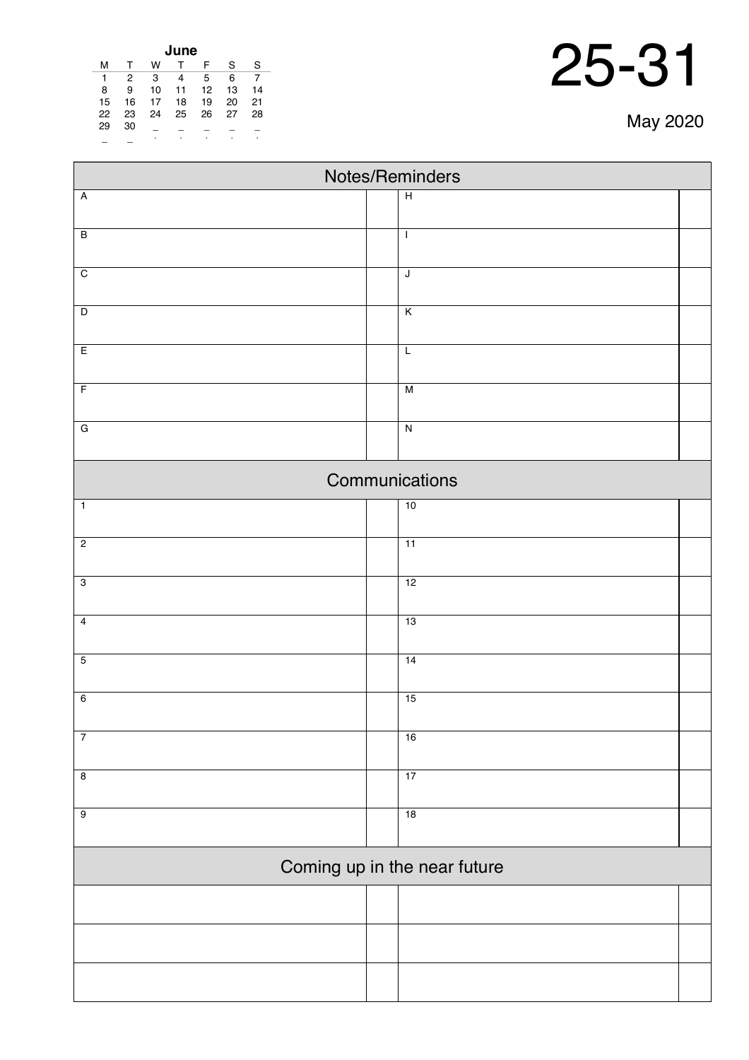| June | | | | | | |
|---|---|---|---|---|---|---|
| M | T | W | T | F | S | S |
| 1 | 2 | 3 | 4 | 5 | 6 | 7 |
| 8 | 9 | 10 | 11 | 12 | 13 | 14 |
| 15 | 16 | 17 | 18 | 19 | 20 | 21 |
| 22 | 23 | 24 | 25 | 26 | 27 | 28 |
| 29 | 30 | | | | | |

# 25-31

May 2020

## Notes/Reminders

| | | | |
|---|---|---|---|
| A | | H | |
| B | | I | |
| C | | J | |
| D | | K | |
| E | | L | |
| F | | M | |
| G | | N | |

## Communications

| | | | |
|---|---|---|---|
| 1 | | 10 | |
| 2 | | 11 | |
| 3 | | 12 | |
| 4 | | 13 | |
| 5 | | 14 | |
| 6 | | 15 | |
| 7 | | 16 | |
| 8 | | 17 | |
| 9 | | 18 | |

## Coming up in the near future

| | | | |
|---|---|---|---|
| | | | |
| | | | |
| | | | |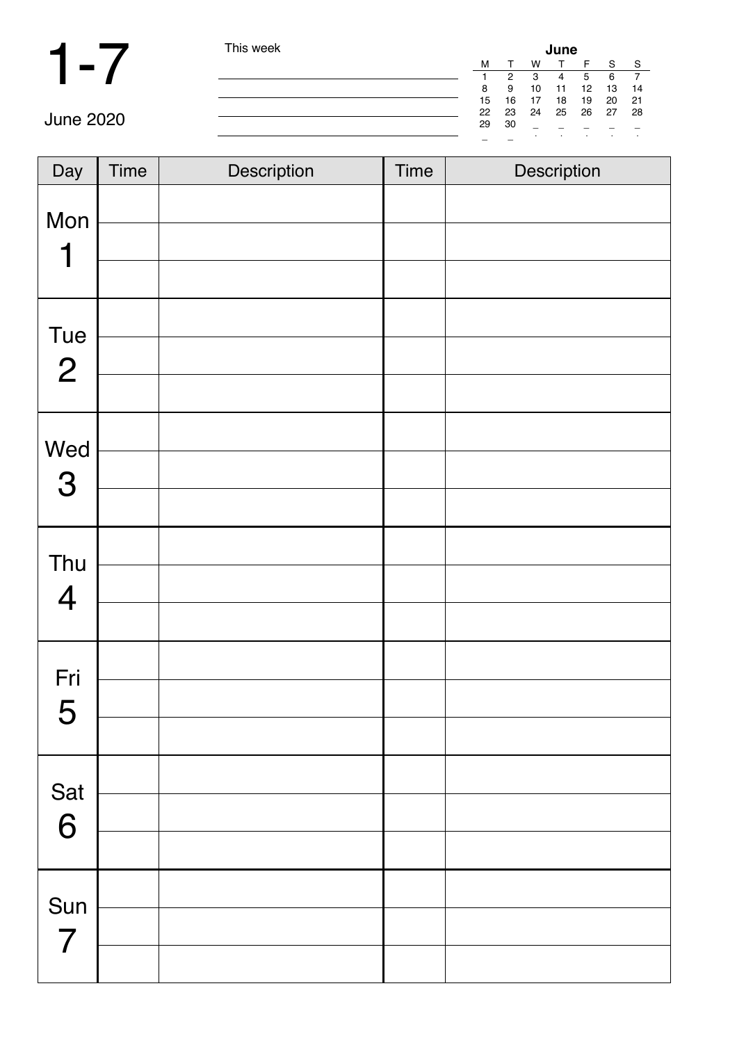# 1-7

June 2020

This week

| June | | | | | | |
|---|---|---|---|---|---|---|
| M | T | W | T | F | S | S |
| 1 | 2 | 3 | 4 | 5 | 6 | 7 |
| 8 | 9 | 10 | 11 | 12 | 13 | 14 |
| 15 | 16 | 17 | 18 | 19 | 20 | 21 |
| 22 | 23 | 24 | 25 | 26 | 27 | 28 |
| 29 | 30 | | | | | |

| Day | Time | Description | Time | Description |
|---|---|---|---|---|
| Mon 1 | | | | |
| | | | | |
| | | | | |
| Tue 2 | | | | |
| | | | | |
| | | | | |
| Wed 3 | | | | |
| | | | | |
| | | | | |
| Thu 4 | | | | |
| | | | | |
| | | | | |
| Fri 5 | | | | |
| | | | | |
| | | | | |
| Sat 6 | | | | |
| | | | | |
| | | | | |
| Sun 7 | | | | |
| | | | | |
| | | | | |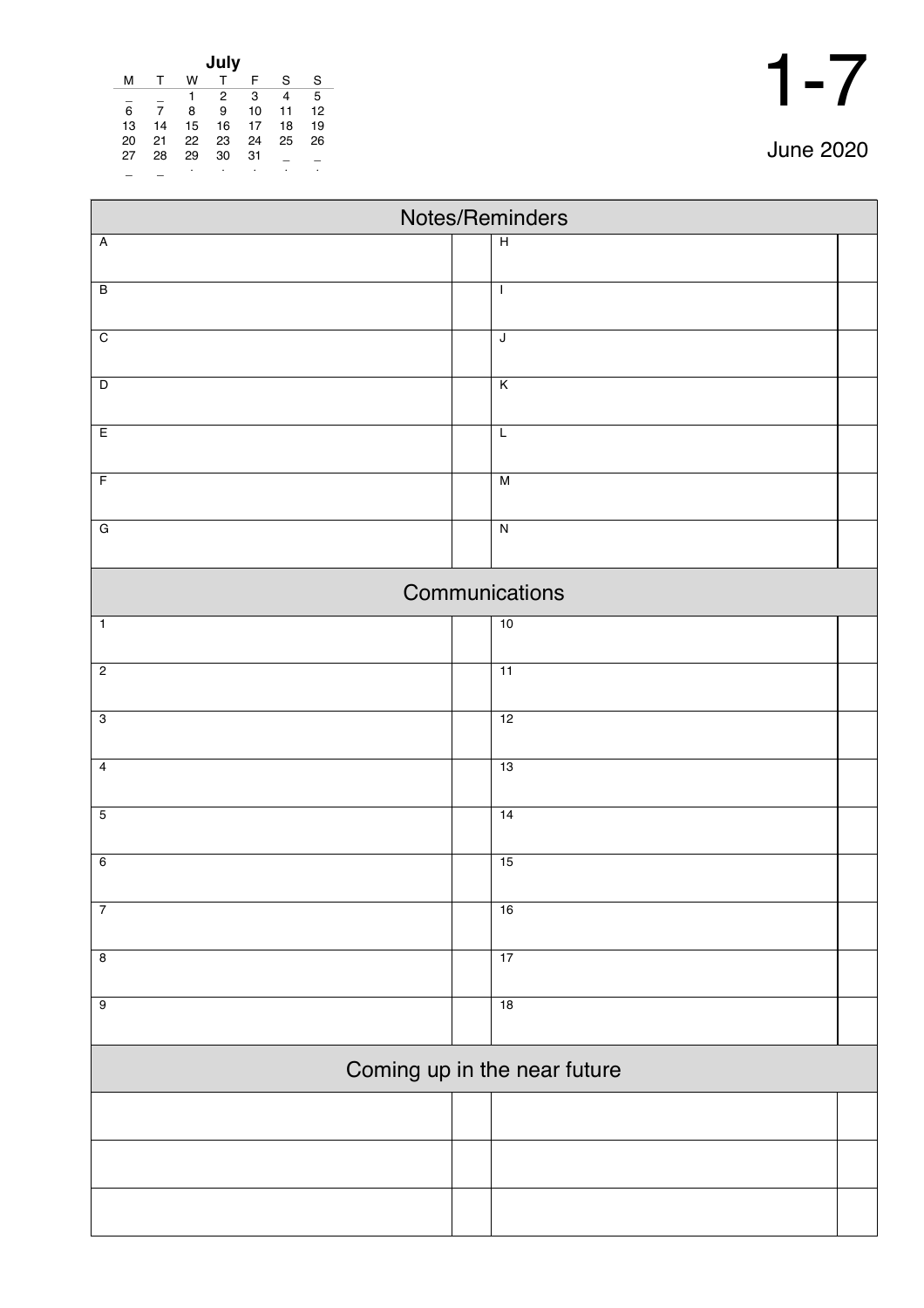**July**

| M | T | W | T | F | S | S |
|---|---|---|---|---|---|---|
| _ | _ | 1 | 2 | 3 | 4 | 5 |
| 6 | 7 | 8 | 9 | 10 | 11 | 12 |
| 13 | 14 | 15 | 16 | 17 | 18 | 19 |
| 20 | 21 | 22 | 23 | 24 | 25 | 26 |
| 27 | 28 | 29 | 30 | 31 | _ | _ |

# 1-7

June 2020

## Notes/Reminders

| | | | |
|---|---|---|---|
| A | | H | |
| B | | I | |
| C | | J | |
| D | | K | |
| E | | L | |
| F | | M | |
| G | | N | |

## Communications

| | | | |
|---|---|---|---|
| 1 | | 10 | |
| 2 | | 11 | |
| 3 | | 12 | |
| 4 | | 13 | |
| 5 | | 14 | |
| 6 | | 15 | |
| 7 | | 16 | |
| 8 | | 17 | |
| 9 | | 18 | |

## Coming up in the near future

| | | | |
|---|---|---|---|
| | | | |
| | | | |
| | | | |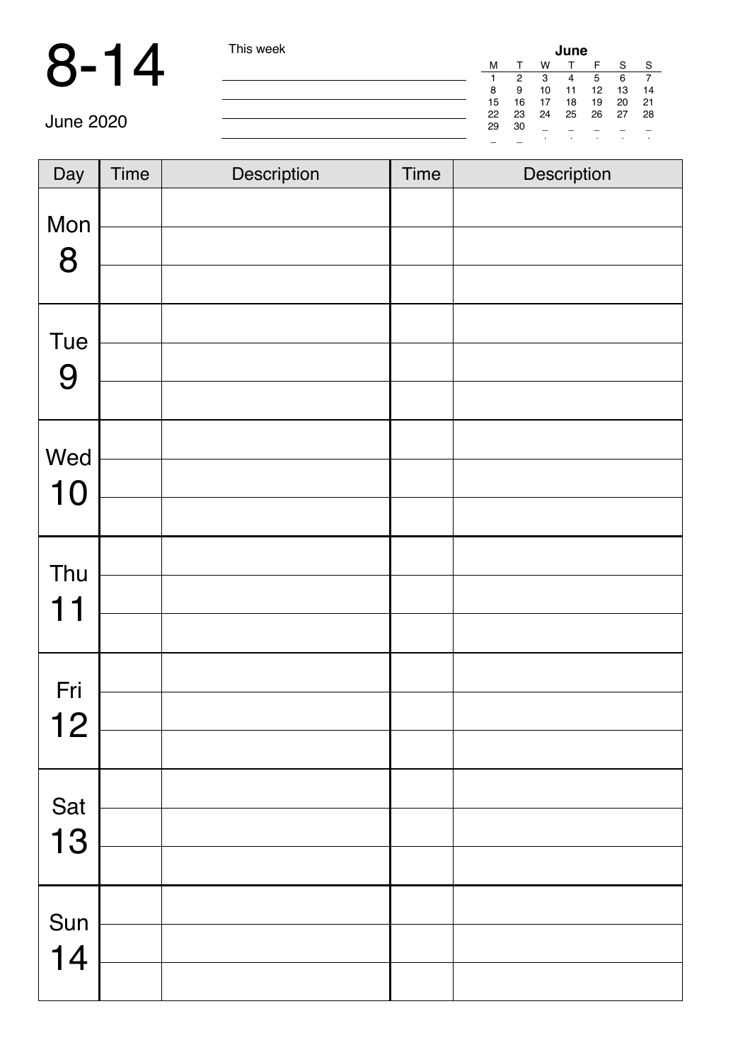# 8-14

June 2020

This week

| June | | | | | | |
|---|---|---|---|---|---|---|
| M | T | W | T | F | S | S |
| 1 | 2 | 3 | 4 | 5 | 6 | 7 |
| 8 | 9 | 10 | 11 | 12 | 13 | 14 |
| 15 | 16 | 17 | 18 | 19 | 20 | 21 |
| 22 | 23 | 24 | 25 | 26 | 27 | 28 |
| 29 | 30 | | | | | |

| Day | Time | Description | Time | Description |
|---|---|---|---|---|
| Mon 8 | | | | |
| | | | | |
| | | | | |
| Tue 9 | | | | |
| | | | | |
| | | | | |
| Wed 10 | | | | |
| | | | | |
| | | | | |
| Thu 11 | | | | |
| | | | | |
| | | | | |
| Fri 12 | | | | |
| | | | | |
| | | | | |
| Sat 13 | | | | |
| | | | | |
| | | | | |
| Sun 14 | | | | |
| | | | | |
| | | | | |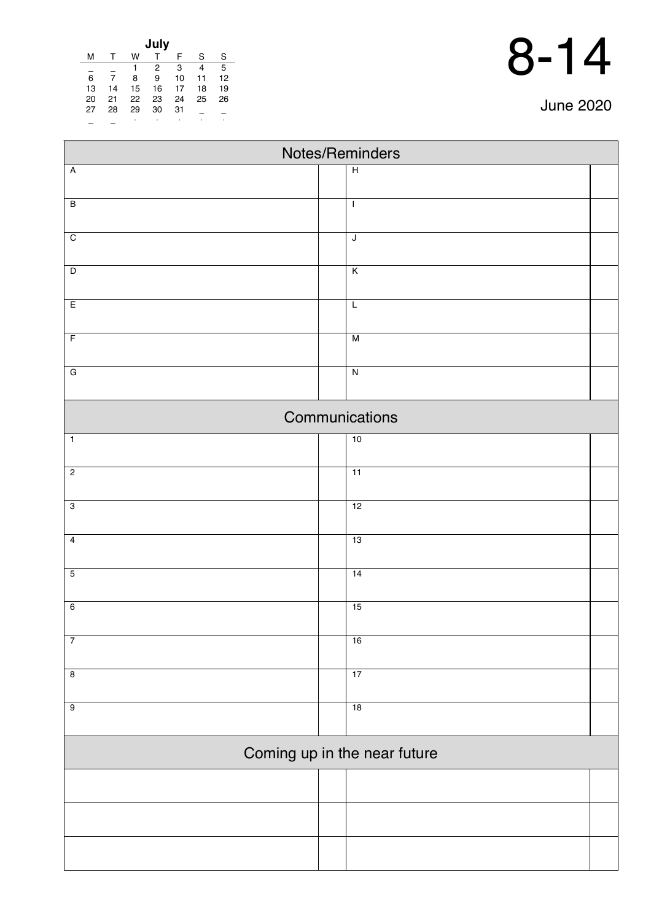| July | | | | | | |
|---|---|---|---|---|---|---|
| M | T | W | T | F | S | S |
| _ | _ | 1 | 2 | 3 | 4 | 5 |
| 6 | 7 | 8 | 9 | 10 | 11 | 12 |
| 13 | 14 | 15 | 16 | 17 | 18 | 19 |
| 20 | 21 | 22 | 23 | 24 | 25 | 26 |
| 27 | 28 | 29 | 30 | 31 | _ | _ |

# 8-14

June 2020

## Notes/Reminders

| | | | |
|---|---|---|---|
| A | | H | |
| B | | I | |
| C | | J | |
| D | | K | |
| E | | L | |
| F | | M | |
| G | | N | |

## Communications

| | | | |
|---|---|---|---|
| 1 | | 10 | |
| 2 | | 11 | |
| 3 | | 12 | |
| 4 | | 13 | |
| 5 | | 14 | |
| 6 | | 15 | |
| 7 | | 16 | |
| 8 | | 17 | |
| 9 | | 18 | |

## Coming up in the near future

| | | | |
|---|---|---|---|
| | | | |
| | | | |
| | | | |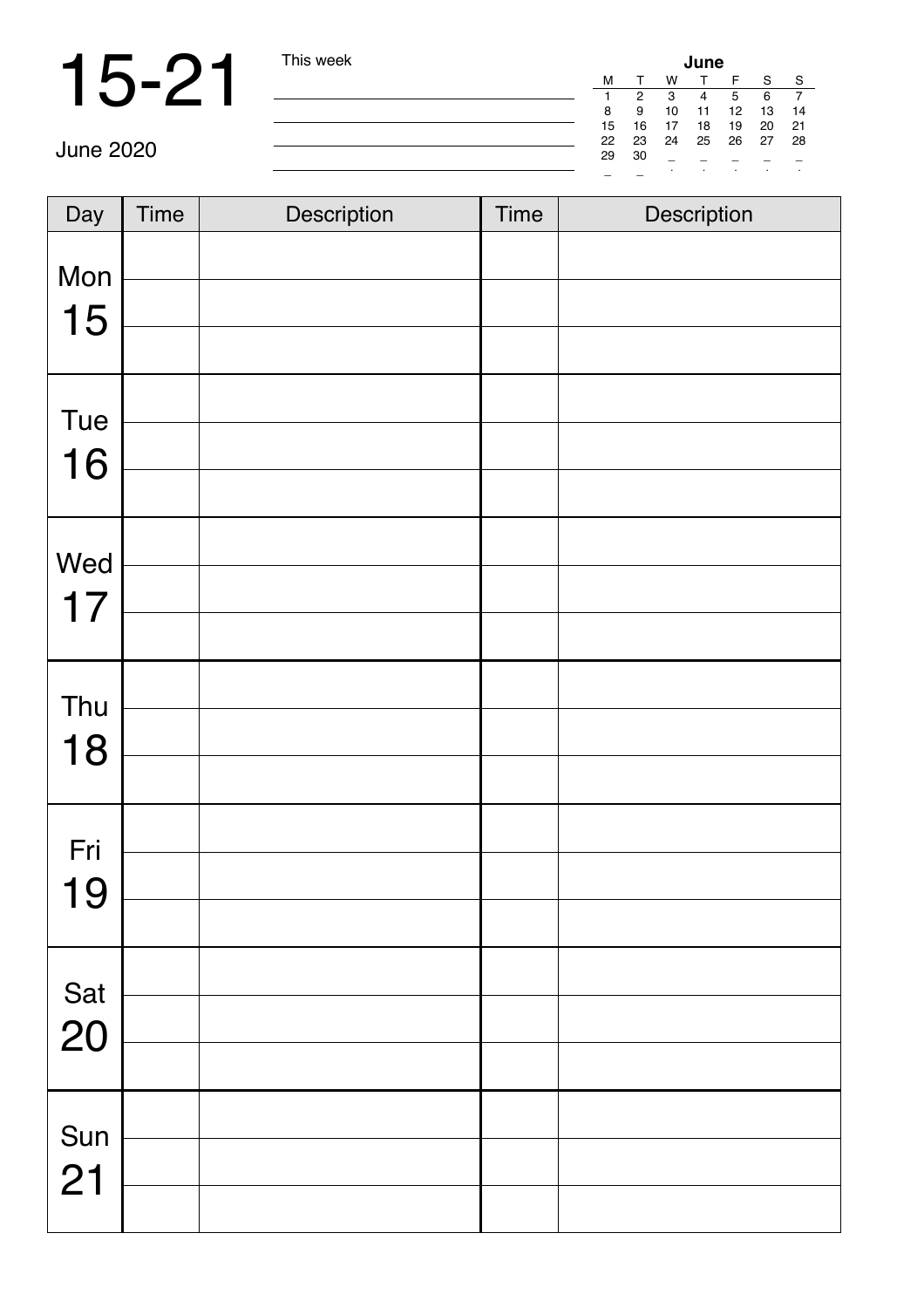# 15-21

June 2020

This week

| June | | | | | | |
|---|---|---|---|---|---|---|
| M | T | W | T | F | S | S |
| 1 | 2 | 3 | 4 | 5 | 6 | 7 |
| 8 | 9 | 10 | 11 | 12 | 13 | 14 |
| 15 | 16 | 17 | 18 | 19 | 20 | 21 |
| 22 | 23 | 24 | 25 | 26 | 27 | 28 |
| 29 | 30 | | | | | |

| Day | Time | Description | Time | Description |
|---|---|---|---|---|
| Mon 15 | | | | |
| | | | | |
| | | | | |
| Tue 16 | | | | |
| | | | | |
| | | | | |
| Wed 17 | | | | |
| | | | | |
| | | | | |
| Thu 18 | | | | |
| | | | | |
| | | | | |
| Fri 19 | | | | |
| | | | | |
| | | | | |
| Sat 20 | | | | |
| | | | | |
| | | | | |
| Sun 21 | | | | |
| | | | | |
| | | | | |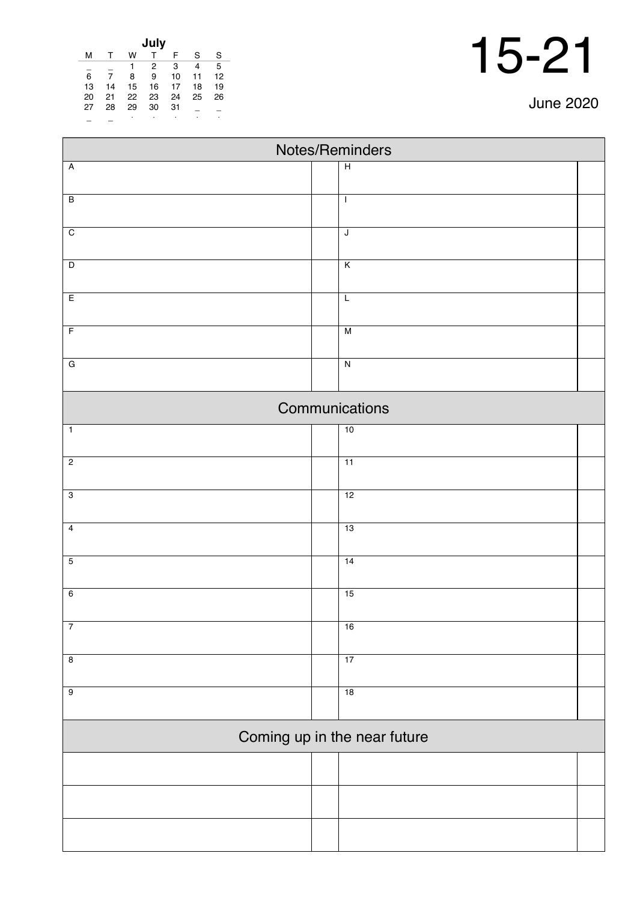**July**

| M | T | W | T | F | S | S |
|---|---|---|---|---|---|---|
| _ | _ | 1 | 2 | 3 | 4 | 5 |
| 6 | 7 | 8 | 9 | 10 | 11 | 12 |
| 13 | 14 | 15 | 16 | 17 | 18 | 19 |
| 20 | 21 | 22 | 23 | 24 | 25 | 26 |
| 27 | 28 | 29 | 30 | 31 | _ | _ |

# 15-21

June 2020

## Notes/Reminders

| | | | |
|---|---|---|---|
| A | | H | |
| B | | I | |
| C | | J | |
| D | | K | |
| E | | L | |
| F | | M | |
| G | | N | |

## Communications

| | | | |
|---|---|---|---|
| 1 | | 10 | |
| 2 | | 11 | |
| 3 | | 12 | |
| 4 | | 13 | |
| 5 | | 14 | |
| 6 | | 15 | |
| 7 | | 16 | |
| 8 | | 17 | |
| 9 | | 18 | |

## Coming up in the near future

| | | | |
|---|---|---|---|
| | | | |
| | | | |
| | | | |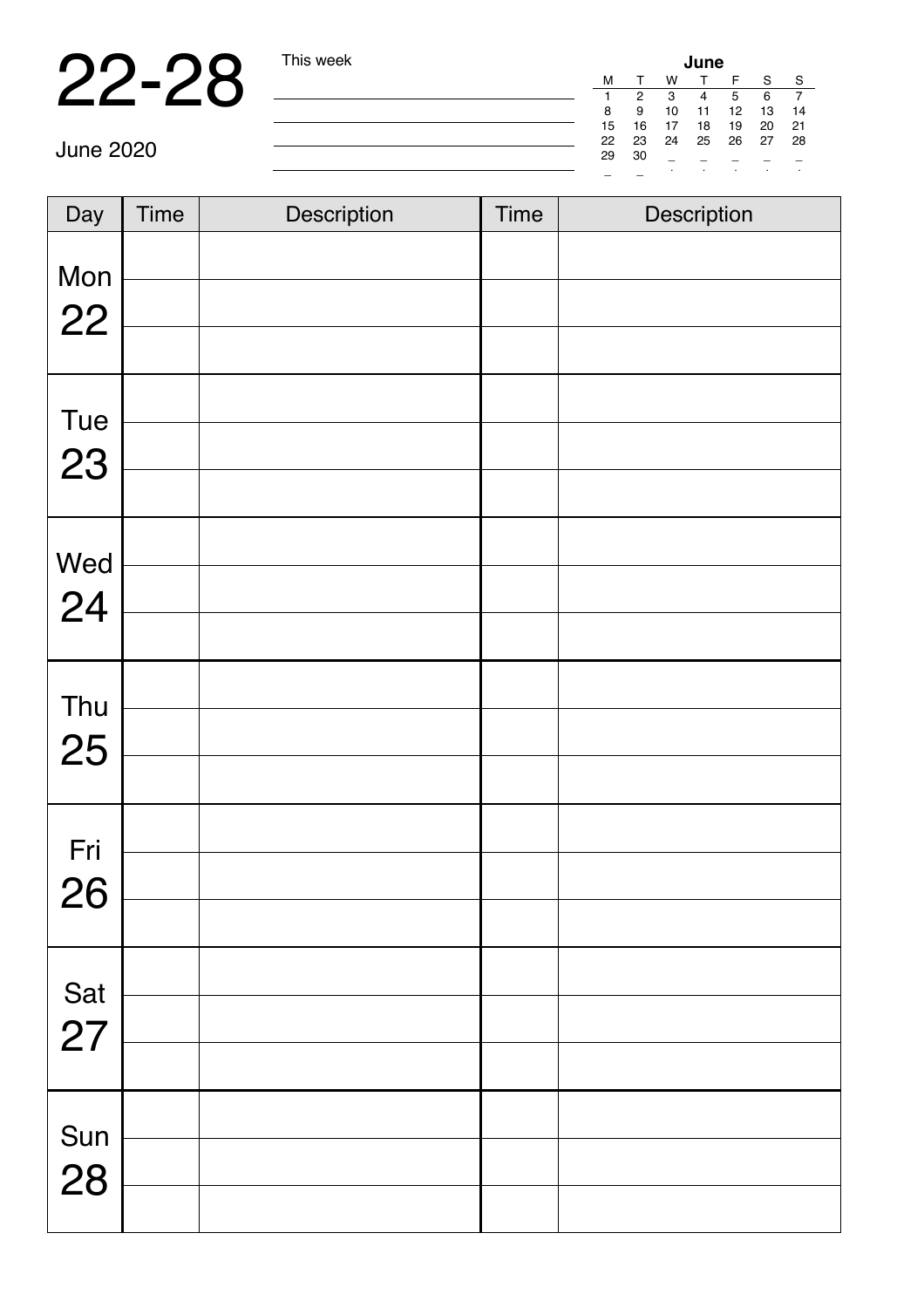# 22-28

June 2020

This week

| June | | | | | | |
|---|---|---|---|---|---|---|
| M | T | W | T | F | S | S |
| 1 | 2 | 3 | 4 | 5 | 6 | 7 |
| 8 | 9 | 10 | 11 | 12 | 13 | 14 |
| 15 | 16 | 17 | 18 | 19 | 20 | 21 |
| 22 | 23 | 24 | 25 | 26 | 27 | 28 |
| 29 | 30 | | | | | |

| Day | Time | Description | Time | Description |
|---|---|---|---|---|
| Mon 22 | | | | |
| | | | | |
| | | | | |
| Tue 23 | | | | |
| | | | | |
| | | | | |
| Wed 24 | | | | |
| | | | | |
| | | | | |
| Thu 25 | | | | |
| | | | | |
| | | | | |
| Fri 26 | | | | |
| | | | | |
| | | | | |
| Sat 27 | | | | |
| | | | | |
| | | | | |
| Sun 28 | | | | |
| | | | | |
| | | | | |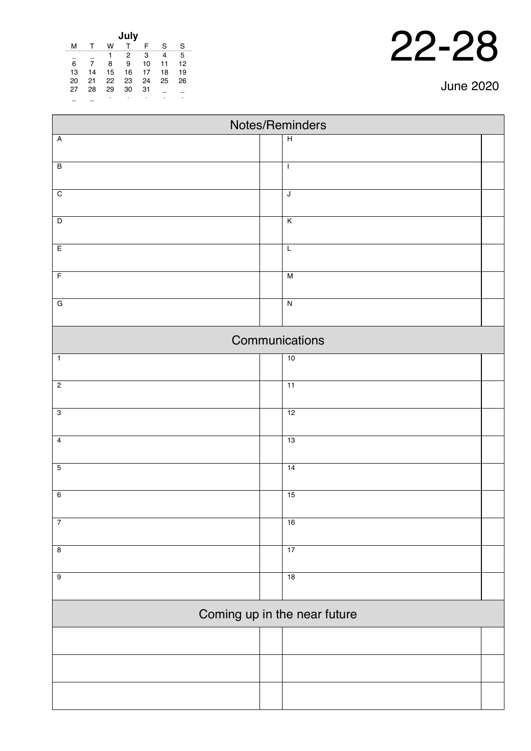| July | | | | | | |
|---|---|---|---|---|---|---|
| M | T | W | T | F | S | S |
| _ | _ | 1 | 2 | 3 | 4 | 5 |
| 6 | 7 | 8 | 9 | 10 | 11 | 12 |
| 13 | 14 | 15 | 16 | 17 | 18 | 19 |
| 20 | 21 | 22 | 23 | 24 | 25 | 26 |
| 27 | 28 | 29 | 30 | 31 | _ | _ |

# 22-28

June 2020

## Notes/Reminders

| | | | |
|---|---|---|---|
| A | | H | |
| B | | I | |
| C | | J | |
| D | | K | |
| E | | L | |
| F | | M | |
| G | | N | |

## Communications

| | | | |
|---|---|---|---|
| 1 | | 10 | |
| 2 | | 11 | |
| 3 | | 12 | |
| 4 | | 13 | |
| 5 | | 14 | |
| 6 | | 15 | |
| 7 | | 16 | |
| 8 | | 17 | |
| 9 | | 18 | |

## Coming up in the near future

| | | | |
|---|---|---|---|
| | | | |
| | | | |
| | | | |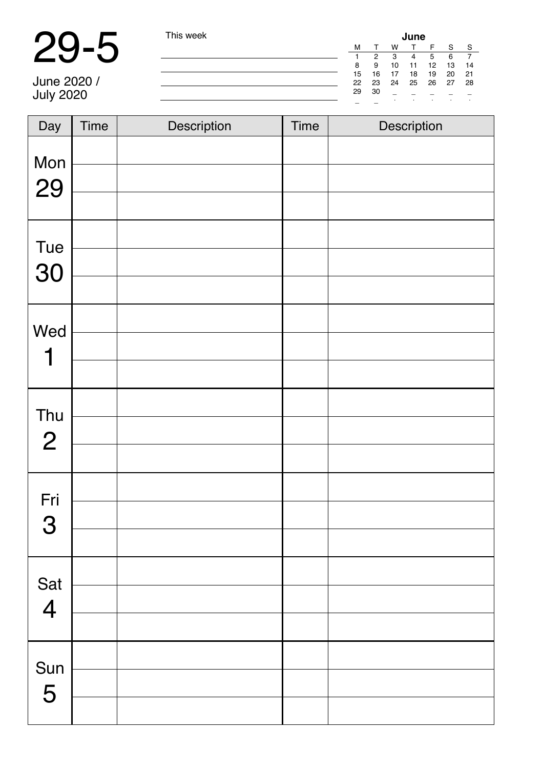# 29-5

June 2020 /
July 2020

This week

| June | | | | | | |
|---|---|---|---|---|---|---|
| M | T | W | T | F | S | S |
| 1 | 2 | 3 | 4 | 5 | 6 | 7 |
| 8 | 9 | 10 | 11 | 12 | 13 | 14 |
| 15 | 16 | 17 | 18 | 19 | 20 | 21 |
| 22 | 23 | 24 | 25 | 26 | 27 | 28 |
| 29 | 30 | | | | | |

| Day | Time | Description | Time | Description |
|---|---|---|---|---|
| Mon 29 | | | | |
| | | | | |
| | | | | |
| Tue 30 | | | | |
| | | | | |
| | | | | |
| Wed 1 | | | | |
| | | | | |
| | | | | |
| Thu 2 | | | | |
| | | | | |
| | | | | |
| Fri 3 | | | | |
| | | | | |
| | | | | |
| Sat 4 | | | | |
| | | | | |
| | | | | |
| Sun 5 | | | | |
| | | | | |
| | | | | |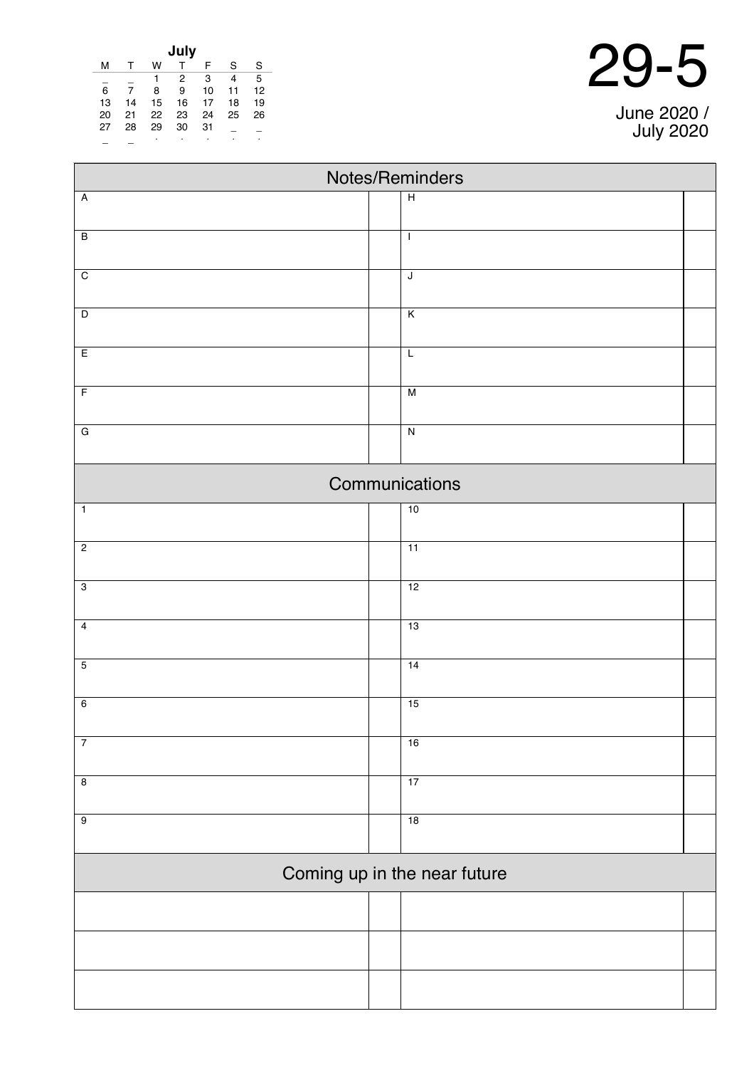| July | | | | | | |
|---|---|---|---|---|---|---|
| M | T | W | T | F | S | S |
| _ | _ | 1 | 2 | 3 | 4 | 5 |
| 6 | 7 | 8 | 9 | 10 | 11 | 12 |
| 13 | 14 | 15 | 16 | 17 | 18 | 19 |
| 20 | 21 | 22 | 23 | 24 | 25 | 26 |
| 27 | 28 | 29 | 30 | 31 | _ | _ |

# 29-5

June 2020 / July 2020

## Notes/Reminders

| | | | |
|---|---|---|---|
| A | | H | |
| B | | I | |
| C | | J | |
| D | | K | |
| E | | L | |
| F | | M | |
| G | | N | |

## Communications

| | | | |
|---|---|---|---|
| 1 | | 10 | |
| 2 | | 11 | |
| 3 | | 12 | |
| 4 | | 13 | |
| 5 | | 14 | |
| 6 | | 15 | |
| 7 | | 16 | |
| 8 | | 17 | |
| 9 | | 18 | |

## Coming up in the near future

| | | | |
|---|---|---|---|
| | | | |
| | | | |
| | | | |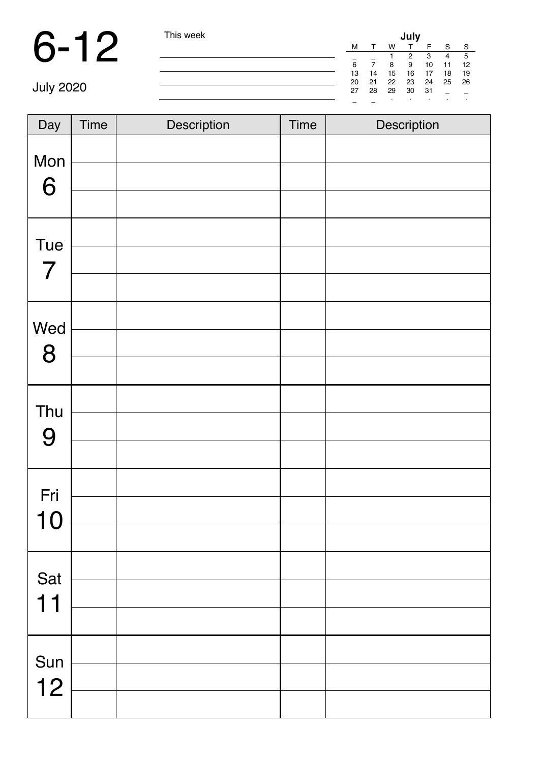# 6-12

July 2020

This week

| July | | | | | | |
|---|---|---|---|---|---|---|
| M | T | W | T | F | S | S |
| _ | _ | 1 | 2 | 3 | 4 | 5 |
| 6 | 7 | 8 | 9 | 10 | 11 | 12 |
| 13 | 14 | 15 | 16 | 17 | 18 | 19 |
| 20 | 21 | 22 | 23 | 24 | 25 | 26 |
| 27 | 28 | 29 | 30 | 31 | _ | _ |

| Day | Time | Description | Time | Description |
|---|---|---|---|---|
| Mon 6 | | | | |
| | | | | |
| | | | | |
| Tue 7 | | | | |
| | | | | |
| | | | | |
| Wed 8 | | | | |
| | | | | |
| | | | | |
| Thu 9 | | | | |
| | | | | |
| | | | | |
| Fri 10 | | | | |
| | | | | |
| | | | | |
| Sat 11 | | | | |
| | | | | |
| | | | | |
| Sun 12 | | | | |
| | | | | |
| | | | | |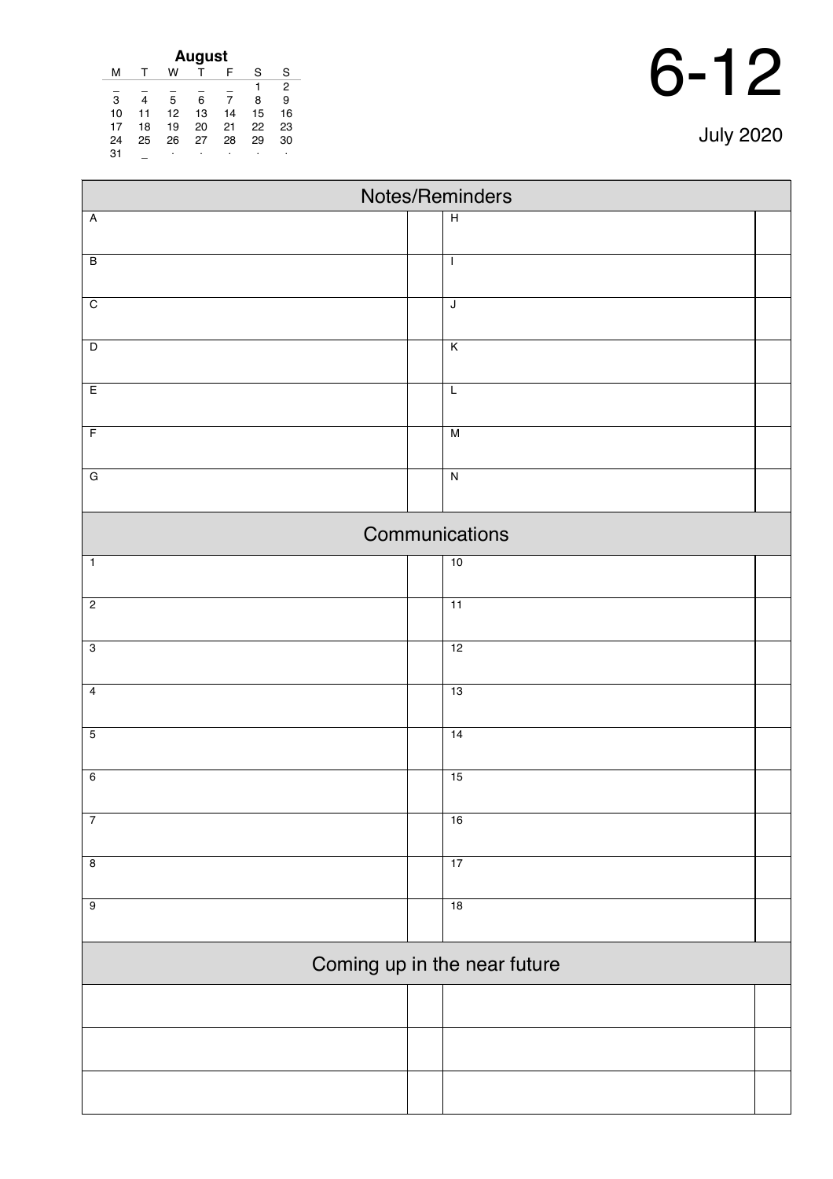| August | | | | | | |
|---|---|---|---|---|---|---|
| M | T | W | T | F | S | S |
| _ | _ | _ | _ | _ | 1 | 2 |
| 3 | 4 | 5 | 6 | 7 | 8 | 9 |
| 10 | 11 | 12 | 13 | 14 | 15 | 16 |
| 17 | 18 | 19 | 20 | 21 | 22 | 23 |
| 24 | 25 | 26 | 27 | 28 | 29 | 30 |
| 31 | _ | · | · | · | · | · |

# 6-12

July 2020

## Notes/Reminders

| | | | |
|---|---|---|---|
| A | | H | |
| B | | I | |
| C | | J | |
| D | | K | |
| E | | L | |
| F | | M | |
| G | | N | |

## Communications

| | | | |
|---|---|---|---|
| 1 | | 10 | |
| 2 | | 11 | |
| 3 | | 12 | |
| 4 | | 13 | |
| 5 | | 14 | |
| 6 | | 15 | |
| 7 | | 16 | |
| 8 | | 17 | |
| 9 | | 18 | |

## Coming up in the near future

| | | | |
|---|---|---|---|
| | | | |
| | | | |
| | | | |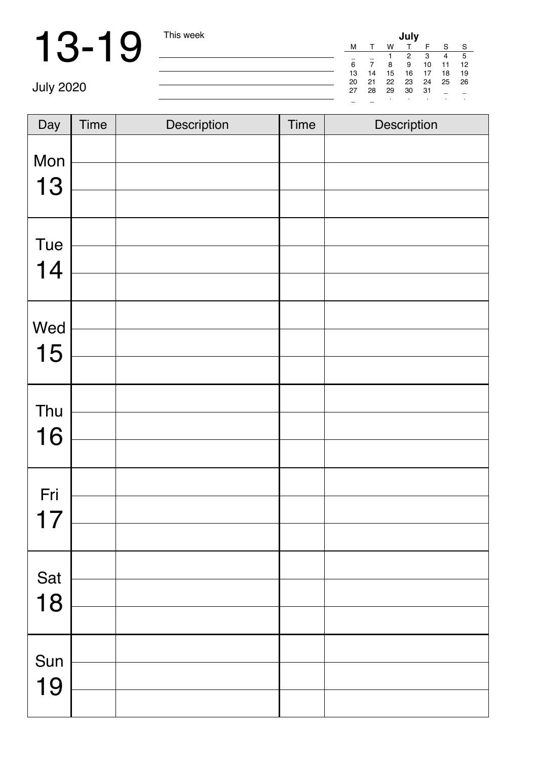# 13-19

July 2020

This week

| July | | | | | | |
|---|---|---|---|---|---|---|
| M | T | W | T | F | S | S |
| _ | _ | 1 | 2 | 3 | 4 | 5 |
| 6 | 7 | 8 | 9 | 10 | 11 | 12 |
| 13 | 14 | 15 | 16 | 17 | 18 | 19 |
| 20 | 21 | 22 | 23 | 24 | 25 | 26 |
| 27 | 28 | 29 | 30 | 31 | _ | _ |

| Day | Time | Description | Time | Description |
|---|---|---|---|---|
| Mon 13 | | | | |
| | | | | |
| | | | | |
| Tue 14 | | | | |
| | | | | |
| | | | | |
| Wed 15 | | | | |
| | | | | |
| | | | | |
| Thu 16 | | | | |
| | | | | |
| | | | | |
| Fri 17 | | | | |
| | | | | |
| | | | | |
| Sat 18 | | | | |
| | | | | |
| | | | | |
| Sun 19 | | | | |
| | | | | |
| | | | | |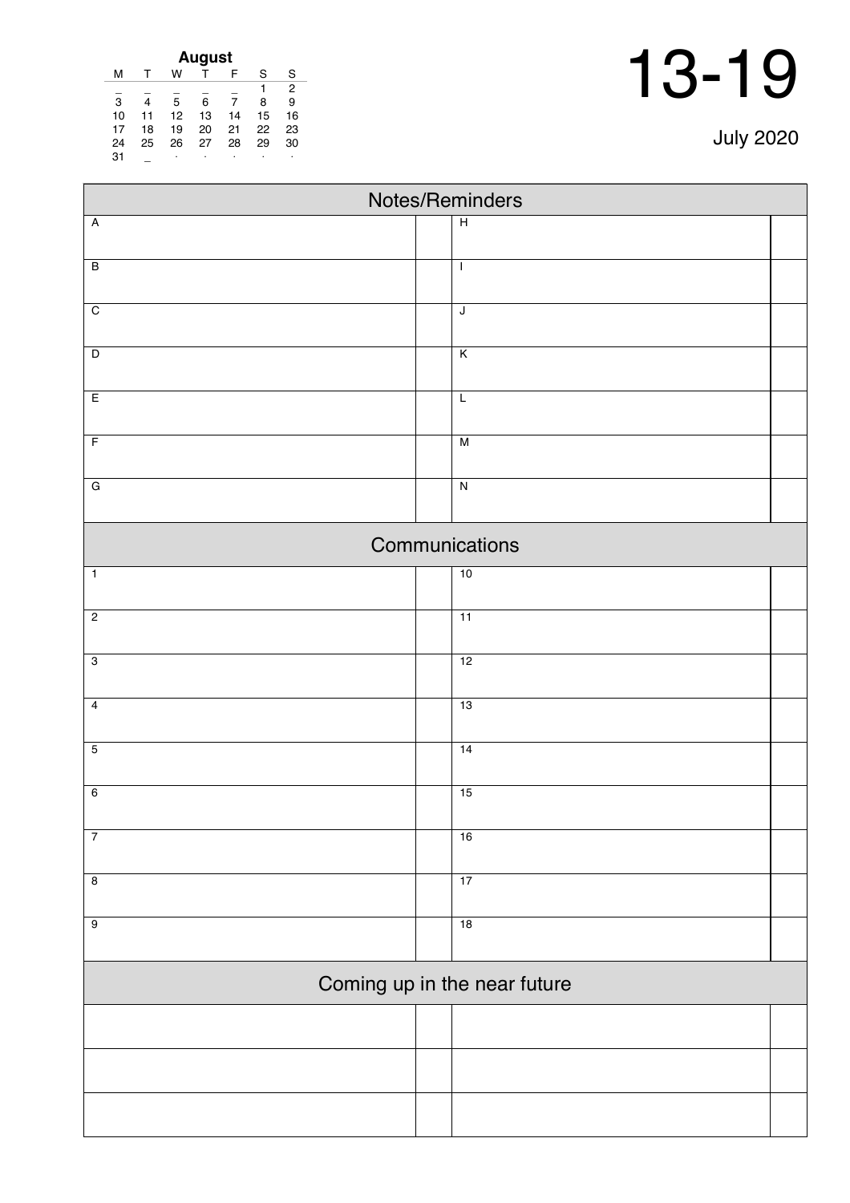**August**

| M | T | W | T | F | S | S |
|---|---|---|---|---|---|---|
| _ | _ | _ | _ | _ | 1 | 2 |
| 3 | 4 | 5 | 6 | 7 | 8 | 9 |
| 10 | 11 | 12 | 13 | 14 | 15 | 16 |
| 17 | 18 | 19 | 20 | 21 | 22 | 23 |
| 24 | 25 | 26 | 27 | 28 | 29 | 30 |
| 31 | _ | . | . | . | . | . |

# 13-19

July 2020

## Notes/Reminders

| | | | |
|---|---|---|---|
| A | | H | |
| B | | I | |
| C | | J | |
| D | | K | |
| E | | L | |
| F | | M | |
| G | | N | |

## Communications

| | | | |
|---|---|---|---|
| 1 | | 10 | |
| 2 | | 11 | |
| 3 | | 12 | |
| 4 | | 13 | |
| 5 | | 14 | |
| 6 | | 15 | |
| 7 | | 16 | |
| 8 | | 17 | |
| 9 | | 18 | |

## Coming up in the near future

| | | | |
|---|---|---|---|
| | | | |
| | | | |
| | | | |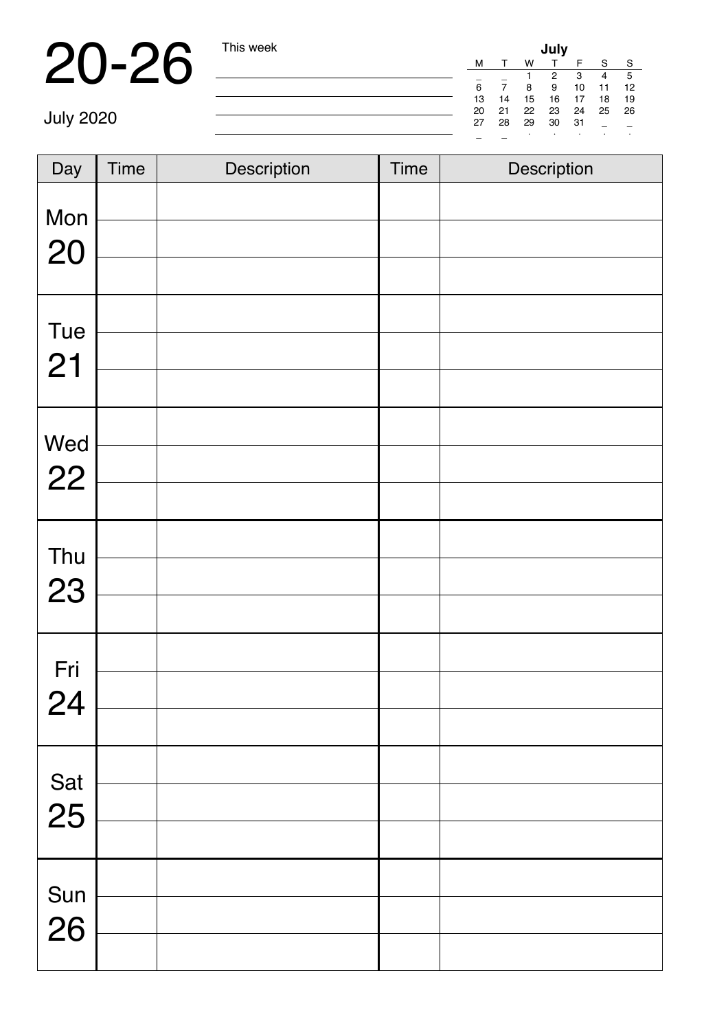# 20-26

July 2020

This week

| July | | | | | | |
|---|---|---|---|---|---|---|
| M | T | W | T | F | S | S |
| _ | _ | 1 | 2 | 3 | 4 | 5 |
| 6 | 7 | 8 | 9 | 10 | 11 | 12 |
| 13 | 14 | 15 | 16 | 17 | 18 | 19 |
| 20 | 21 | 22 | 23 | 24 | 25 | 26 |
| 27 | 28 | 29 | 30 | 31 | _ | _ |

| Day | Time | Description | Time | Description |
|---|---|---|---|---|
| Mon 20 | | | | |
| | | | | |
| | | | | |
| Tue 21 | | | | |
| | | | | |
| | | | | |
| Wed 22 | | | | |
| | | | | |
| | | | | |
| Thu 23 | | | | |
| | | | | |
| | | | | |
| Fri 24 | | | | |
| | | | | |
| | | | | |
| Sat 25 | | | | |
| | | | | |
| | | | | |
| Sun 26 | | | | |
| | | | | |
| | | | | |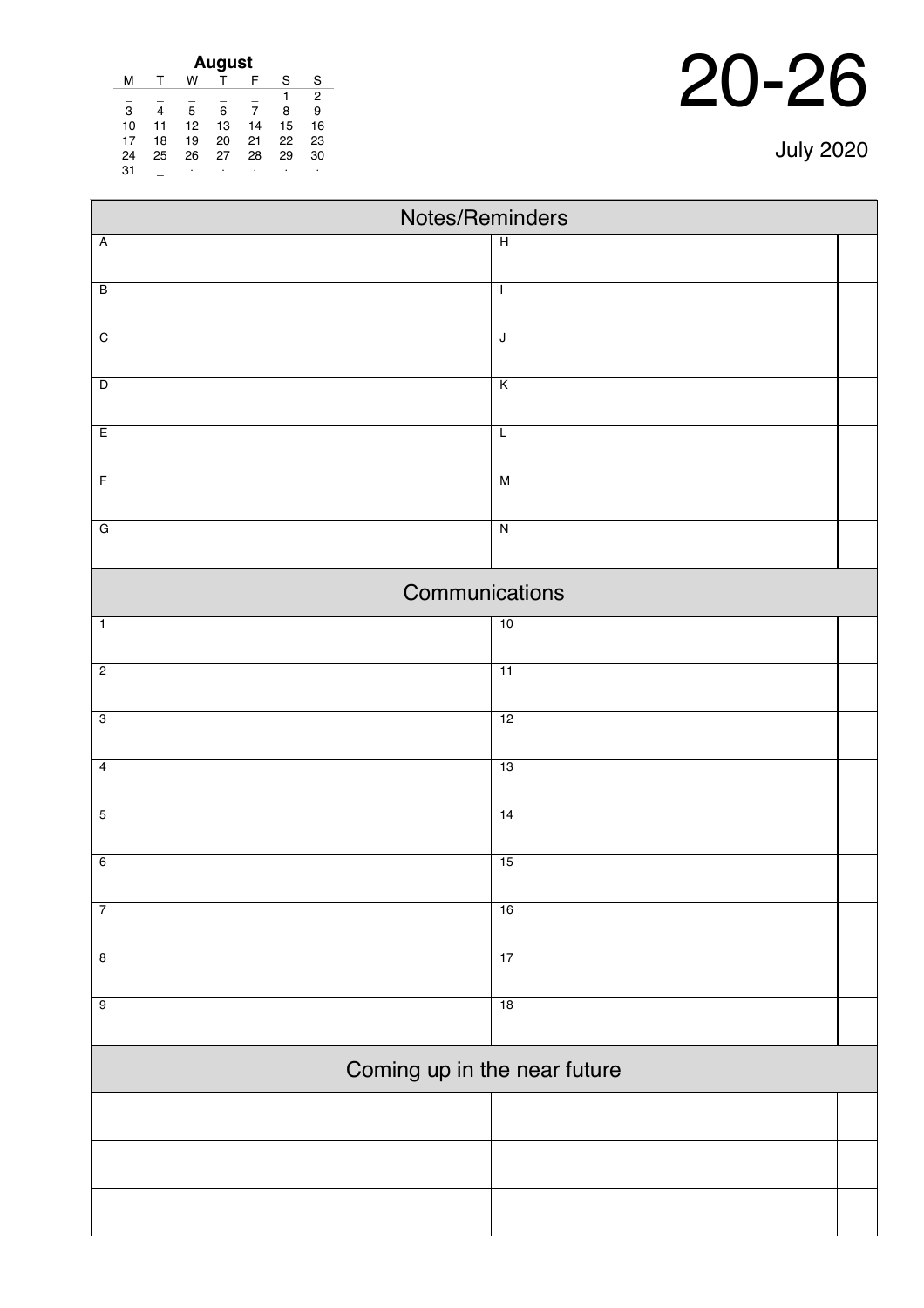| August | | | | | | |
|---|---|---|---|---|---|---|
| M | T | W | T | F | S | S |
| _ | _ | _ | _ | _ | 1 | 2 |
| 3 | 4 | 5 | 6 | 7 | 8 | 9 |
| 10 | 11 | 12 | 13 | 14 | 15 | 16 |
| 17 | 18 | 19 | 20 | 21 | 22 | 23 |
| 24 | 25 | 26 | 27 | 28 | 29 | 30 |
| 31 | _ | . | . | . | . | . |

# 20-26

July 2020

## Notes/Reminders

| | | | |
|---|---|---|---|
| A | | H | |
| B | | I | |
| C | | J | |
| D | | K | |
| E | | L | |
| F | | M | |
| G | | N | |

## Communications

| | | | |
|---|---|---|---|
| 1 | | 10 | |
| 2 | | 11 | |
| 3 | | 12 | |
| 4 | | 13 | |
| 5 | | 14 | |
| 6 | | 15 | |
| 7 | | 16 | |
| 8 | | 17 | |
| 9 | | 18 | |

## Coming up in the near future

| | | | |
|---|---|---|---|
| | | | |
| | | | |
| | | | |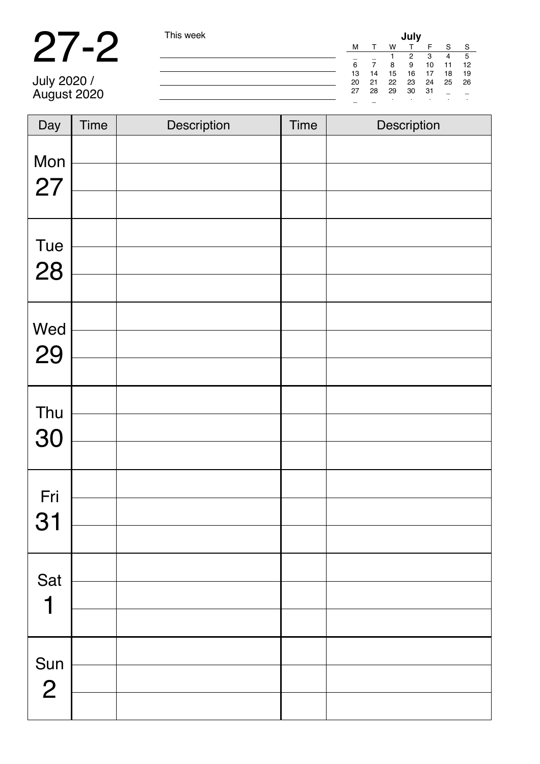# 27-2

July 2020 /
August 2020

This week

______________________________

______________________________

______________________________

______________________________

**July**

| M | T | W | T | F | S | S |
|---|---|---|---|---|---|---|
| _ | _ | 1 | 2 | 3 | 4 | 5 |
| 6 | 7 | 8 | 9 | 10 | 11 | 12 |
| 13 | 14 | 15 | 16 | 17 | 18 | 19 |
| 20 | 21 | 22 | 23 | 24 | 25 | 26 |
| 27 | 28 | 29 | 30 | 31 | _ | _ |

| Day | Time | Description | Time | Description |
|---|---|---|---|---|
| Mon 27 | | | | |
| | | | | |
| | | | | |
| Tue 28 | | | | |
| | | | | |
| | | | | |
| Wed 29 | | | | |
| | | | | |
| | | | | |
| Thu 30 | | | | |
| | | | | |
| | | | | |
| Fri 31 | | | | |
| | | | | |
| | | | | |
| Sat 1 | | | | |
| | | | | |
| | | | | |
| Sun 2 | | | | |
| | | | | |
| | | | | |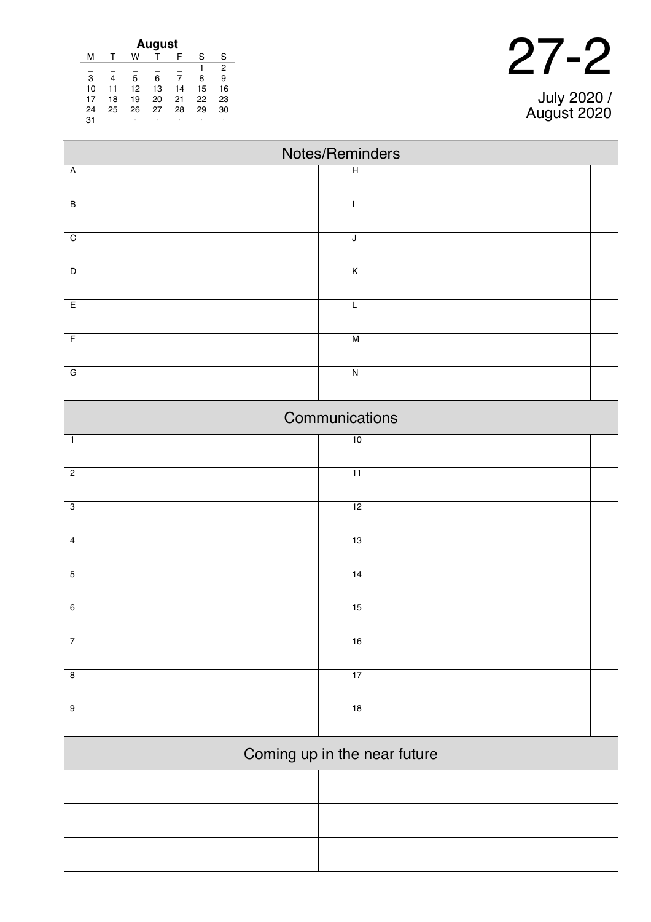| August | | | | | | |
|---|---|---|---|---|---|---|
| M | T | W | T | F | S | S |
| _ | _ | _ | _ | _ | 1 | 2 |
| 3 | 4 | 5 | 6 | 7 | 8 | 9 |
| 10 | 11 | 12 | 13 | 14 | 15 | 16 |
| 17 | 18 | 19 | 20 | 21 | 22 | 23 |
| 24 | 25 | 26 | 27 | 28 | 29 | 30 |
| 31 | _ | . | . | . | . | . |

# 27-2

July 2020 / August 2020

## Notes/Reminders

| | | | |
|---|---|---|---|
| A | | H | |
| B | | I | |
| C | | J | |
| D | | K | |
| E | | L | |
| F | | M | |
| G | | N | |

## Communications

| | | | |
|---|---|---|---|
| 1 | | 10 | |
| 2 | | 11 | |
| 3 | | 12 | |
| 4 | | 13 | |
| 5 | | 14 | |
| 6 | | 15 | |
| 7 | | 16 | |
| 8 | | 17 | |
| 9 | | 18 | |

## Coming up in the near future

| | | | |
|---|---|---|---|
| | | | |
| | | | |
| | | | |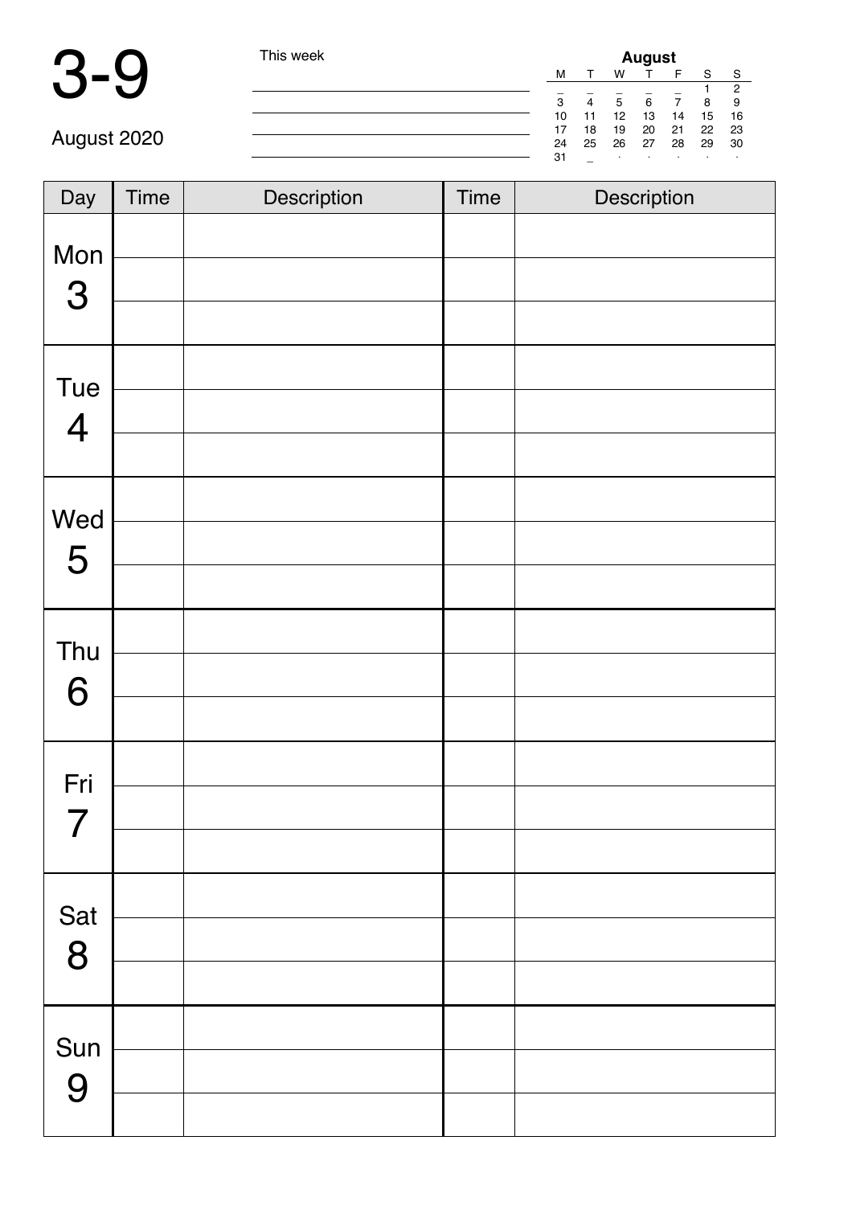# 3-9

August 2020

This week

| August | | | | | | |
|---|---|---|---|---|---|---|
| M | T | W | T | F | S | S |
| _ | _ | _ | _ | _ | 1 | 2 |
| 3 | 4 | 5 | 6 | 7 | 8 | 9 |
| 10 | 11 | 12 | 13 | 14 | 15 | 16 |
| 17 | 18 | 19 | 20 | 21 | 22 | 23 |
| 24 | 25 | 26 | 27 | 28 | 29 | 30 |
| 31 | _ | · | · | · | · | · |

| Day | Time | Description | Time | Description |
|---|---|---|---|---|
| Mon 3 | | | | |
| | | | | |
| | | | | |
| Tue 4 | | | | |
| | | | | |
| | | | | |
| Wed 5 | | | | |
| | | | | |
| | | | | |
| Thu 6 | | | | |
| | | | | |
| | | | | |
| Fri 7 | | | | |
| | | | | |
| | | | | |
| Sat 8 | | | | |
| | | | | |
| | | | | |
| Sun 9 | | | | |
| | | | | |
| | | | | |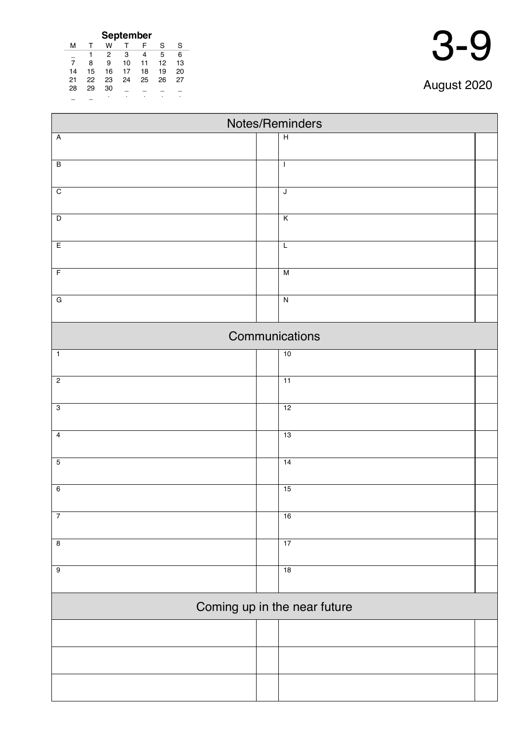**September**

| M | T | W | T | F | S | S |
|---|---|---|---|---|---|---|
| _ | 1 | 2 | 3 | 4 | 5 | 6 |
| 7 | 8 | 9 | 10 | 11 | 12 | 13 |
| 14 | 15 | 16 | 17 | 18 | 19 | 20 |
| 21 | 22 | 23 | 24 | 25 | 26 | 27 |
| 28 | 29 | 30 | _ | _ | _ | _ |
| _ | _ | . | . | . | . | . |

# 3-9

August 2020

## Notes/Reminders

| | | | |
|---|---|---|---|
| A | | H | |
| B | | I | |
| C | | J | |
| D | | K | |
| E | | L | |
| F | | M | |
| G | | N | |

## Communications

| | | | |
|---|---|---|---|
| 1 | | 10 | |
| 2 | | 11 | |
| 3 | | 12 | |
| 4 | | 13 | |
| 5 | | 14 | |
| 6 | | 15 | |
| 7 | | 16 | |
| 8 | | 17 | |
| 9 | | 18 | |

## Coming up in the near future

| | | | |
|---|---|---|---|
| | | | |
| | | | |
| | | | |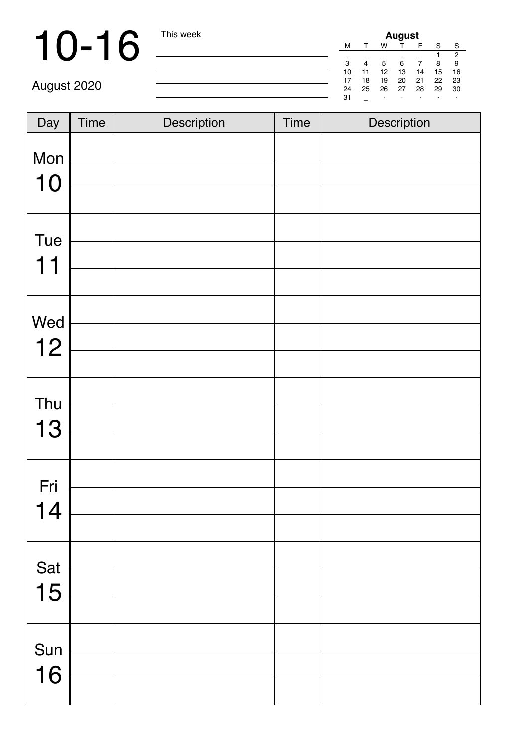# 10-16

August 2020

This week

| August | | | | | | |
|---|---|---|---|---|---|---|
| M | T | W | T | F | S | S |
| _ | _ | _ | _ | _ | 1 | 2 |
| 3 | 4 | 5 | 6 | 7 | 8 | 9 |
| 10 | 11 | 12 | 13 | 14 | 15 | 16 |
| 17 | 18 | 19 | 20 | 21 | 22 | 23 |
| 24 | 25 | 26 | 27 | 28 | 29 | 30 |
| 31 | _ | . | . | . | . | . |

| Day | Time | Description | Time | Description |
|---|---|---|---|---|
| Mon 10 | | | | |
| | | | | |
| | | | | |
| Tue 11 | | | | |
| | | | | |
| | | | | |
| Wed 12 | | | | |
| | | | | |
| | | | | |
| Thu 13 | | | | |
| | | | | |
| | | | | |
| Fri 14 | | | | |
| | | | | |
| | | | | |
| Sat 15 | | | | |
| | | | | |
| | | | | |
| Sun 16 | | | | |
| | | | | |
| | | | | |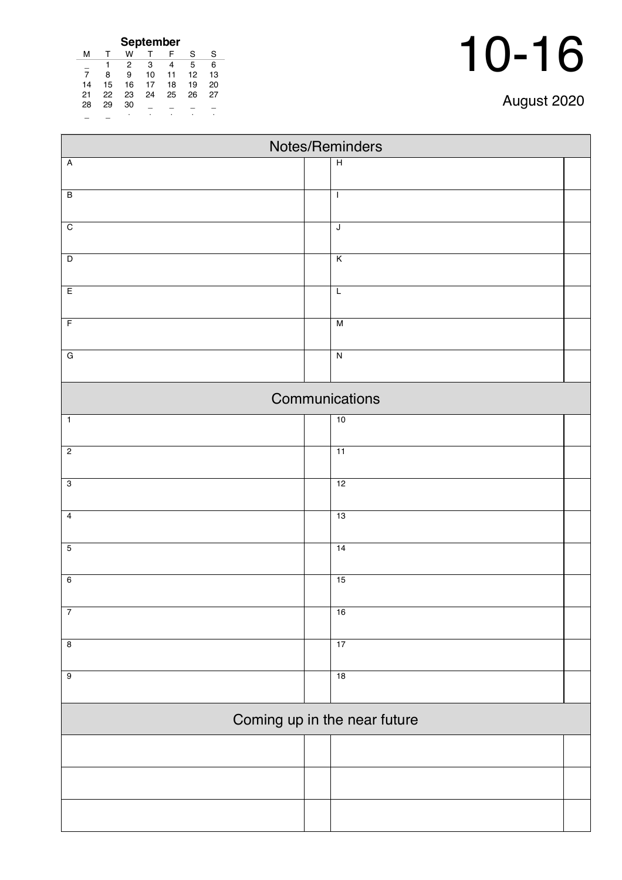# 10-16

August 2020

**September**

| M | T | W | T | F | S | S |
|---|---|---|---|---|---|---|
| _ | 1 | 2 | 3 | 4 | 5 | 6 |
| 7 | 8 | 9 | 10 | 11 | 12 | 13 |
| 14 | 15 | 16 | 17 | 18 | 19 | 20 |
| 21 | 22 | 23 | 24 | 25 | 26 | 27 |
| 28 | 29 | 30 | _ | _ | _ | _ |
| _ | _ | . | . | . | . | . |

## Notes/Reminders

| | | | |
|---|---|---|---|
| A | | H | |
| B | | I | |
| C | | J | |
| D | | K | |
| E | | L | |
| F | | M | |
| G | | N | |

## Communications

| | | | |
|---|---|---|---|
| 1 | | 10 | |
| 2 | | 11 | |
| 3 | | 12 | |
| 4 | | 13 | |
| 5 | | 14 | |
| 6 | | 15 | |
| 7 | | 16 | |
| 8 | | 17 | |
| 9 | | 18 | |

## Coming up in the near future

| | | | |
|---|---|---|---|
| | | | |
| | | | |
| | | | |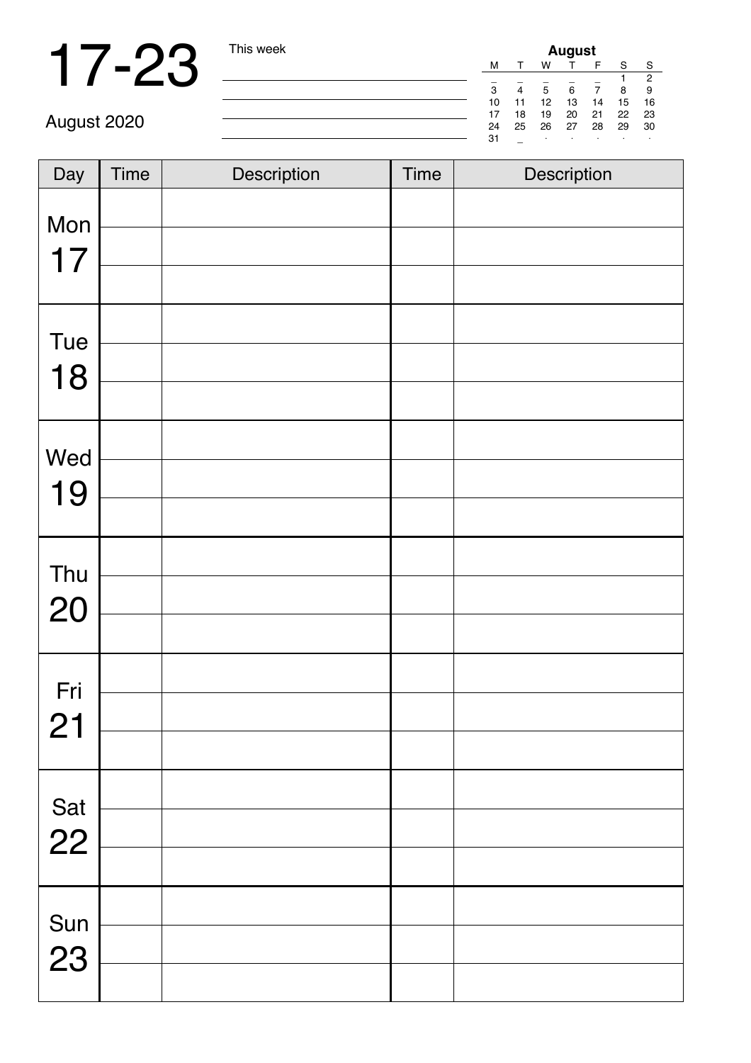# 17-23

August 2020

This week

| August | | | | | | |
|---|---|---|---|---|---|---|
| M | T | W | T | F | S | S |
| _ | _ | _ | _ | _ | 1 | 2 |
| 3 | 4 | 5 | 6 | 7 | 8 | 9 |
| 10 | 11 | 12 | 13 | 14 | 15 | 16 |
| 17 | 18 | 19 | 20 | 21 | 22 | 23 |
| 24 | 25 | 26 | 27 | 28 | 29 | 30 |
| 31 | _ | . | . | . | . | . |

| Day | Time | Description | Time | Description |
|---|---|---|---|---|
| Mon 17 | | | | |
| | | | | |
| | | | | |
| Tue 18 | | | | |
| | | | | |
| | | | | |
| Wed 19 | | | | |
| | | | | |
| | | | | |
| Thu 20 | | | | |
| | | | | |
| | | | | |
| Fri 21 | | | | |
| | | | | |
| | | | | |
| Sat 22 | | | | |
| | | | | |
| | | | | |
| Sun 23 | | | | |
| | | | | |
| | | | | |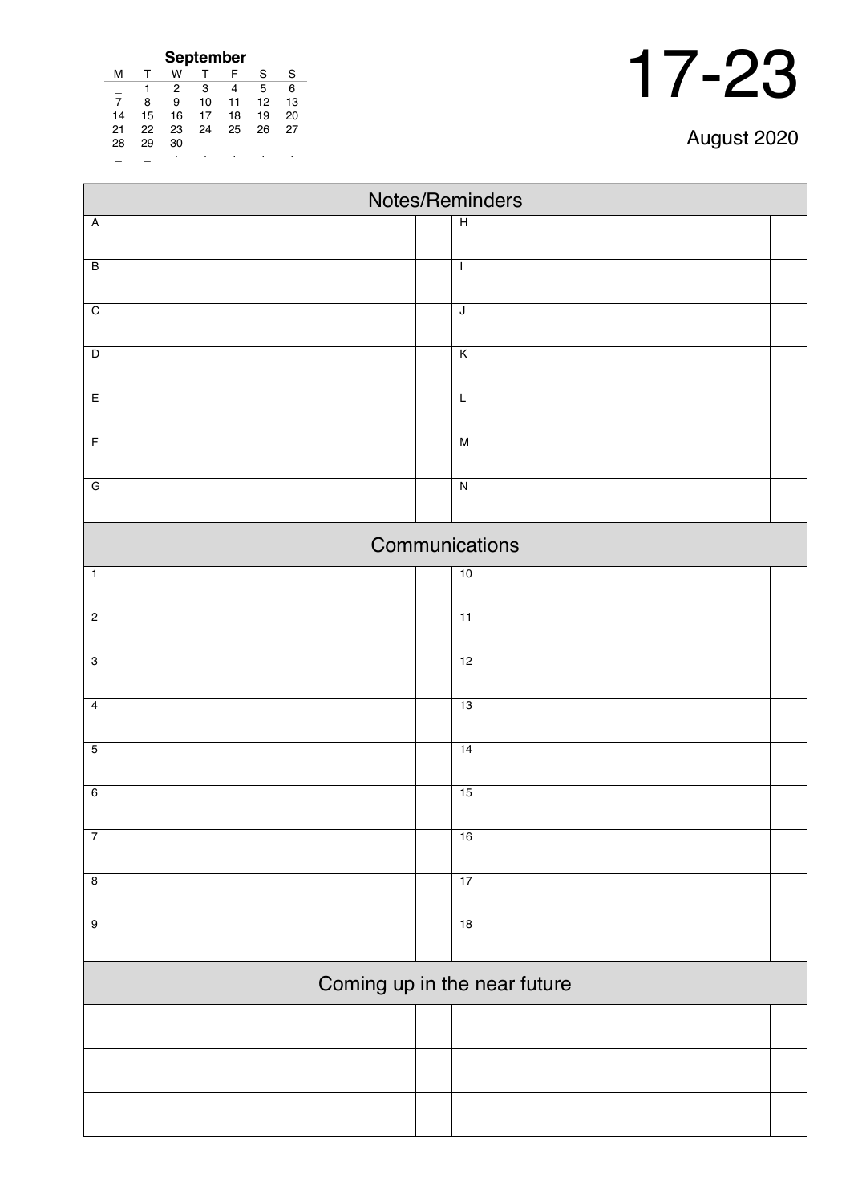**September**

| M | T | W | T | F | S | S |
|---|---|---|---|---|---|---|
| _ | 1 | 2 | 3 | 4 | 5 | 6 |
| 7 | 8 | 9 | 10 | 11 | 12 | 13 |
| 14 | 15 | 16 | 17 | 18 | 19 | 20 |
| 21 | 22 | 23 | 24 | 25 | 26 | 27 |
| 28 | 29 | 30 | _ | _ | _ | _ |
| _ | _ | . | . | . | . | . |

# 17-23

August 2020

| Notes/Reminders | | | |
|---|---|---|---|
| A | | H | |
| B | | I | |
| C | | J | |
| D | | K | |
| E | | L | |
| F | | M | |
| G | | N | |

| Communications | | | |
|---|---|---|---|
| 1 | | 10 | |
| 2 | | 11 | |
| 3 | | 12 | |
| 4 | | 13 | |
| 5 | | 14 | |
| 6 | | 15 | |
| 7 | | 16 | |
| 8 | | 17 | |
| 9 | | 18 | |

| Coming up in the near future | | | |
|---|---|---|---|
| | | | |
| | | | |
| | | | |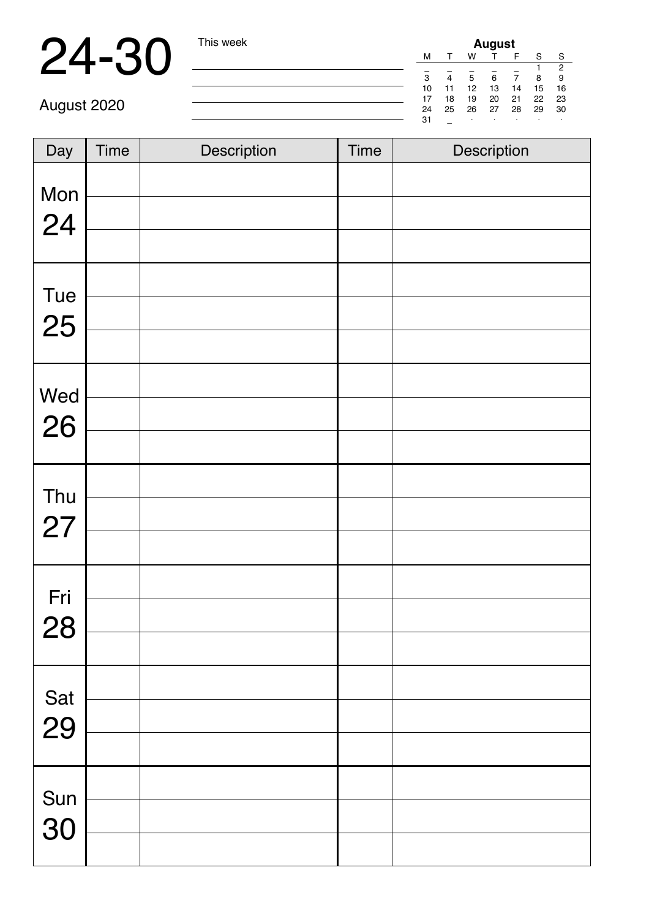# 24-30

August 2020

This week

| August | | | | | | |
|---|---|---|---|---|---|---|
| M | T | W | T | F | S | S |
| _ | _ | _ | _ | _ | 1 | 2 |
| 3 | 4 | 5 | 6 | 7 | 8 | 9 |
| 10 | 11 | 12 | 13 | 14 | 15 | 16 |
| 17 | 18 | 19 | 20 | 21 | 22 | 23 |
| 24 | 25 | 26 | 27 | 28 | 29 | 30 |
| 31 | _ | . | . | . | . | . |

| Day | Time | Description | Time | Description |
|---|---|---|---|---|
| Mon 24 | | | | |
| | | | | |
| | | | | |
| Tue 25 | | | | |
| | | | | |
| | | | | |
| Wed 26 | | | | |
| | | | | |
| | | | | |
| Thu 27 | | | | |
| | | | | |
| | | | | |
| Fri 28 | | | | |
| | | | | |
| | | | | |
| Sat 29 | | | | |
| | | | | |
| | | | | |
| Sun 30 | | | | |
| | | | | |
| | | | | |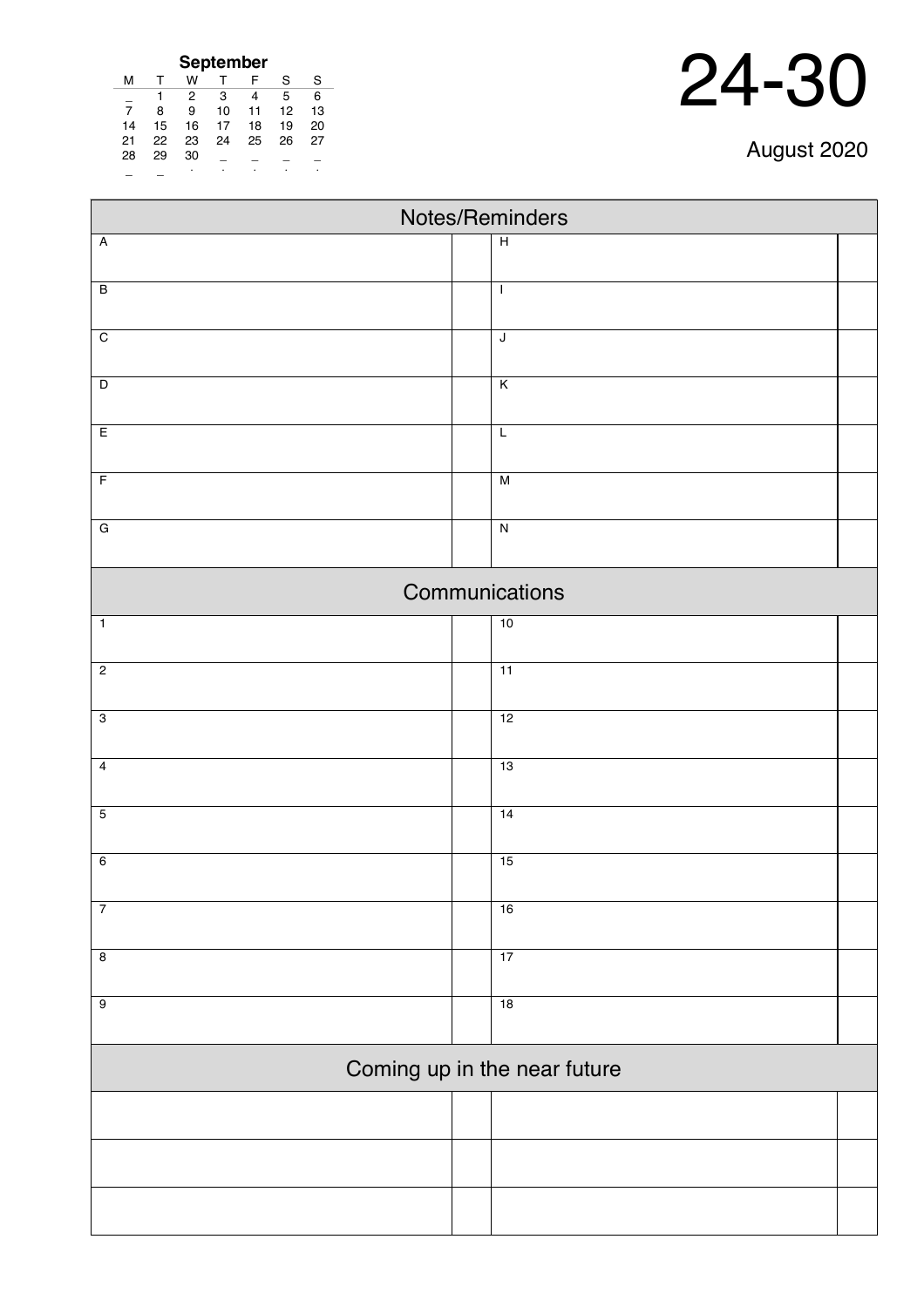**September**

| M | T | W | T | F | S | S |
|---|---|---|---|---|---|---|
| _ | 1 | 2 | 3 | 4 | 5 | 6 |
| 7 | 8 | 9 | 10 | 11 | 12 | 13 |
| 14 | 15 | 16 | 17 | 18 | 19 | 20 |
| 21 | 22 | 23 | 24 | 25 | 26 | 27 |
| 28 | 29 | 30 | _ | _ | _ | _ |
| _ | _ | . | . | . | . | . |

# 24-30

August 2020

## Notes/Reminders

| | | | |
|---|---|---|---|
| A | | H | |
| B | | I | |
| C | | J | |
| D | | K | |
| E | | L | |
| F | | M | |
| G | | N | |

## Communications

| | | | |
|---|---|---|---|
| 1 | | 10 | |
| 2 | | 11 | |
| 3 | | 12 | |
| 4 | | 13 | |
| 5 | | 14 | |
| 6 | | 15 | |
| 7 | | 16 | |
| 8 | | 17 | |
| 9 | | 18 | |

## Coming up in the near future

| | | | |
|---|---|---|---|
| | | | |
| | | | |
| | | | |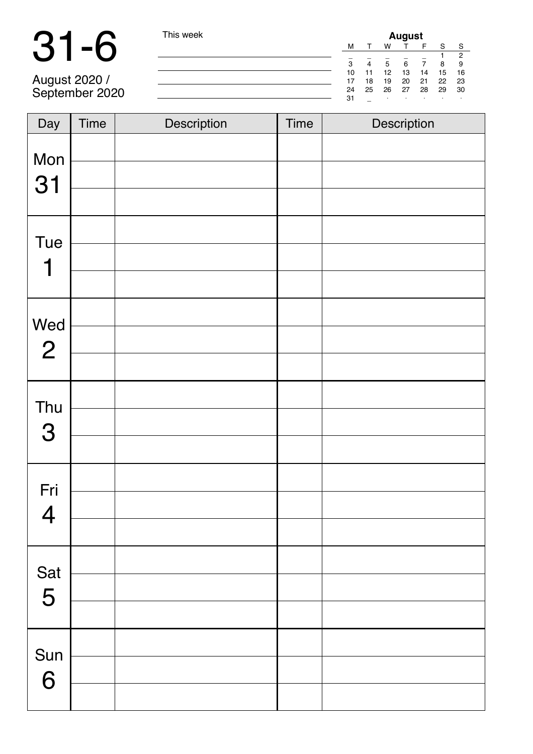# 31-6

August 2020 /
September 2020

This week

| August | | | | | | |
|---|---|---|---|---|---|---|
| M | T | W | T | F | S | S |
| _ | _ | _ | _ | _ | 1 | 2 |
| 3 | 4 | 5 | 6 | 7 | 8 | 9 |
| 10 | 11 | 12 | 13 | 14 | 15 | 16 |
| 17 | 18 | 19 | 20 | 21 | 22 | 23 |
| 24 | 25 | 26 | 27 | 28 | 29 | 30 |
| 31 | _ | . | . | . | . | . |

| Day | Time | Description | Time | Description |
|---|---|---|---|---|
| Mon 31 | | | | |
| | | | | |
| | | | | |
| Tue 1 | | | | |
| | | | | |
| | | | | |
| Wed 2 | | | | |
| | | | | |
| | | | | |
| Thu 3 | | | | |
| | | | | |
| | | | | |
| Fri 4 | | | | |
| | | | | |
| | | | | |
| Sat 5 | | | | |
| | | | | |
| | | | | |
| Sun 6 | | | | |
| | | | | |
| | | | | |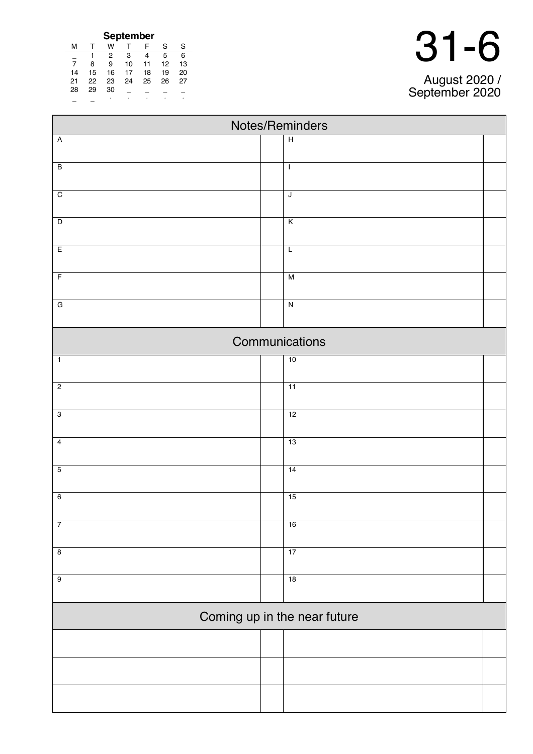**September**

| M | T | W | T | F | S | S |
|---|---|---|---|---|---|---|
| _ | 1 | 2 | 3 | 4 | 5 | 6 |
| 7 | 8 | 9 | 10 | 11 | 12 | 13 |
| 14 | 15 | 16 | 17 | 18 | 19 | 20 |
| 21 | 22 | 23 | 24 | 25 | 26 | 27 |
| 28 | 29 | 30 | _ | _ | _ | _ |
| _ | _ | . | . | . | . | . |

# 31-6

August 2020 /
September 2020

## Notes/Reminders

| | | | |
|---|---|---|---|
| A | | H | |
| B | | I | |
| C | | J | |
| D | | K | |
| E | | L | |
| F | | M | |
| G | | N | |

## Communications

| | | | |
|---|---|---|---|
| 1 | | 10 | |
| 2 | | 11 | |
| 3 | | 12 | |
| 4 | | 13 | |
| 5 | | 14 | |
| 6 | | 15 | |
| 7 | | 16 | |
| 8 | | 17 | |
| 9 | | 18 | |

## Coming up in the near future

| | | | |
|---|---|---|---|
| | | | |
| | | | |
| | | | |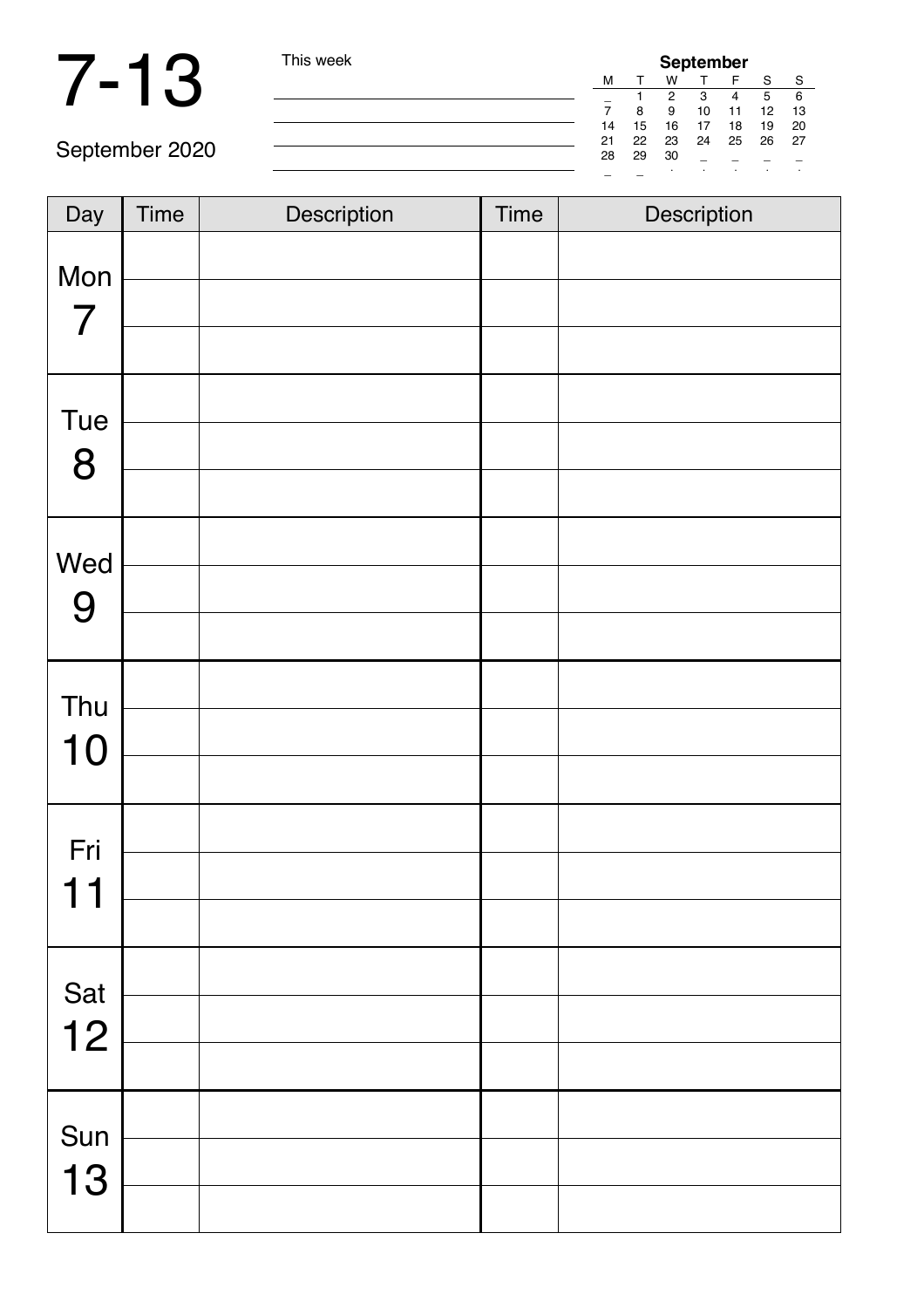# 7-13

September 2020

This week

| September | | | | | | |
|---|---|---|---|---|---|---|
| M | T | W | T | F | S | S |
| _ | 1 | 2 | 3 | 4 | 5 | 6 |
| 7 | 8 | 9 | 10 | 11 | 12 | 13 |
| 14 | 15 | 16 | 17 | 18 | 19 | 20 |
| 21 | 22 | 23 | 24 | 25 | 26 | 27 |
| 28 | 29 | 30 | _ | _ | _ | _ |

| Day | Time | Description | Time | Description |
|---|---|---|---|---|
| Mon 7 | | | | |
| | | | | |
| | | | | |
| Tue 8 | | | | |
| | | | | |
| | | | | |
| Wed 9 | | | | |
| | | | | |
| | | | | |
| Thu 10 | | | | |
| | | | | |
| | | | | |
| Fri 11 | | | | |
| | | | | |
| | | | | |
| Sat 12 | | | | |
| | | | | |
| | | | | |
| Sun 13 | | | | |
| | | | | |
| | | | | |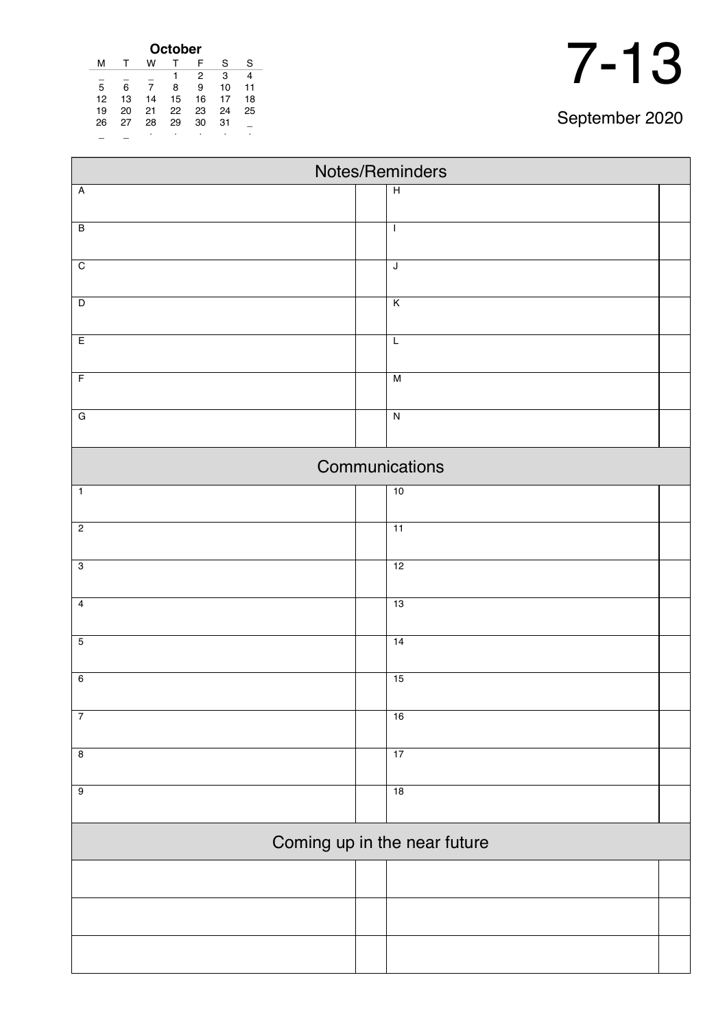**October**

| M | T | W | T | F | S | S |
|---|---|---|---|---|---|---|
| _ | _ | _ | 1 | 2 | 3 | 4 |
| 5 | 6 | 7 | 8 | 9 | 10 | 11 |
| 12 | 13 | 14 | 15 | 16 | 17 | 18 |
| 19 | 20 | 21 | 22 | 23 | 24 | 25 |
| 26 | 27 | 28 | 29 | 30 | 31 | _ |
| _ | _ | . | . | . | . | . |

# 7-13

September 2020

## Notes/Reminders

| | | | |
|---|---|---|---|
| A | | H | |
| B | | I | |
| C | | J | |
| D | | K | |
| E | | L | |
| F | | M | |
| G | | N | |

## Communications

| | | | |
|---|---|---|---|
| 1 | | 10 | |
| 2 | | 11 | |
| 3 | | 12 | |
| 4 | | 13 | |
| 5 | | 14 | |
| 6 | | 15 | |
| 7 | | 16 | |
| 8 | | 17 | |
| 9 | | 18 | |

## Coming up in the near future

| | | | |
|---|---|---|---|
| | | | |
| | | | |
| | | | |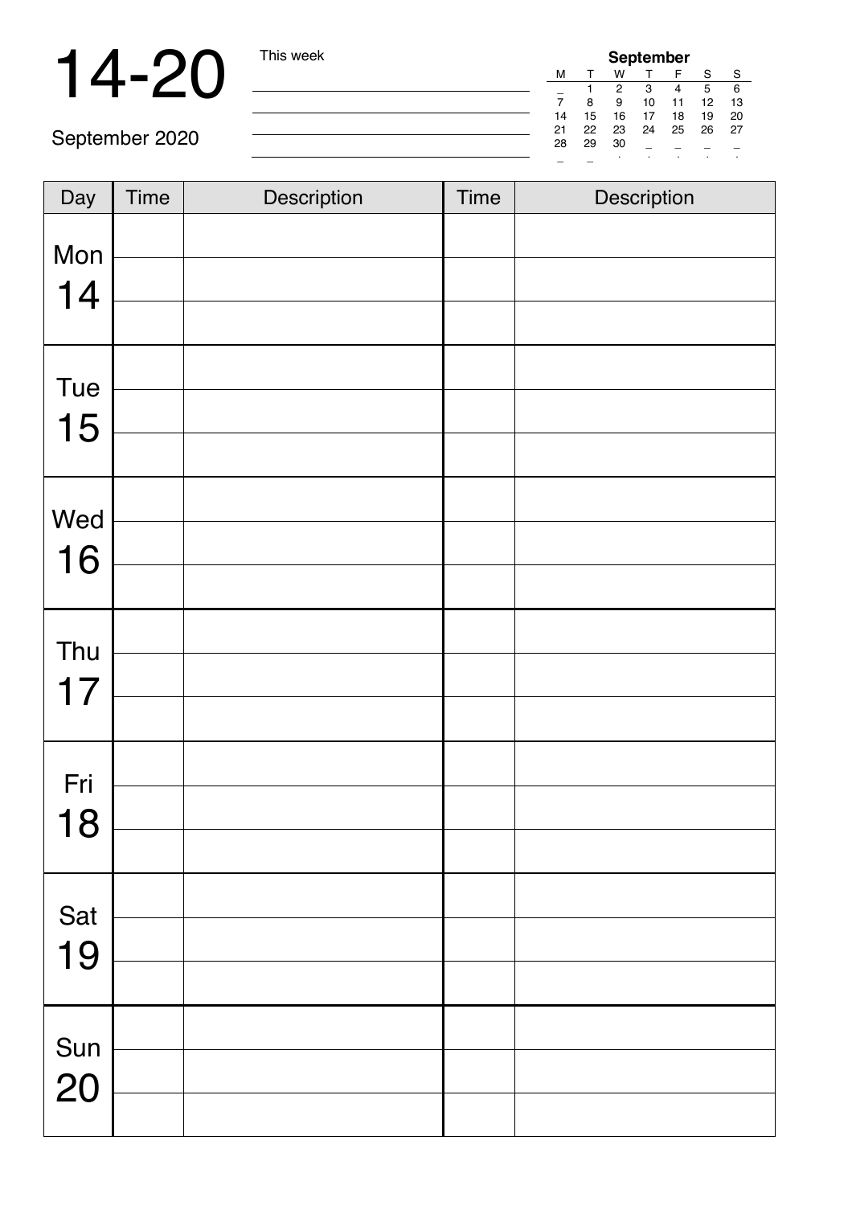# 14-20

September 2020

This week

**September**

| M | T | W | T | F | S | S |
|---|---|---|---|---|---|---|
| _ | 1 | 2 | 3 | 4 | 5 | 6 |
| 7 | 8 | 9 | 10 | 11 | 12 | 13 |
| 14 | 15 | 16 | 17 | 18 | 19 | 20 |
| 21 | 22 | 23 | 24 | 25 | 26 | 27 |
| 28 | 29 | 30 | _ | _ | _ | _ |

| Day | Time | Description | Time | Description |
|---|---|---|---|---|
| Mon 14 | | | | |
| | | | | |
| | | | | |
| Tue 15 | | | | |
| | | | | |
| | | | | |
| Wed 16 | | | | |
| | | | | |
| | | | | |
| Thu 17 | | | | |
| | | | | |
| | | | | |
| Fri 18 | | | | |
| | | | | |
| | | | | |
| Sat 19 | | | | |
| | | | | |
| | | | | |
| Sun 20 | | | | |
| | | | | |
| | | | | |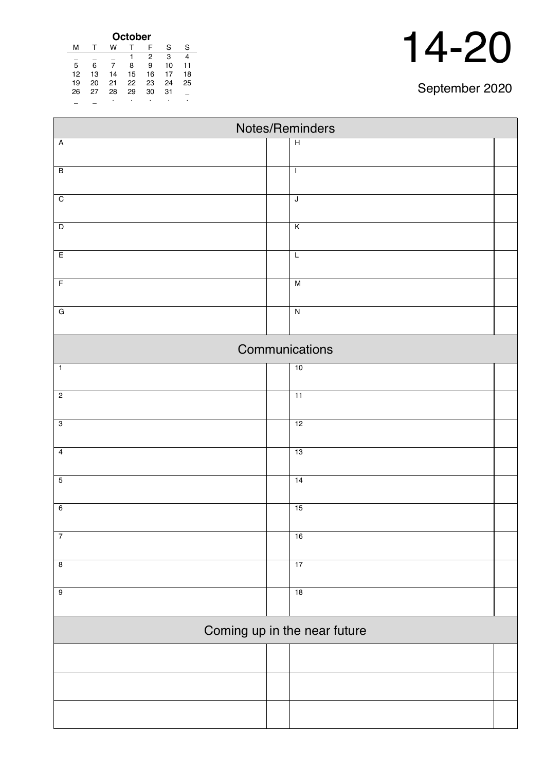**October**

| M | T | W | T | F | S | S |
|---|---|---|---|---|---|---|
| _ | _ | _ | 1 | 2 | 3 | 4 |
| 5 | 6 | 7 | 8 | 9 | 10 | 11 |
| 12 | 13 | 14 | 15 | 16 | 17 | 18 |
| 19 | 20 | 21 | 22 | 23 | 24 | 25 |
| 26 | 27 | 28 | 29 | 30 | 31 | _ |
| _ | _ | . | . | . | . | . |

# 14-20

September 2020

## Notes/Reminders

| | | | |
|---|---|---|---|
| A | | H | |
| B | | I | |
| C | | J | |
| D | | K | |
| E | | L | |
| F | | M | |
| G | | N | |

## Communications

| | | | |
|---|---|---|---|
| 1 | | 10 | |
| 2 | | 11 | |
| 3 | | 12 | |
| 4 | | 13 | |
| 5 | | 14 | |
| 6 | | 15 | |
| 7 | | 16 | |
| 8 | | 17 | |
| 9 | | 18 | |

## Coming up in the near future

| | | | |
|---|---|---|---|
| | | | |
| | | | |
| | | | |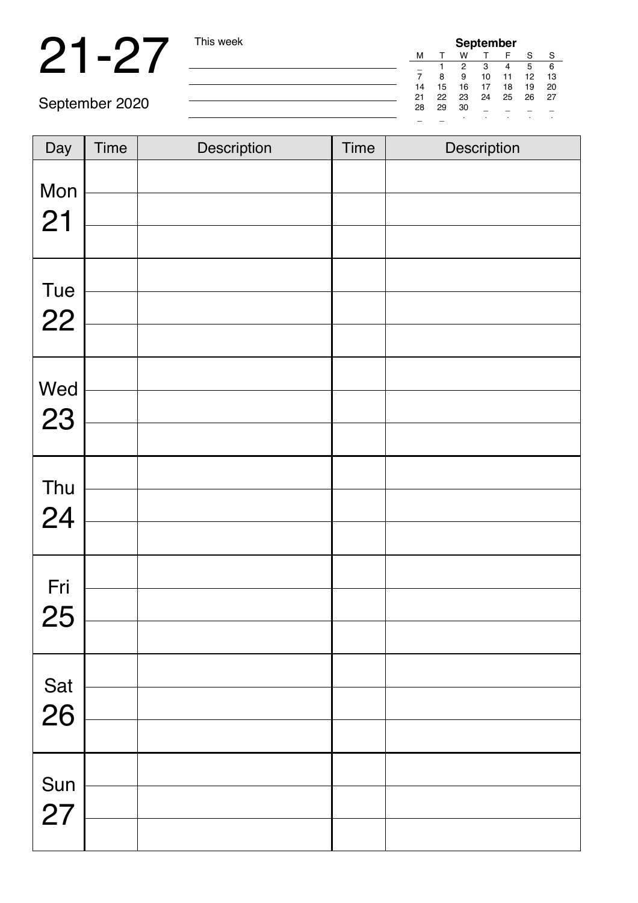# 21-27

September 2020

This week

| **September** | | | | | | |
|---|---|---|---|---|---|---|
| M | T | W | T | F | S | S |
| _ | 1 | 2 | 3 | 4 | 5 | 6 |
| 7 | 8 | 9 | 10 | 11 | 12 | 13 |
| 14 | 15 | 16 | 17 | 18 | 19 | 20 |
| 21 | 22 | 23 | 24 | 25 | 26 | 27 |
| 28 | 29 | 30 | _ | _ | _ | _ |

| Day | Time | Description | Time | Description |
|---|---|---|---|---|
| Mon 21 | | | | |
| | | | | |
| | | | | |
| Tue 22 | | | | |
| | | | | |
| | | | | |
| Wed 23 | | | | |
| | | | | |
| | | | | |
| Thu 24 | | | | |
| | | | | |
| | | | | |
| Fri 25 | | | | |
| | | | | |
| | | | | |
| Sat 26 | | | | |
| | | | | |
| | | | | |
| Sun 27 | | | | |
| | | | | |
| | | | | |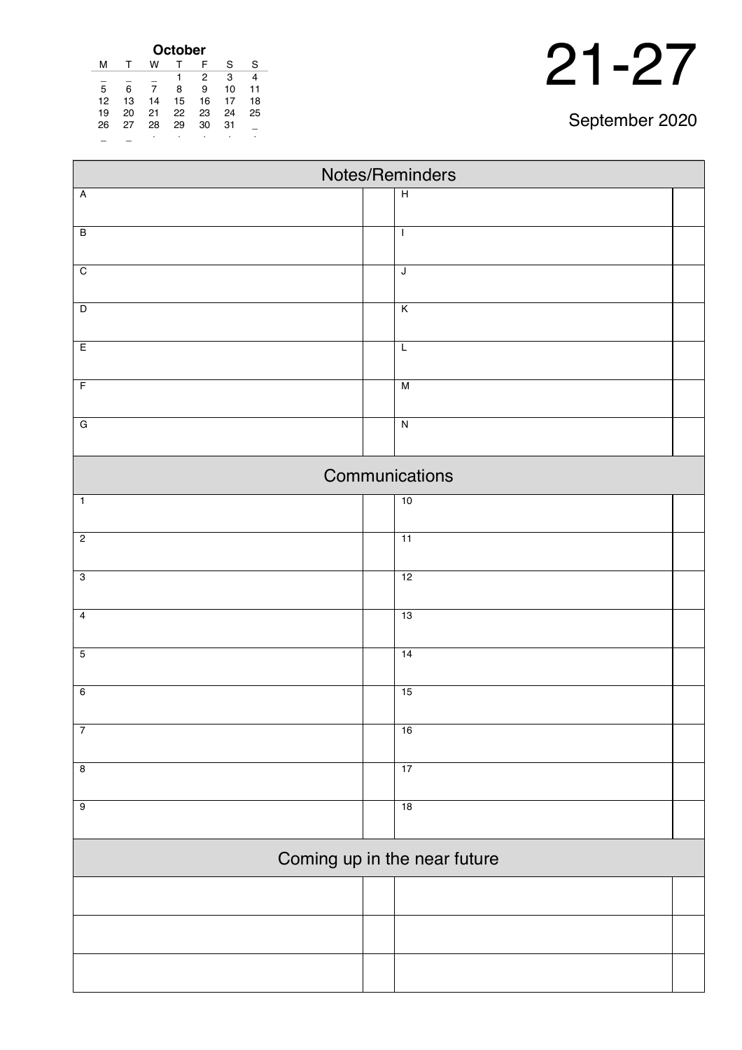| October | | | | | | |
|---|---|---|---|---|---|---|
| M | T | W | T | F | S | S |
| _ | _ | _ | 1 | 2 | 3 | 4 |
| 5 | 6 | 7 | 8 | 9 | 10 | 11 |
| 12 | 13 | 14 | 15 | 16 | 17 | 18 |
| 19 | 20 | 21 | 22 | 23 | 24 | 25 |
| 26 | 27 | 28 | 29 | 30 | 31 | _ |

# 21-27

September 2020

## Notes/Reminders

| | | | |
|---|---|---|---|
| A | | H | |
| B | | I | |
| C | | J | |
| D | | K | |
| E | | L | |
| F | | M | |
| G | | N | |

## Communications

| | | | |
|---|---|---|---|
| 1 | | 10 | |
| 2 | | 11 | |
| 3 | | 12 | |
| 4 | | 13 | |
| 5 | | 14 | |
| 6 | | 15 | |
| 7 | | 16 | |
| 8 | | 17 | |
| 9 | | 18 | |

## Coming up in the near future

| | | | |
|---|---|---|---|
| | | | |
| | | | |
| | | | |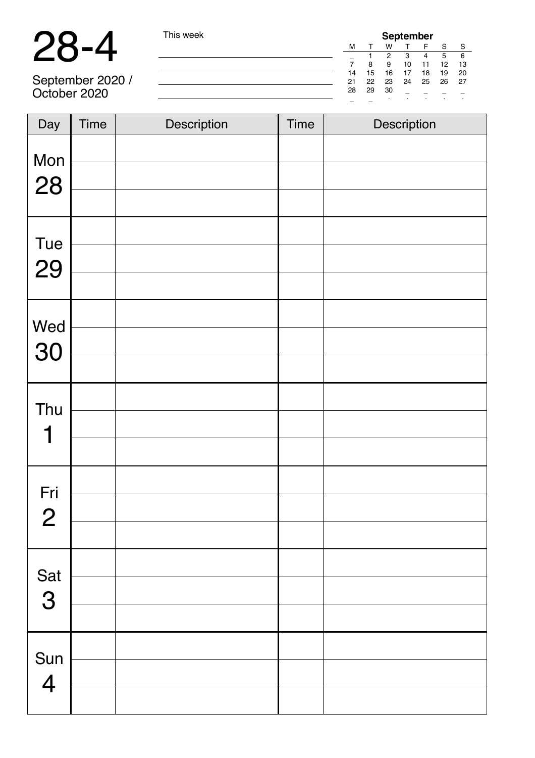# 28-4

September 2020 / October 2020

This week

**September**

| M | T | W | T | F | S | S |
|---|---|---|---|---|---|---|
| _ | 1 | 2 | 3 | 4 | 5 | 6 |
| 7 | 8 | 9 | 10 | 11 | 12 | 13 |
| 14 | 15 | 16 | 17 | 18 | 19 | 20 |
| 21 | 22 | 23 | 24 | 25 | 26 | 27 |
| 28 | 29 | 30 | _ | _ | _ | _ |

| Day | Time | Description | Time | Description |
|---|---|---|---|---|
| Mon 28 | | | | |
| | | | | |
| | | | | |
| Tue 29 | | | | |
| | | | | |
| | | | | |
| Wed 30 | | | | |
| | | | | |
| | | | | |
| Thu 1 | | | | |
| | | | | |
| | | | | |
| Fri 2 | | | | |
| | | | | |
| | | | | |
| Sat 3 | | | | |
| | | | | |
| | | | | |
| Sun 4 | | | | |
| | | | | |
| | | | | |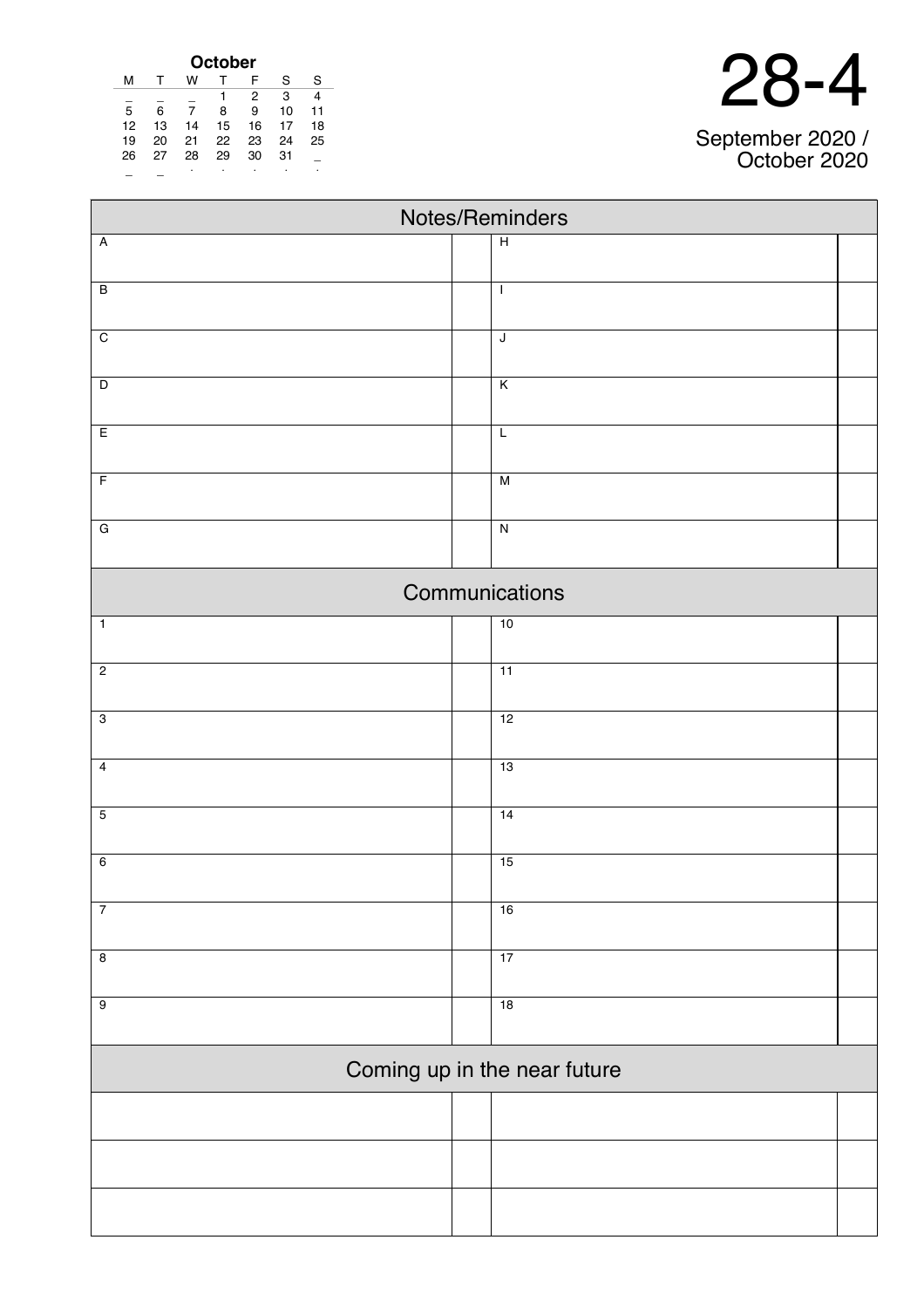**October**

| M | T | W | T | F | S | S |
|---|---|---|---|---|---|---|
| _ | _ | _ | 1 | 2 | 3 | 4 |
| 5 | 6 | 7 | 8 | 9 | 10 | 11 |
| 12 | 13 | 14 | 15 | 16 | 17 | 18 |
| 19 | 20 | 21 | 22 | 23 | 24 | 25 |
| 26 | 27 | 28 | 29 | 30 | 31 | _ |
| _ | _ | . | . | . | . | . |

# 28-4

September 2020 / October 2020

## Notes/Reminders

| | | | |
|---|---|---|---|
| A | | H | |
| B | | I | |
| C | | J | |
| D | | K | |
| E | | L | |
| F | | M | |
| G | | N | |

## Communications

| | | | |
|---|---|---|---|
| 1 | | 10 | |
| 2 | | 11 | |
| 3 | | 12 | |
| 4 | | 13 | |
| 5 | | 14 | |
| 6 | | 15 | |
| 7 | | 16 | |
| 8 | | 17 | |
| 9 | | 18 | |

## Coming up in the near future

| | | | |
|---|---|---|---|
| | | | |
| | | | |
| | | | |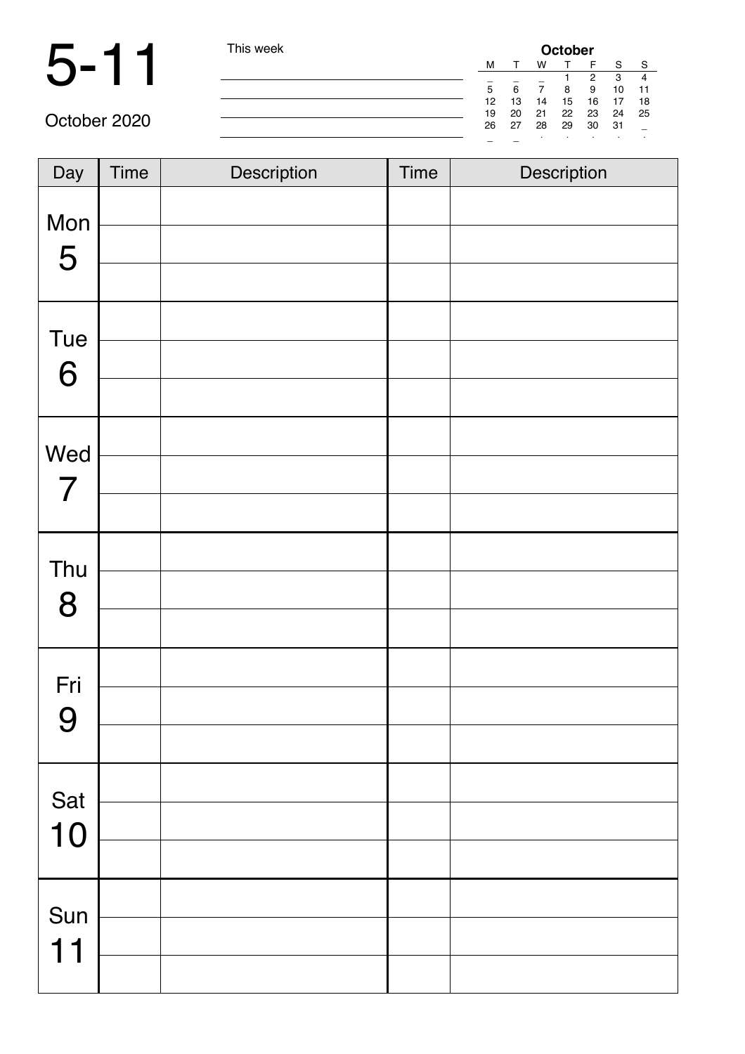# 5-11

October 2020

This week

| October | | | | | | |
|---|---|---|---|---|---|---|
| M | T | W | T | F | S | S |
| _ | _ | _ | 1 | 2 | 3 | 4 |
| 5 | 6 | 7 | 8 | 9 | 10 | 11 |
| 12 | 13 | 14 | 15 | 16 | 17 | 18 |
| 19 | 20 | 21 | 22 | 23 | 24 | 25 |
| 26 | 27 | 28 | 29 | 30 | 31 | _ |

| Day | Time | Description | Time | Description |
|---|---|---|---|---|
| Mon 5 | | | | |
| | | | | |
| | | | | |
| Tue 6 | | | | |
| | | | | |
| | | | | |
| Wed 7 | | | | |
| | | | | |
| | | | | |
| Thu 8 | | | | |
| | | | | |
| | | | | |
| Fri 9 | | | | |
| | | | | |
| | | | | |
| Sat 10 | | | | |
| | | | | |
| | | | | |
| Sun 11 | | | | |
| | | | | |
| | | | | |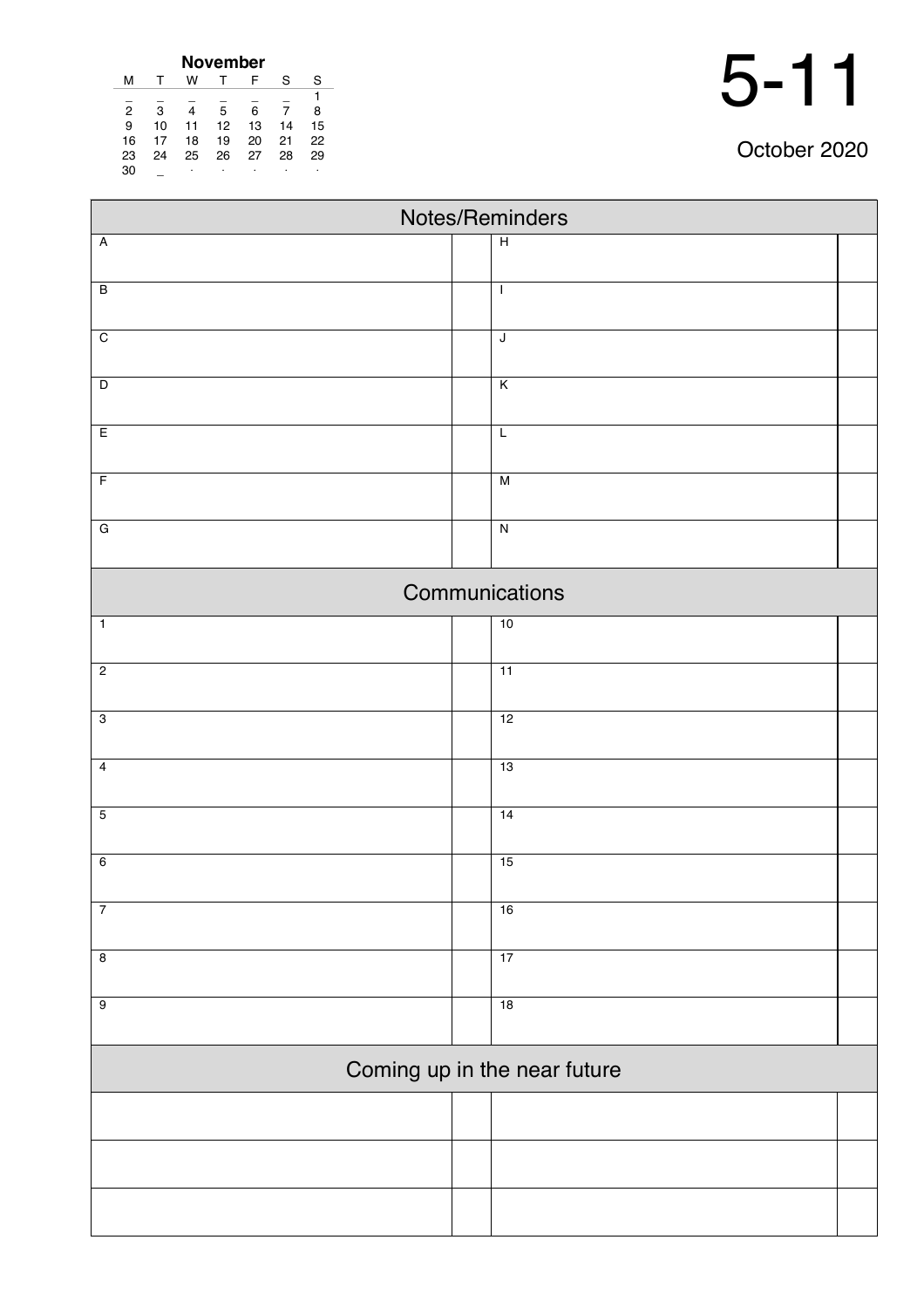| November | | | | | | |
|---|---|---|---|---|---|---|
| M | T | W | T | F | S | S |
| _ | _ | _ | _ | _ | _ | 1 |
| 2 | 3 | 4 | 5 | 6 | 7 | 8 |
| 9 | 10 | 11 | 12 | 13 | 14 | 15 |
| 16 | 17 | 18 | 19 | 20 | 21 | 22 |
| 23 | 24 | 25 | 26 | 27 | 28 | 29 |
| 30 | _ | · | · | · | · | · |

# 5-11

October 2020

## Notes/Reminders

| | | | |
|---|---|---|---|
| A | | H | |
| B | | I | |
| C | | J | |
| D | | K | |
| E | | L | |
| F | | M | |
| G | | N | |

## Communications

| | | | |
|---|---|---|---|
| 1 | | 10 | |
| 2 | | 11 | |
| 3 | | 12 | |
| 4 | | 13 | |
| 5 | | 14 | |
| 6 | | 15 | |
| 7 | | 16 | |
| 8 | | 17 | |
| 9 | | 18 | |

## Coming up in the near future

| | | | |
|---|---|---|---|
| | | | |
| | | | |
| | | | |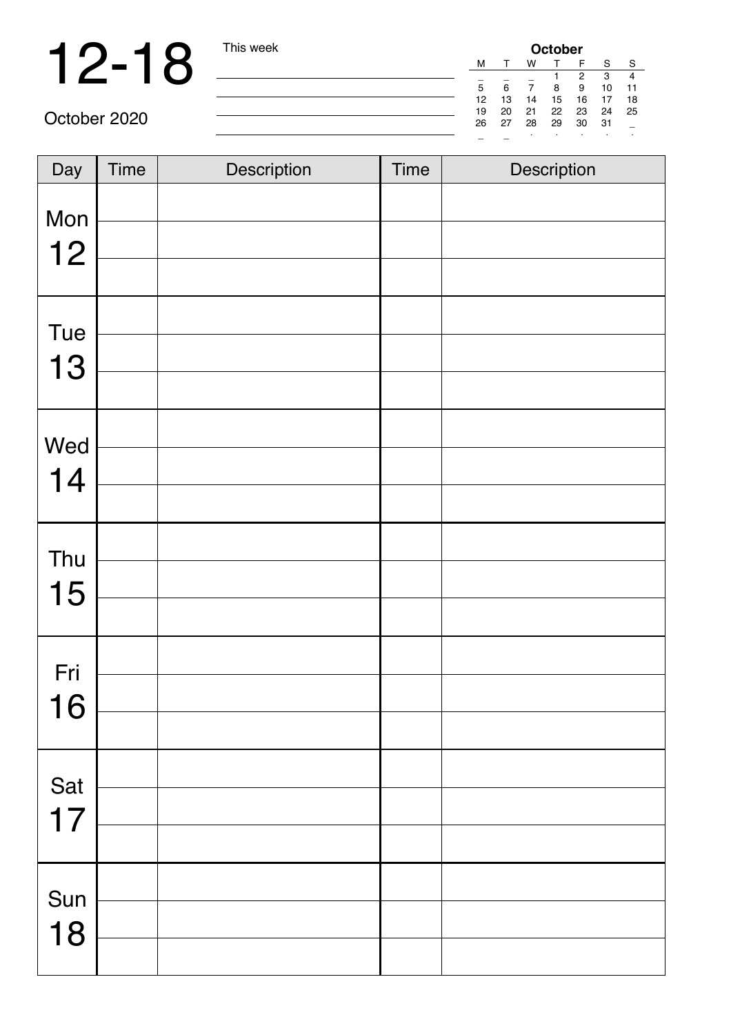# 12-18

October 2020

This week

| October | | | | | | |
|---|---|---|---|---|---|---|
| M | T | W | T | F | S | S |
| _ | _ | _ | 1 | 2 | 3 | 4 |
| 5 | 6 | 7 | 8 | 9 | 10 | 11 |
| 12 | 13 | 14 | 15 | 16 | 17 | 18 |
| 19 | 20 | 21 | 22 | 23 | 24 | 25 |
| 26 | 27 | 28 | 29 | 30 | 31 | _ |

| Day | Time | Description | Time | Description |
|---|---|---|---|---|
| Mon 12 | | | | |
| | | | | |
| | | | | |
| Tue 13 | | | | |
| | | | | |
| | | | | |
| Wed 14 | | | | |
| | | | | |
| | | | | |
| Thu 15 | | | | |
| | | | | |
| | | | | |
| Fri 16 | | | | |
| | | | | |
| | | | | |
| Sat 17 | | | | |
| | | | | |
| | | | | |
| Sun 18 | | | | |
| | | | | |
| | | | | |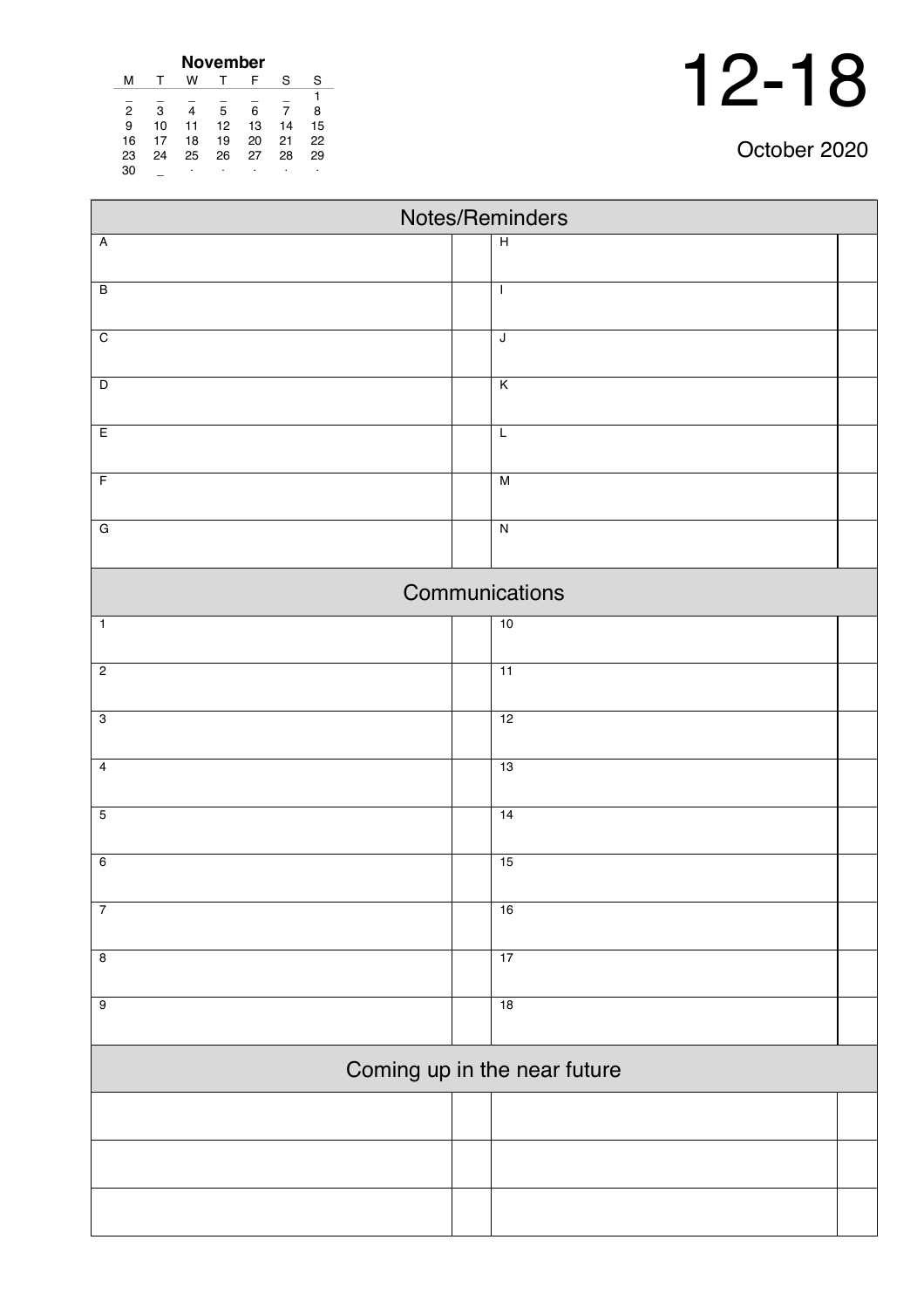**November**

| M | T | W | T | F | S | S |
|---|---|---|---|---|---|---|
| _ | _ | _ | _ | _ | _ | 1 |
| 2 | 3 | 4 | 5 | 6 | 7 | 8 |
| 9 | 10 | 11 | 12 | 13 | 14 | 15 |
| 16 | 17 | 18 | 19 | 20 | 21 | 22 |
| 23 | 24 | 25 | 26 | 27 | 28 | 29 |
| 30 | _ | . | . | . | . | . |

# 12-18

October 2020

## Notes/Reminders

| | | | |
|---|---|---|---|
| A | | H | |
| B | | I | |
| C | | J | |
| D | | K | |
| E | | L | |
| F | | M | |
| G | | N | |

## Communications

| | | | |
|---|---|---|---|
| 1 | | 10 | |
| 2 | | 11 | |
| 3 | | 12 | |
| 4 | | 13 | |
| 5 | | 14 | |
| 6 | | 15 | |
| 7 | | 16 | |
| 8 | | 17 | |
| 9 | | 18 | |

## Coming up in the near future

| | | | |
|---|---|---|---|
| | | | |
| | | | |
| | | | |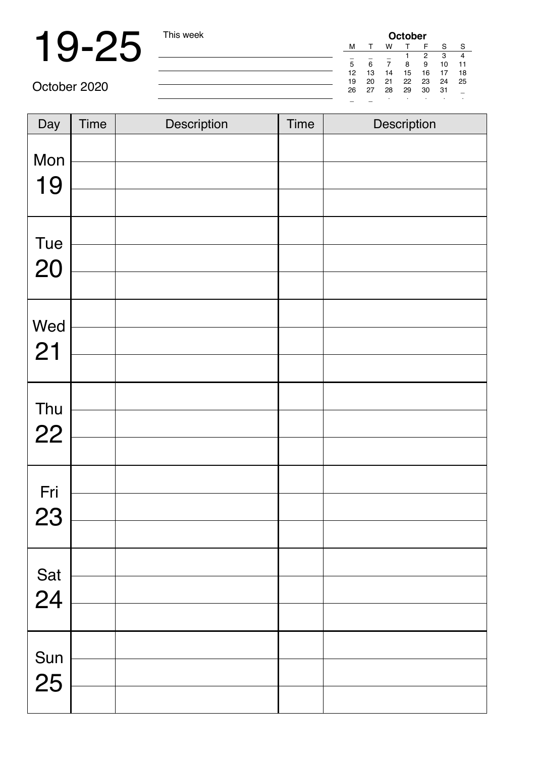# 19-25

October 2020

This week

| October | | | | | | |
|---|---|---|---|---|---|---|
| M | T | W | T | F | S | S |
| _ | _ | _ | 1 | 2 | 3 | 4 |
| 5 | 6 | 7 | 8 | 9 | 10 | 11 |
| 12 | 13 | 14 | 15 | 16 | 17 | 18 |
| 19 | 20 | 21 | 22 | 23 | 24 | 25 |
| 26 | 27 | 28 | 29 | 30 | 31 | _ |

| Day | Time | Description | Time | Description |
|---|---|---|---|---|
| Mon 19 | | | | |
| | | | | |
| | | | | |
| Tue 20 | | | | |
| | | | | |
| | | | | |
| Wed 21 | | | | |
| | | | | |
| | | | | |
| Thu 22 | | | | |
| | | | | |
| | | | | |
| Fri 23 | | | | |
| | | | | |
| | | | | |
| Sat 24 | | | | |
| | | | | |
| | | | | |
| Sun 25 | | | | |
| | | | | |
| | | | | |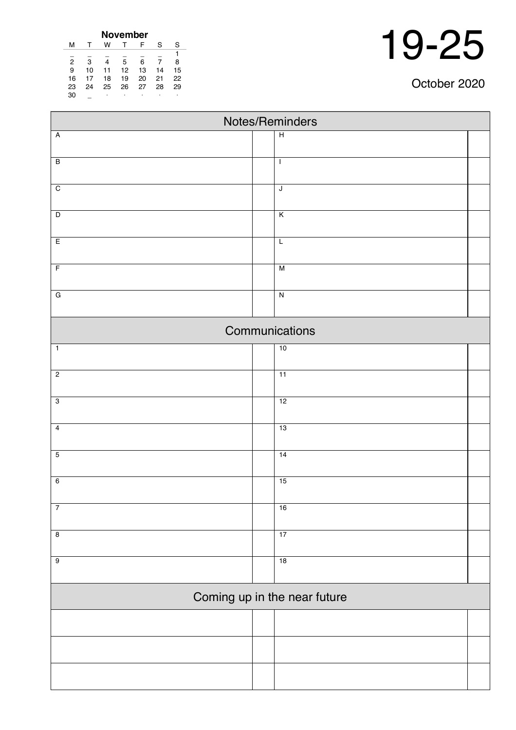**November**

| M | T | W | T | F | S | S |
|---|---|---|---|---|---|---|
| _ | _ | _ | _ | _ | _ | 1 |
| 2 | 3 | 4 | 5 | 6 | 7 | 8 |
| 9 | 10 | 11 | 12 | 13 | 14 | 15 |
| 16 | 17 | 18 | 19 | 20 | 21 | 22 |
| 23 | 24 | 25 | 26 | 27 | 28 | 29 |
| 30 | _ | . | . | . | . | . |

# 19-25

October 2020

## Notes/Reminders

| | | | |
|---|---|---|---|
| A | | H | |
| B | | I | |
| C | | J | |
| D | | K | |
| E | | L | |
| F | | M | |
| G | | N | |

## Communications

| | | | |
|---|---|---|---|
| 1 | | 10 | |
| 2 | | 11 | |
| 3 | | 12 | |
| 4 | | 13 | |
| 5 | | 14 | |
| 6 | | 15 | |
| 7 | | 16 | |
| 8 | | 17 | |
| 9 | | 18 | |

## Coming up in the near future

| | | | |
|---|---|---|---|
| | | | |
| | | | |
| | | | |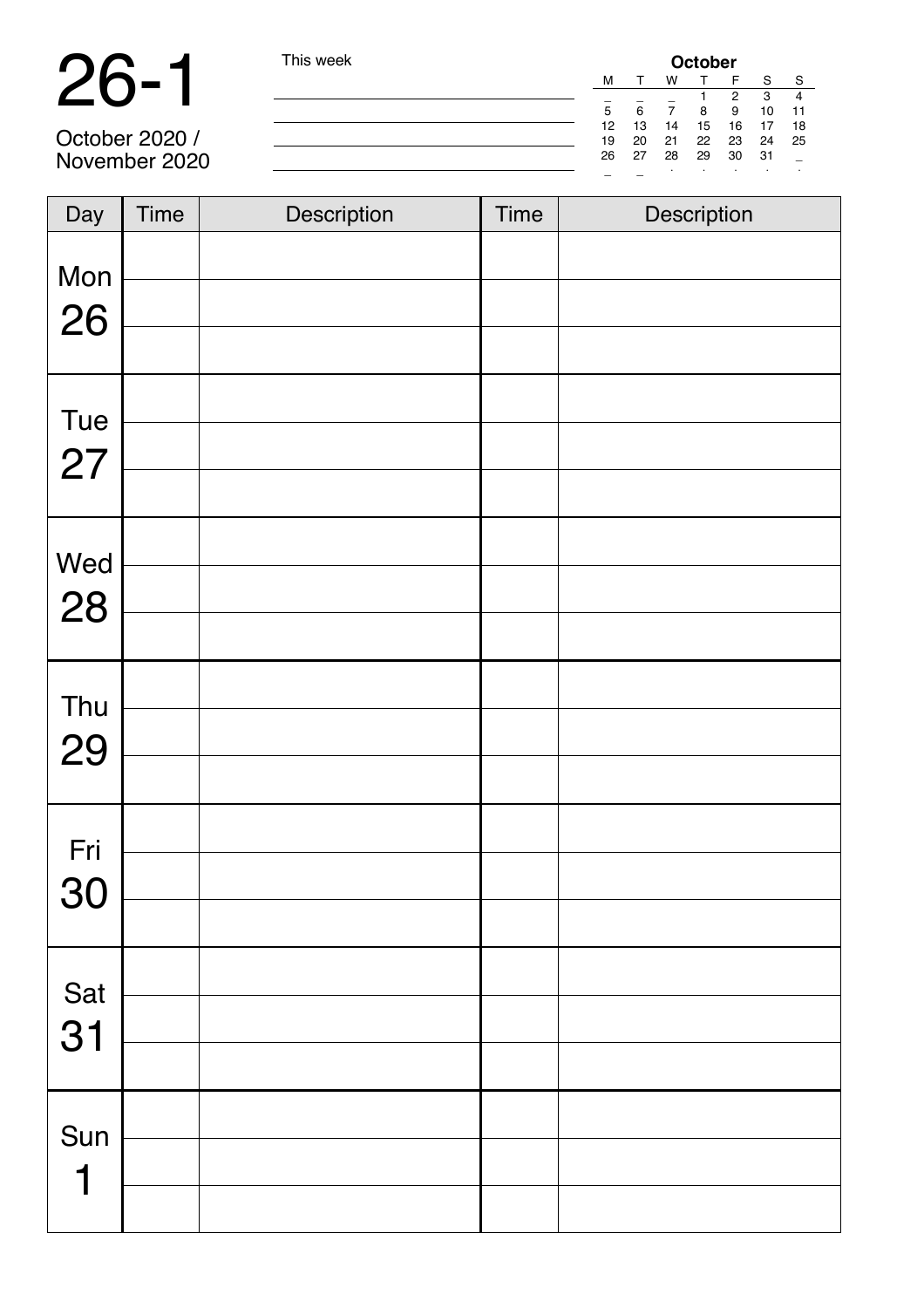# 26-1

October 2020 /
November 2020

This week

**October**

| M | T | W | T | F | S | S |
|---|---|---|---|---|---|---|
| _ | _ | _ | 1 | 2 | 3 | 4 |
| 5 | 6 | 7 | 8 | 9 | 10 | 11 |
| 12 | 13 | 14 | 15 | 16 | 17 | 18 |
| 19 | 20 | 21 | 22 | 23 | 24 | 25 |
| 26 | 27 | 28 | 29 | 30 | 31 | _ |

| Day | Time | Description | Time | Description |
|---|---|---|---|---|
| Mon 26 | | | | |
| | | | | |
| | | | | |
| Tue 27 | | | | |
| | | | | |
| | | | | |
| Wed 28 | | | | |
| | | | | |
| | | | | |
| Thu 29 | | | | |
| | | | | |
| | | | | |
| Fri 30 | | | | |
| | | | | |
| | | | | |
| Sat 31 | | | | |
| | | | | |
| | | | | |
| Sun 1 | | | | |
| | | | | |
| | | | | |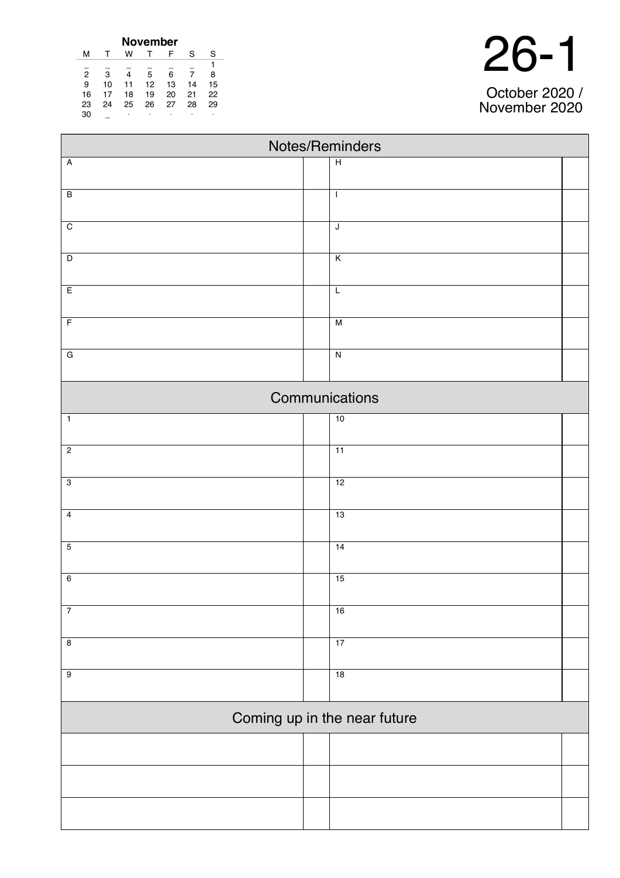**November**

| M | T | W | T | F | S | S |
|---|---|---|---|---|---|---|
| _ | _ | _ | _ | _ | _ | 1 |
| 2 | 3 | 4 | 5 | 6 | 7 | 8 |
| 9 | 10 | 11 | 12 | 13 | 14 | 15 |
| 16 | 17 | 18 | 19 | 20 | 21 | 22 |
| 23 | 24 | 25 | 26 | 27 | 28 | 29 |
| 30 | _ | · | · | · | · | · |

# 26-1

October 2020 /
November 2020

## Notes/Reminders

| | | | |
|---|---|---|---|
| A | | H | |
| B | | I | |
| C | | J | |
| D | | K | |
| E | | L | |
| F | | M | |
| G | | N | |

## Communications

| | | | |
|---|---|---|---|
| 1 | | 10 | |
| 2 | | 11 | |
| 3 | | 12 | |
| 4 | | 13 | |
| 5 | | 14 | |
| 6 | | 15 | |
| 7 | | 16 | |
| 8 | | 17 | |
| 9 | | 18 | |

## Coming up in the near future

| | | | |
|---|---|---|---|
| | | | |
| | | | |
| | | | |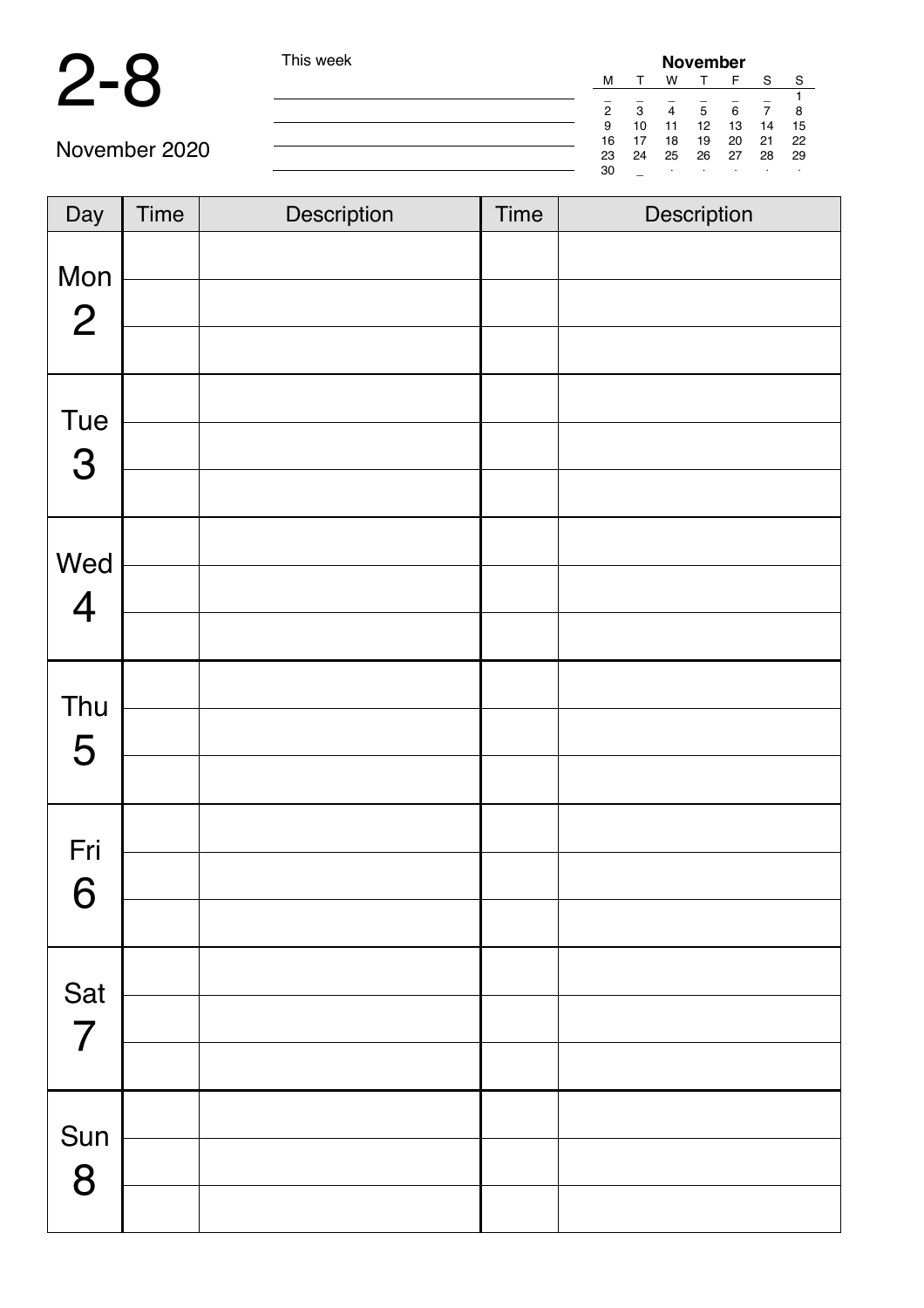# 2-8

November 2020

This week

| November | | | | | | |
|---|---|---|---|---|---|---|
| M | T | W | T | F | S | S |
| _ | _ | _ | _ | _ | _ | 1 |
| 2 | 3 | 4 | 5 | 6 | 7 | 8 |
| 9 | 10 | 11 | 12 | 13 | 14 | 15 |
| 16 | 17 | 18 | 19 | 20 | 21 | 22 |
| 23 | 24 | 25 | 26 | 27 | 28 | 29 |
| 30 | _ | . | . | . | . | . |

| Day | Time | Description | Time | Description |
|---|---|---|---|---|
| Mon 2 | | | | |
| | | | | |
| | | | | |
| Tue 3 | | | | |
| | | | | |
| | | | | |
| Wed 4 | | | | |
| | | | | |
| | | | | |
| Thu 5 | | | | |
| | | | | |
| | | | | |
| Fri 6 | | | | |
| | | | | |
| | | | | |
| Sat 7 | | | | |
| | | | | |
| | | | | |
| Sun 8 | | | | |
| | | | | |
| | | | | |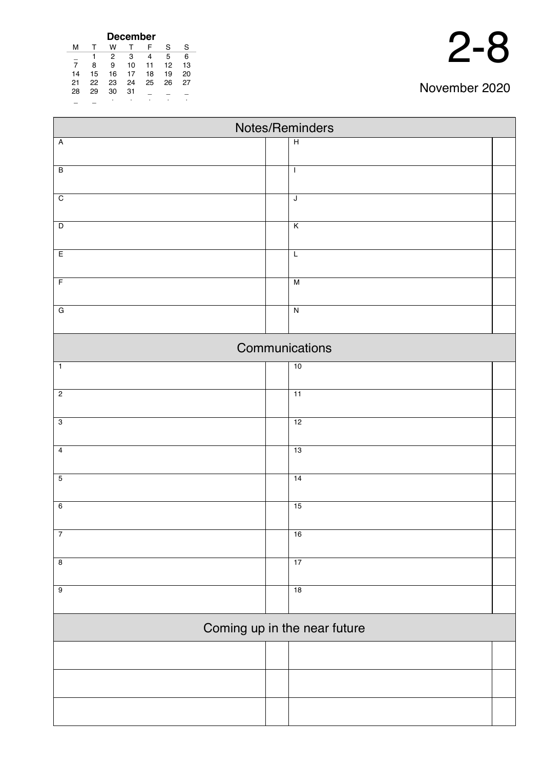**December**

| M | T | W | T | F | S | S |
|---|---|---|---|---|---|---|
| _ | 1 | 2 | 3 | 4 | 5 | 6 |
| 7 | 8 | 9 | 10 | 11 | 12 | 13 |
| 14 | 15 | 16 | 17 | 18 | 19 | 20 |
| 21 | 22 | 23 | 24 | 25 | 26 | 27 |
| 28 | 29 | 30 | 31 | _ | _ | _ |
| _ | _ | . | . | . | . | . |

# 2-8

November 2020

## Notes/Reminders

| | | | |
|---|---|---|---|
| A | | H | |
| B | | I | |
| C | | J | |
| D | | K | |
| E | | L | |
| F | | M | |
| G | | N | |

## Communications

| | | | |
|---|---|---|---|
| 1 | | 10 | |
| 2 | | 11 | |
| 3 | | 12 | |
| 4 | | 13 | |
| 5 | | 14 | |
| 6 | | 15 | |
| 7 | | 16 | |
| 8 | | 17 | |
| 9 | | 18 | |

## Coming up in the near future

| | | | |
|---|---|---|---|
| | | | |
| | | | |
| | | | |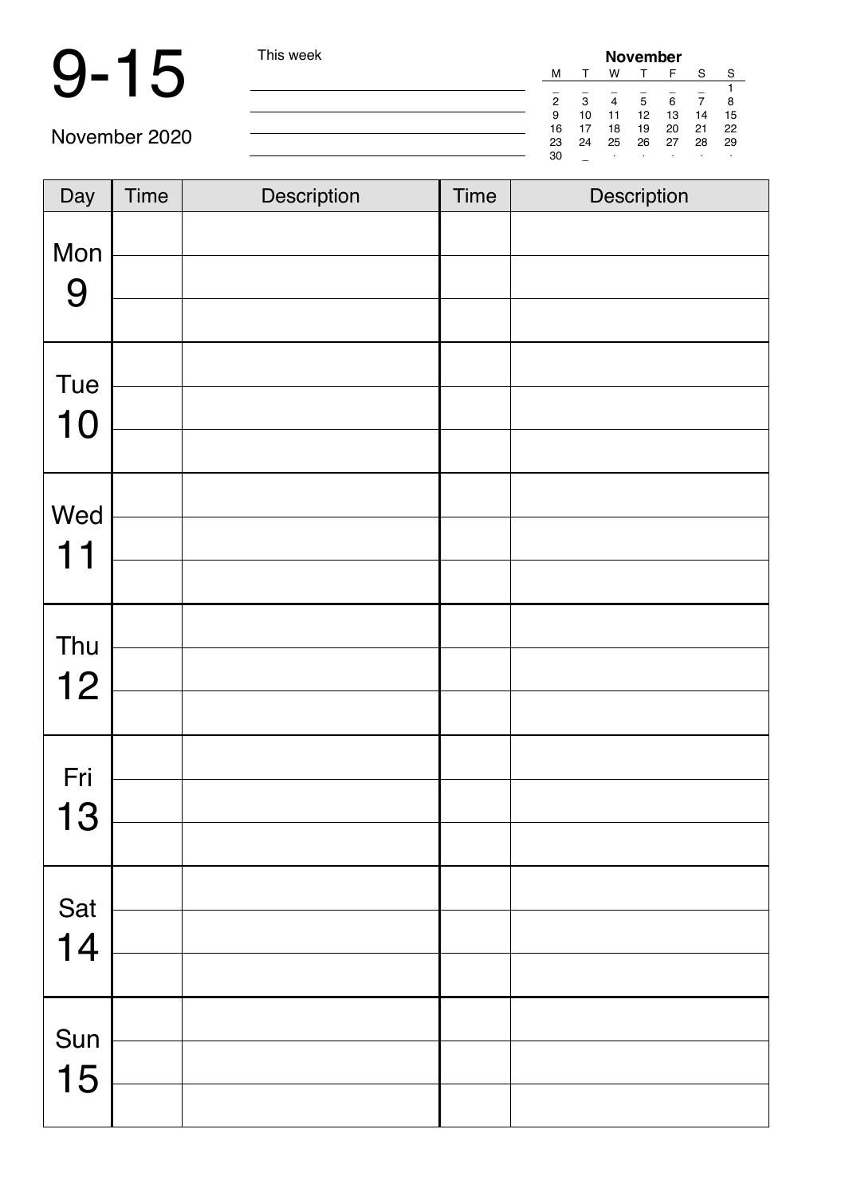# 9-15

November 2020

This week

| November | | | | | | |
|---|---|---|---|---|---|---|
| M | T | W | T | F | S | S |
| _ | _ | _ | _ | _ | _ | 1 |
| 2 | 3 | 4 | 5 | 6 | 7 | 8 |
| 9 | 10 | 11 | 12 | 13 | 14 | 15 |
| 16 | 17 | 18 | 19 | 20 | 21 | 22 |
| 23 | 24 | 25 | 26 | 27 | 28 | 29 |
| 30 | _ | · | · | · | · | · |

| Day | Time | Description | Time | Description |
|---|---|---|---|---|
| Mon 9 | | | | |
| | | | | |
| | | | | |
| Tue 10 | | | | |
| | | | | |
| | | | | |
| Wed 11 | | | | |
| | | | | |
| | | | | |
| Thu 12 | | | | |
| | | | | |
| | | | | |
| Fri 13 | | | | |
| | | | | |
| | | | | |
| Sat 14 | | | | |
| | | | | |
| | | | | |
| Sun 15 | | | | |
| | | | | |
| | | | | |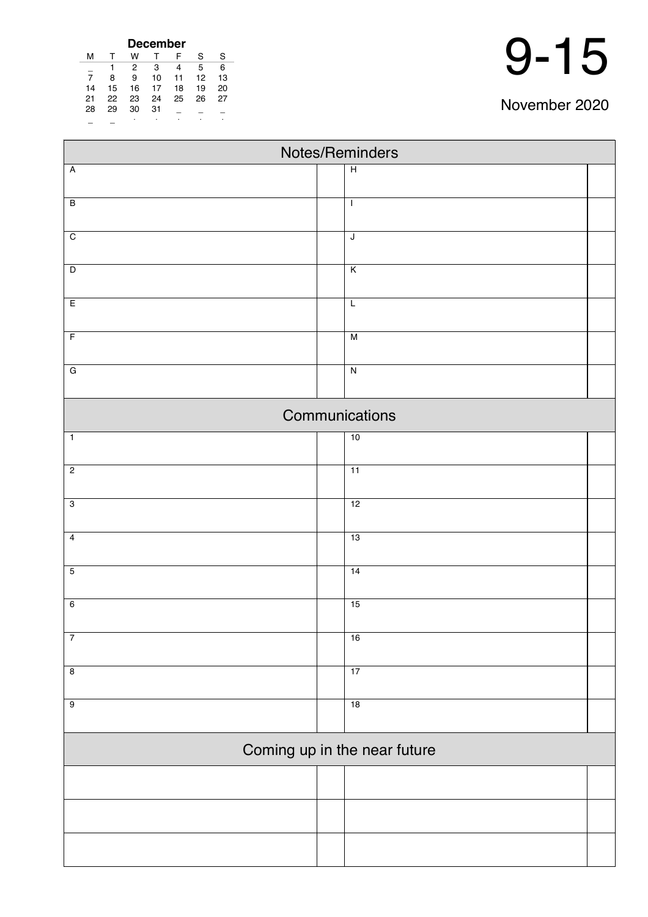| December | | | | | | |
|---|---|---|---|---|---|---|
| M | T | W | T | F | S | S |
| _ | 1 | 2 | 3 | 4 | 5 | 6 |
| 7 | 8 | 9 | 10 | 11 | 12 | 13 |
| 14 | 15 | 16 | 17 | 18 | 19 | 20 |
| 21 | 22 | 23 | 24 | 25 | 26 | 27 |
| 28 | 29 | 30 | 31 | _ | _ | _ |
| _ | _ | | | | | |

# 9-15

November 2020

## Notes/Reminders

| | | | |
|---|---|---|---|
| A | | H | |
| B | | I | |
| C | | J | |
| D | | K | |
| E | | L | |
| F | | M | |
| G | | N | |

## Communications

| | | | |
|---|---|---|---|
| 1 | | 10 | |
| 2 | | 11 | |
| 3 | | 12 | |
| 4 | | 13 | |
| 5 | | 14 | |
| 6 | | 15 | |
| 7 | | 16 | |
| 8 | | 17 | |
| 9 | | 18 | |

## Coming up in the near future

| | | | |
|---|---|---|---|
| | | | |
| | | | |
| | | | |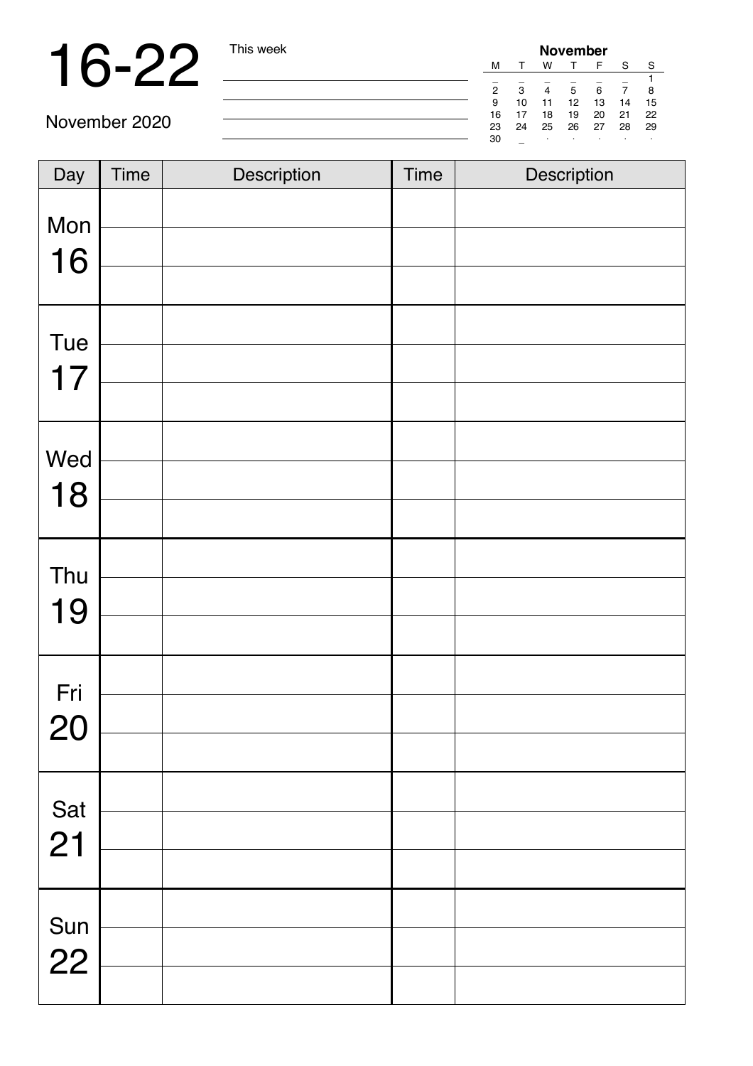# 16-22

November 2020

This week

| **November** | | | | | | |
|---|---|---|---|---|---|---|
| M | T | W | T | F | S | S |
| _ | _ | _ | _ | _ | _ | 1 |
| 2 | 3 | 4 | 5 | 6 | 7 | 8 |
| 9 | 10 | 11 | 12 | 13 | 14 | 15 |
| 16 | 17 | 18 | 19 | 20 | 21 | 22 |
| 23 | 24 | 25 | 26 | 27 | 28 | 29 |
| 30 | _ | . | . | . | . | . |

| Day | Time | Description | Time | Description |
|---|---|---|---|---|
| Mon 16 | | | | |
| | | | | |
| | | | | |
| Tue 17 | | | | |
| | | | | |
| | | | | |
| Wed 18 | | | | |
| | | | | |
| | | | | |
| Thu 19 | | | | |
| | | | | |
| | | | | |
| Fri 20 | | | | |
| | | | | |
| | | | | |
| Sat 21 | | | | |
| | | | | |
| | | | | |
| Sun 22 | | | | |
| | | | | |
| | | | | |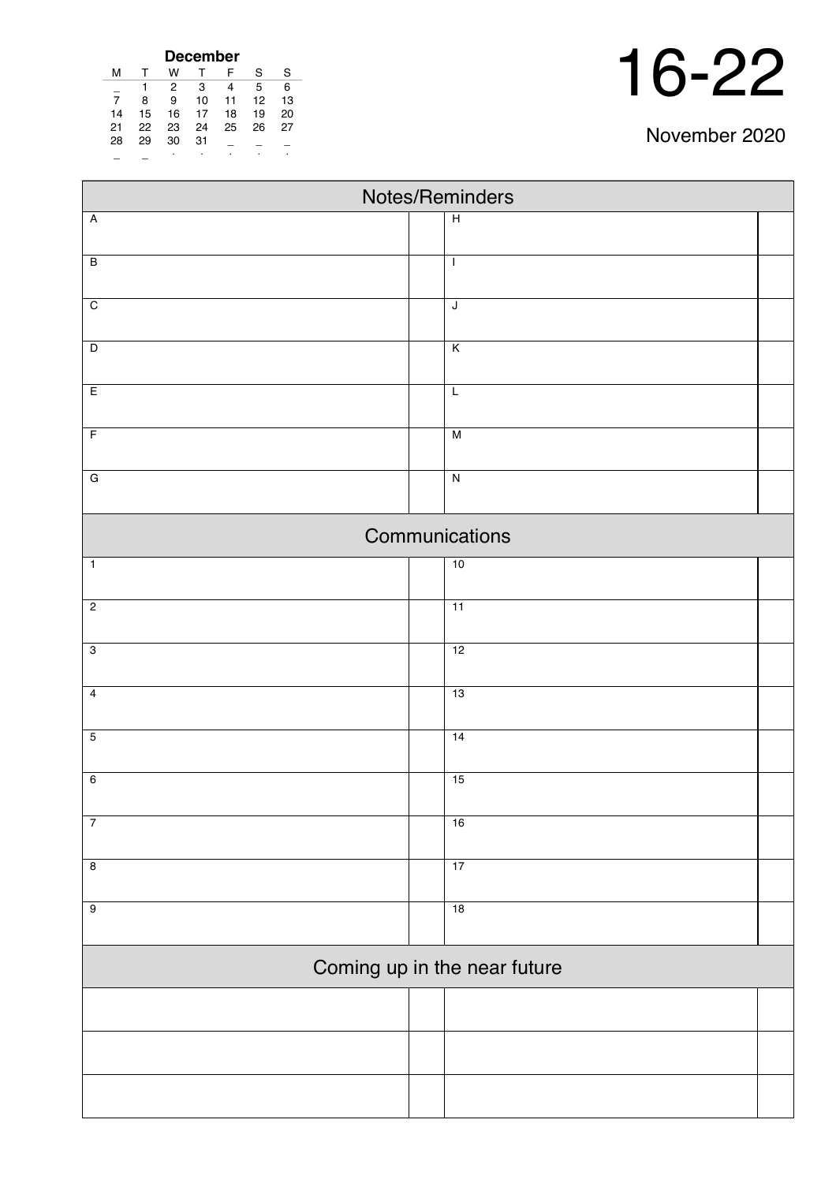**December**

| M | T | W | T | F | S | S |
|---|---|---|---|---|---|---|
| _ | 1 | 2 | 3 | 4 | 5 | 6 |
| 7 | 8 | 9 | 10 | 11 | 12 | 13 |
| 14 | 15 | 16 | 17 | 18 | 19 | 20 |
| 21 | 22 | 23 | 24 | 25 | 26 | 27 |
| 28 | 29 | 30 | 31 | _ | _ | _ |
| _ | _ | . | . | . | . | . |

# 16-22

November 2020

## Notes/Reminders

| | | | |
|---|---|---|---|
| A | | H | |
| B | | I | |
| C | | J | |
| D | | K | |
| E | | L | |
| F | | M | |
| G | | N | |

## Communications

| | | | |
|---|---|---|---|
| 1 | | 10 | |
| 2 | | 11 | |
| 3 | | 12 | |
| 4 | | 13 | |
| 5 | | 14 | |
| 6 | | 15 | |
| 7 | | 16 | |
| 8 | | 17 | |
| 9 | | 18 | |

## Coming up in the near future

| | | | |
|---|---|---|---|
| | | | |
| | | | |
| | | | |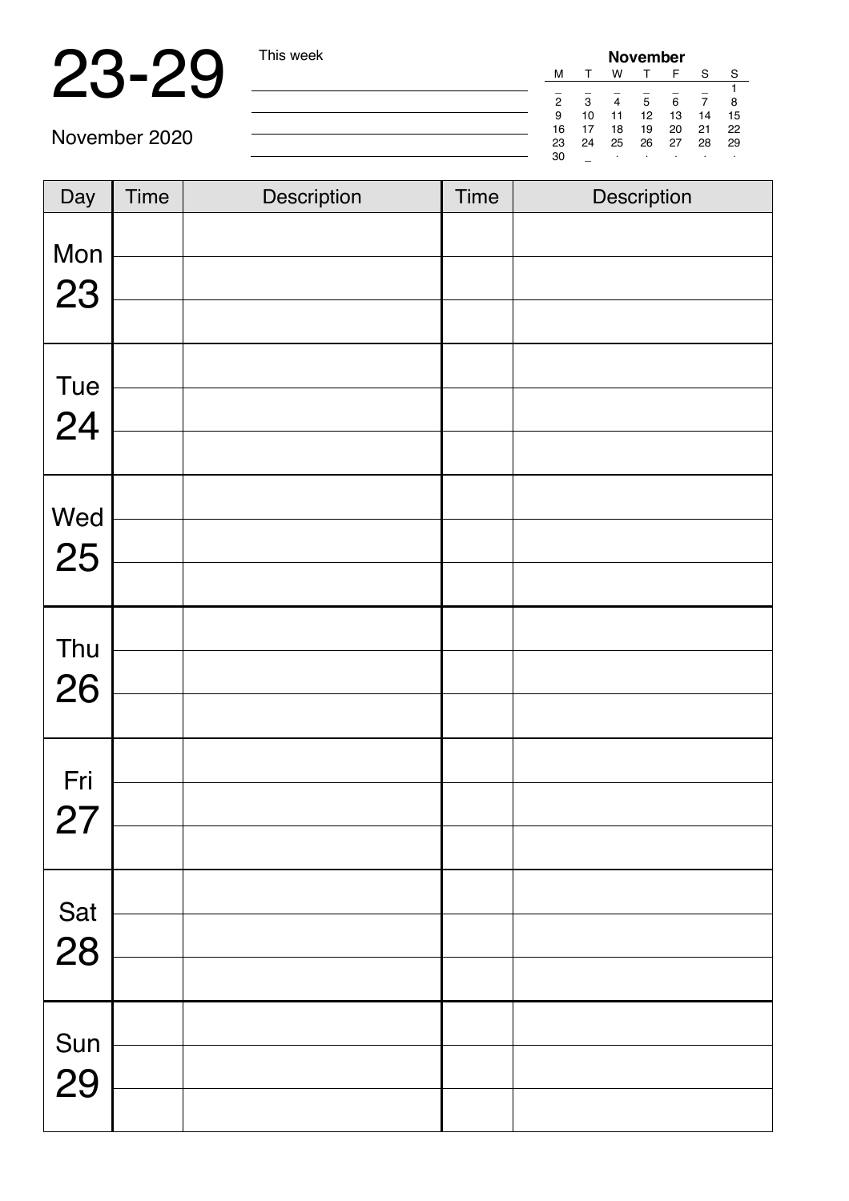# 23-29

November 2020

This week

| November | | | | | | |
|---|---|---|---|---|---|---|
| M | T | W | T | F | S | S |
| _ | _ | _ | _ | _ | _ | 1 |
| 2 | 3 | 4 | 5 | 6 | 7 | 8 |
| 9 | 10 | 11 | 12 | 13 | 14 | 15 |
| 16 | 17 | 18 | 19 | 20 | 21 | 22 |
| 23 | 24 | 25 | 26 | 27 | 28 | 29 |
| 30 | _ | . | . | . | . | . |

| Day | Time | Description | Time | Description |
|---|---|---|---|---|
| Mon 23 | | | | |
| | | | | |
| | | | | |
| Tue 24 | | | | |
| | | | | |
| | | | | |
| Wed 25 | | | | |
| | | | | |
| | | | | |
| Thu 26 | | | | |
| | | | | |
| | | | | |
| Fri 27 | | | | |
| | | | | |
| | | | | |
| Sat 28 | | | | |
| | | | | |
| | | | | |
| Sun 29 | | | | |
| | | | | |
| | | | | |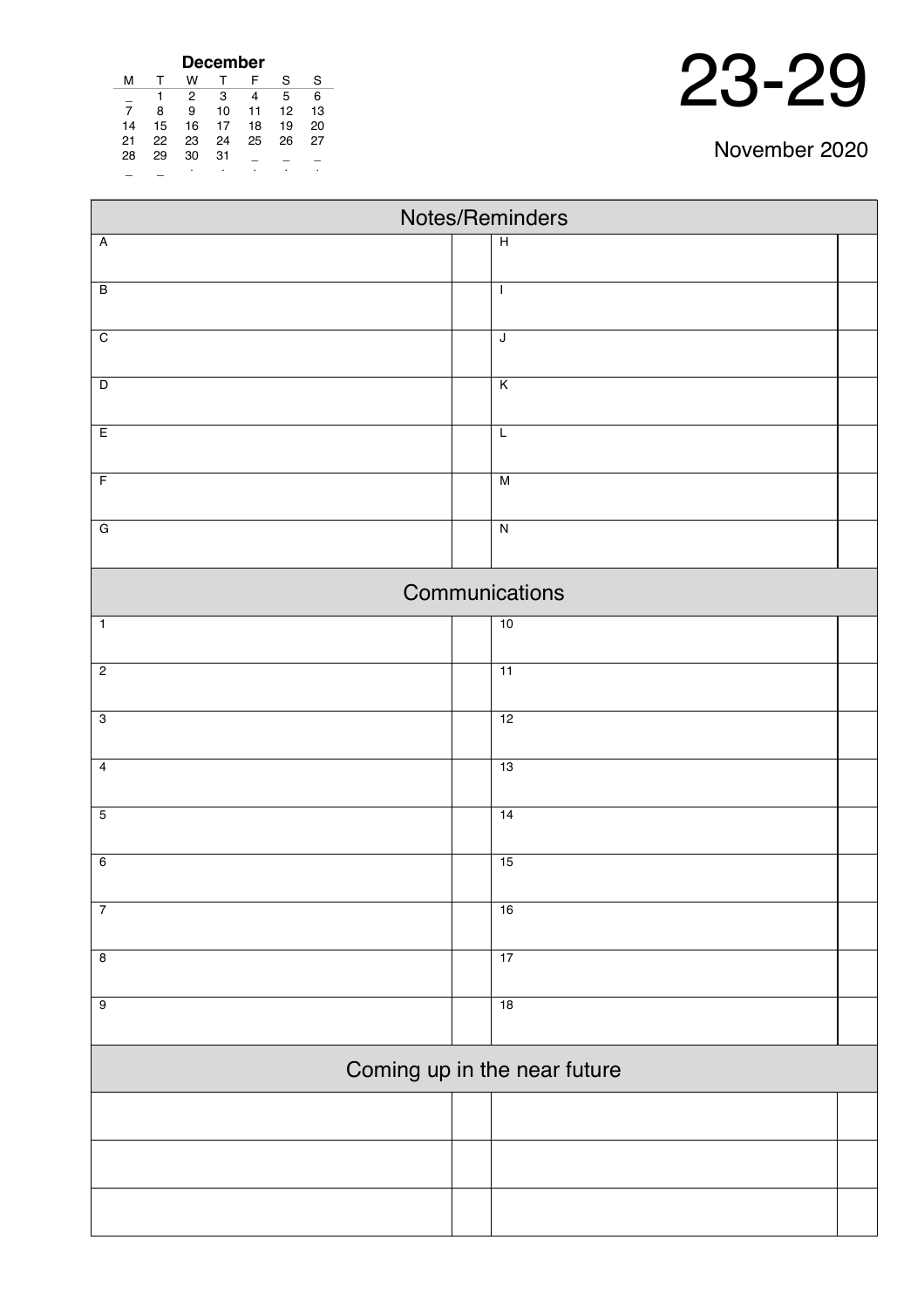**December**

| M | T | W | T | F | S | S |
|---|---|---|---|---|---|---|
| _ | 1 | 2 | 3 | 4 | 5 | 6 |
| 7 | 8 | 9 | 10 | 11 | 12 | 13 |
| 14 | 15 | 16 | 17 | 18 | 19 | 20 |
| 21 | 22 | 23 | 24 | 25 | 26 | 27 |
| 28 | 29 | 30 | 31 | _ | _ | _ |
| _ | _ | . | . | . | . | . |

# 23-29

November 2020

| Notes/Reminders | | | |
|---|---|---|---|
| A | | H | |
| B | | I | |
| C | | J | |
| D | | K | |
| E | | L | |
| F | | M | |
| G | | N | |

| Communications | | | |
|---|---|---|---|
| 1 | | 10 | |
| 2 | | 11 | |
| 3 | | 12 | |
| 4 | | 13 | |
| 5 | | 14 | |
| 6 | | 15 | |
| 7 | | 16 | |
| 8 | | 17 | |
| 9 | | 18 | |

| Coming up in the near future | | | |
|---|---|---|---|
| | | | |
| | | | |
| | | | |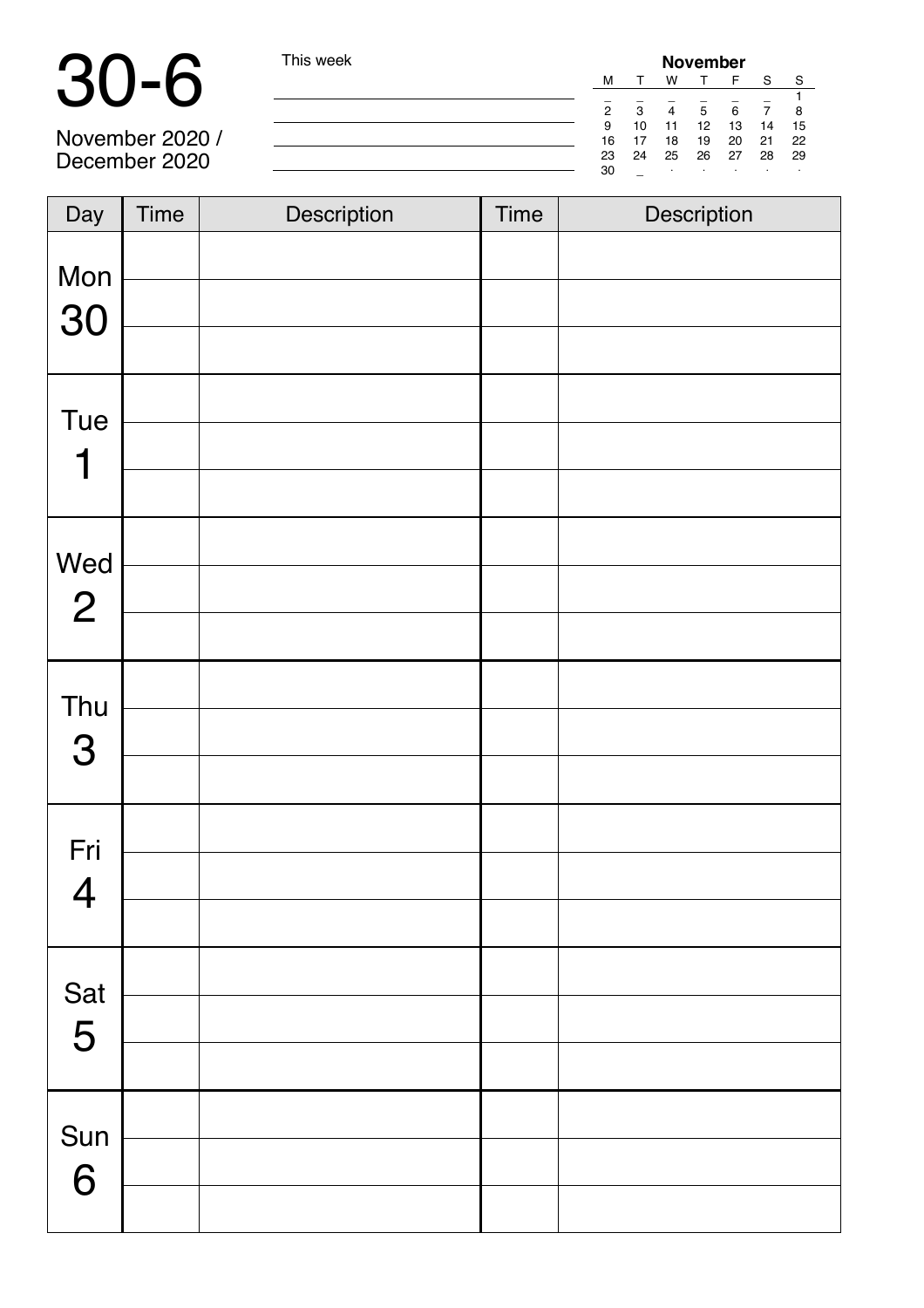# 30-6

November 2020 /
December 2020

This week

| | | | | | | |
|---|---|---|---|---|---|---|
| **November** | | | | | | |
| M | T | W | T | F | S | S |
| _ | _ | _ | _ | _ | _ | 1 |
| 2 | 3 | 4 | 5 | 6 | 7 | 8 |
| 9 | 10 | 11 | 12 | 13 | 14 | 15 |
| 16 | 17 | 18 | 19 | 20 | 21 | 22 |
| 23 | 24 | 25 | 26 | 27 | 28 | 29 |
| 30 | _ | . | . | . | . | . |

| Day | Time | Description | Time | Description |
|---|---|---|---|---|
| Mon 30 | | | | |
| | | | | |
| | | | | |
| Tue 1 | | | | |
| | | | | |
| | | | | |
| Wed 2 | | | | |
| | | | | |
| | | | | |
| Thu 3 | | | | |
| | | | | |
| | | | | |
| Fri 4 | | | | |
| | | | | |
| | | | | |
| Sat 5 | | | | |
| | | | | |
| | | | | |
| Sun 6 | | | | |
| | | | | |
| | | | | |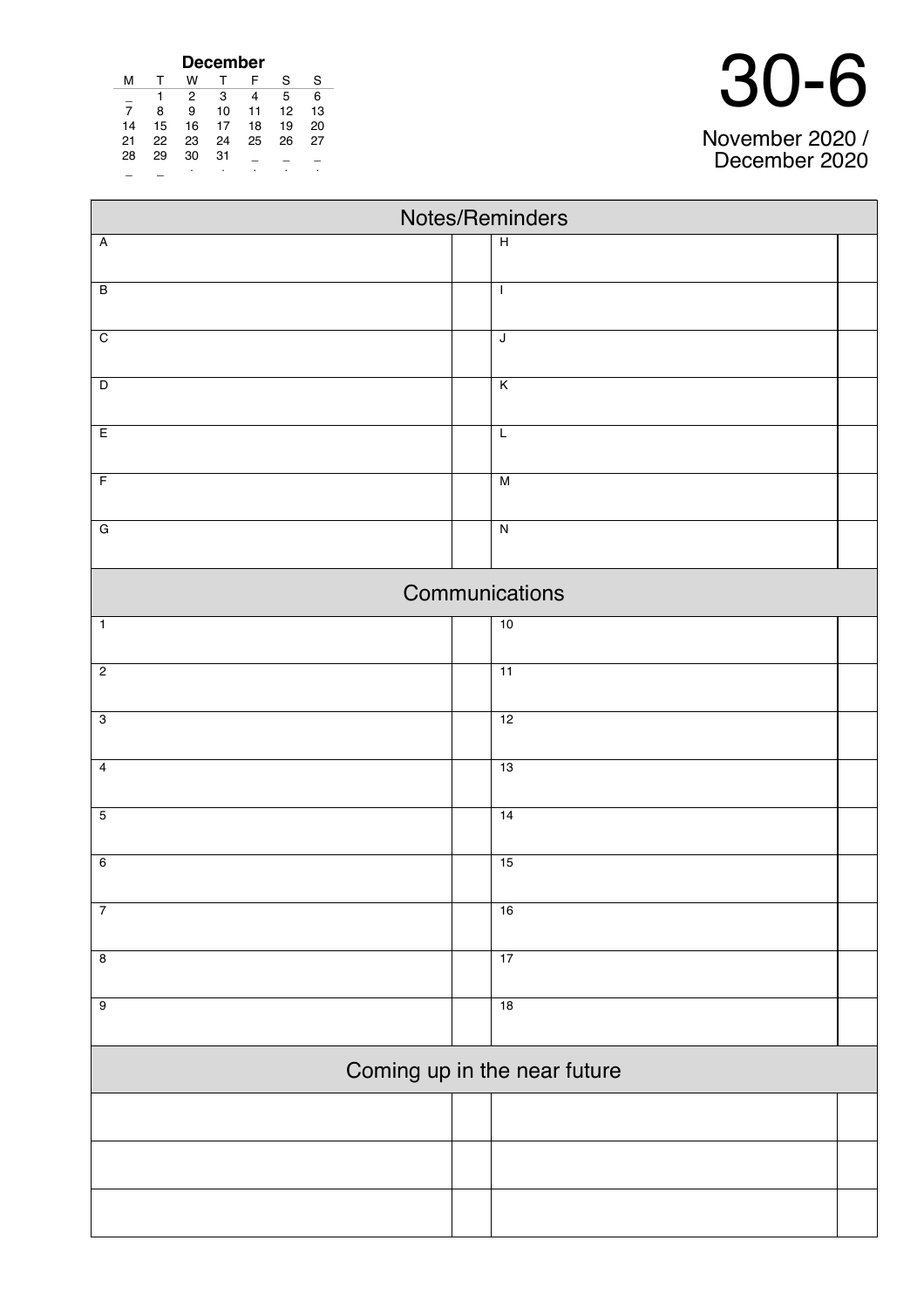**December**

| M | T | W | T | F | S | S |
|---|---|---|---|---|---|---|
| _ | 1 | 2 | 3 | 4 | 5 | 6 |
| 7 | 8 | 9 | 10 | 11 | 12 | 13 |
| 14 | 15 | 16 | 17 | 18 | 19 | 20 |
| 21 | 22 | 23 | 24 | 25 | 26 | 27 |
| 28 | 29 | 30 | 31 | _ | _ | _ |
| _ | _ | . | . | . | . | . |

# 30-6

November 2020 / December 2020

## Notes/Reminders

| | | | |
|---|---|---|---|
| A | | H | |
| B | | I | |
| C | | J | |
| D | | K | |
| E | | L | |
| F | | M | |
| G | | N | |

## Communications

| | | | |
|---|---|---|---|
| 1 | | 10 | |
| 2 | | 11 | |
| 3 | | 12 | |
| 4 | | 13 | |
| 5 | | 14 | |
| 6 | | 15 | |
| 7 | | 16 | |
| 8 | | 17 | |
| 9 | | 18 | |

## Coming up in the near future

| | | | |
|---|---|---|---|
| | | | |
| | | | |
| | | | |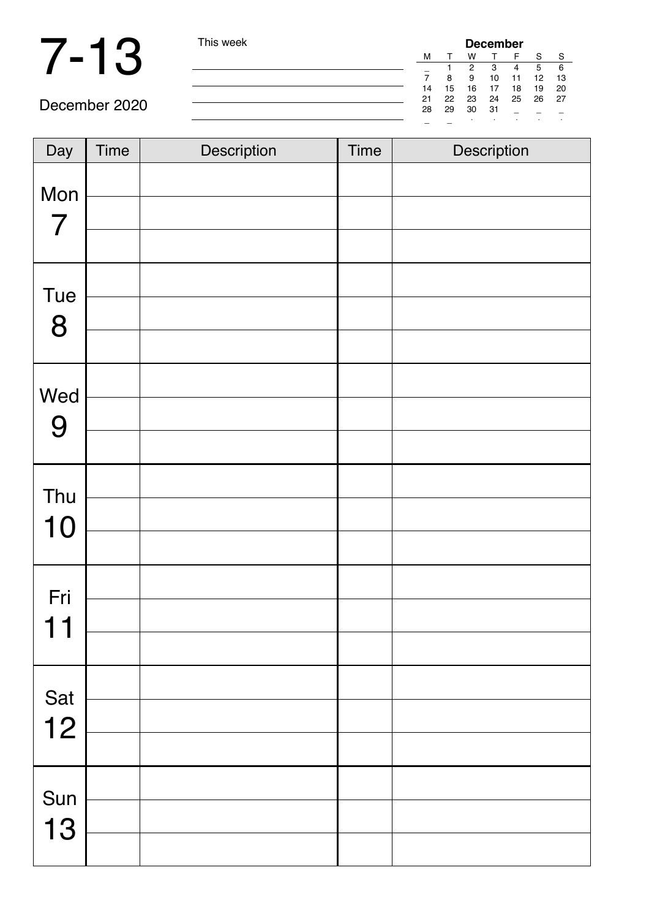# 7-13

December 2020

This week

| **December** | | | | | | |
|---|---|---|---|---|---|---|
| M | T | W | T | F | S | S |
| _ | 1 | 2 | 3 | 4 | 5 | 6 |
| 7 | 8 | 9 | 10 | 11 | 12 | 13 |
| 14 | 15 | 16 | 17 | 18 | 19 | 20 |
| 21 | 22 | 23 | 24 | 25 | 26 | 27 |
| 28 | 29 | 30 | 31 | _ | _ | _ |
| _ | _ | . | . | . | . | . |

| Day | Time | Description | Time | Description |
|---|---|---|---|---|
| Mon 7 | | | | |
| | | | | |
| | | | | |
| Tue 8 | | | | |
| | | | | |
| | | | | |
| Wed 9 | | | | |
| | | | | |
| | | | | |
| Thu 10 | | | | |
| | | | | |
| | | | | |
| Fri 11 | | | | |
| | | | | |
| | | | | |
| Sat 12 | | | | |
| | | | | |
| | | | | |
| Sun 13 | | | | |
| | | | | |
| | | | | |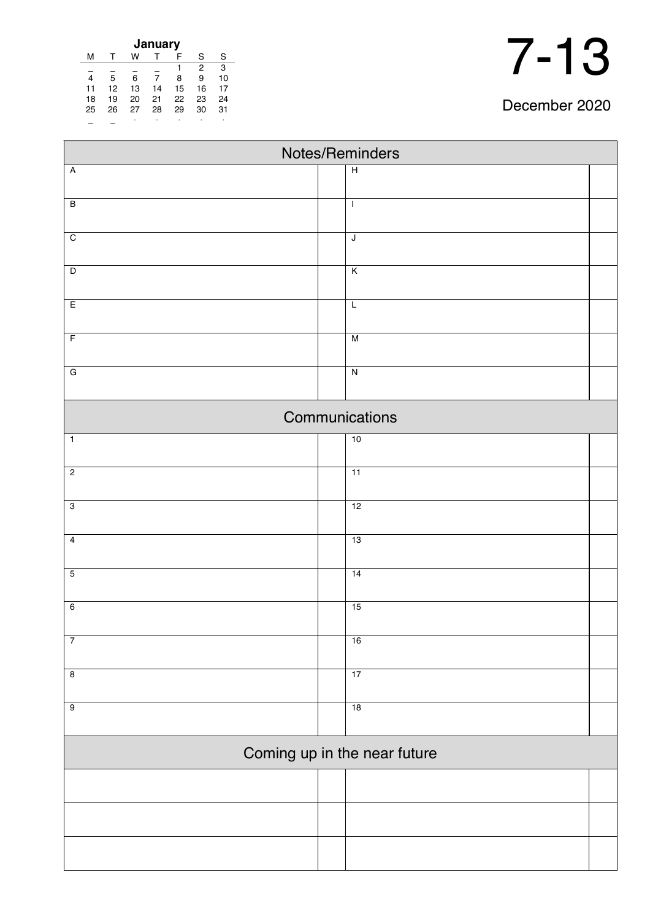| January | | | | | | |
|---|---|---|---|---|---|---|
| M | T | W | T | F | S | S |
| _ | _ | _ | _ | 1 | 2 | 3 |
| 4 | 5 | 6 | 7 | 8 | 9 | 10 |
| 11 | 12 | 13 | 14 | 15 | 16 | 17 |
| 18 | 19 | 20 | 21 | 22 | 23 | 24 |
| 25 | 26 | 27 | 28 | 29 | 30 | 31 |

# 7-13

December 2020

## Notes/Reminders

| | | | |
|---|---|---|---|
| A | | H | |
| B | | I | |
| C | | J | |
| D | | K | |
| E | | L | |
| F | | M | |
| G | | N | |

## Communications

| | | | |
|---|---|---|---|
| 1 | | 10 | |
| 2 | | 11 | |
| 3 | | 12 | |
| 4 | | 13 | |
| 5 | | 14 | |
| 6 | | 15 | |
| 7 | | 16 | |
| 8 | | 17 | |
| 9 | | 18 | |

## Coming up in the near future

| | | | |
|---|---|---|---|
| | | | |
| | | | |
| | | | |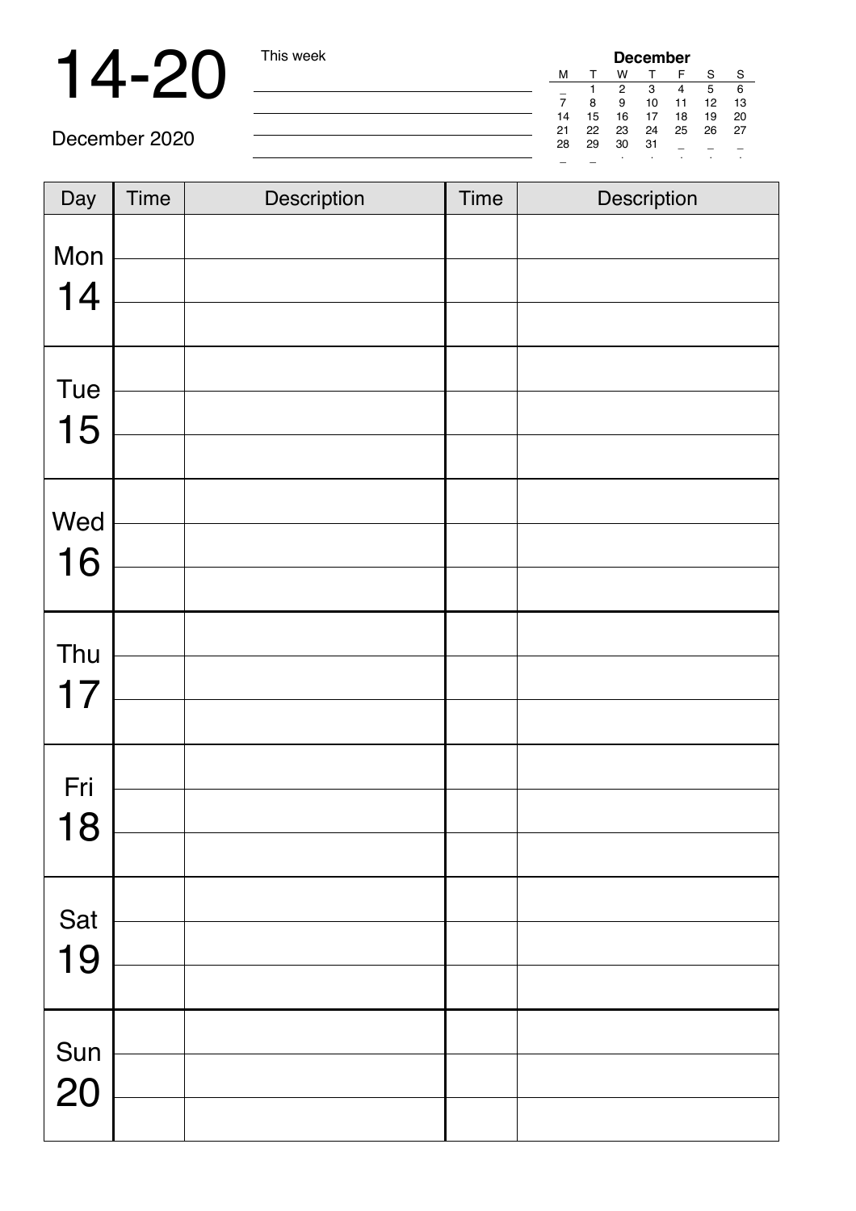# 14-20

December 2020

This week

| December | | | | | | |
|---|---|---|---|---|---|---|
| M | T | W | T | F | S | S |
| _ | 1 | 2 | 3 | 4 | 5 | 6 |
| 7 | 8 | 9 | 10 | 11 | 12 | 13 |
| 14 | 15 | 16 | 17 | 18 | 19 | 20 |
| 21 | 22 | 23 | 24 | 25 | 26 | 27 |
| 28 | 29 | 30 | 31 | _ | _ | _ |

| Day | Time | Description | Time | Description |
|---|---|---|---|---|
| Mon 14 | | | | |
| | | | | |
| | | | | |
| Tue 15 | | | | |
| | | | | |
| | | | | |
| Wed 16 | | | | |
| | | | | |
| | | | | |
| Thu 17 | | | | |
| | | | | |
| | | | | |
| Fri 18 | | | | |
| | | | | |
| | | | | |
| Sat 19 | | | | |
| | | | | |
| | | | | |
| Sun 20 | | | | |
| | | | | |
| | | | | |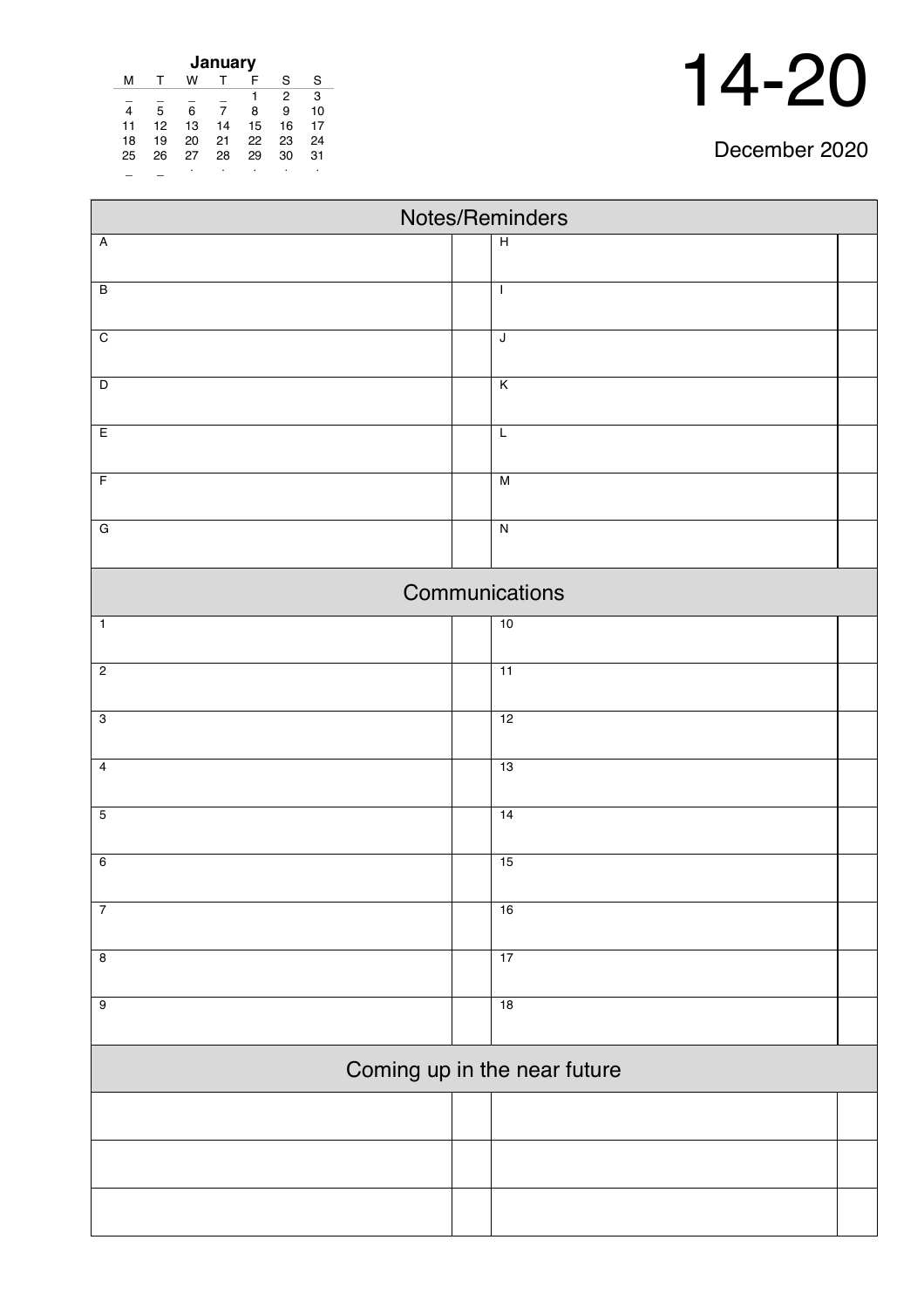**January**

| M | T | W | T | F | S | S |
|---|---|---|---|---|---|---|
| _ | _ | _ | _ | 1 | 2 | 3 |
| 4 | 5 | 6 | 7 | 8 | 9 | 10 |
| 11 | 12 | 13 | 14 | 15 | 16 | 17 |
| 18 | 19 | 20 | 21 | 22 | 23 | 24 |
| 25 | 26 | 27 | 28 | 29 | 30 | 31 |
| _ | _ | . | . | . | . | . |

# 14-20

December 2020

## Notes/Reminders

| | | | |
|---|---|---|---|
| A | | H | |
| B | | I | |
| C | | J | |
| D | | K | |
| E | | L | |
| F | | M | |
| G | | N | |

## Communications

| | | | |
|---|---|---|---|
| 1 | | 10 | |
| 2 | | 11 | |
| 3 | | 12 | |
| 4 | | 13 | |
| 5 | | 14 | |
| 6 | | 15 | |
| 7 | | 16 | |
| 8 | | 17 | |
| 9 | | 18 | |

## Coming up in the near future

| | | | |
|---|---|---|---|
| | | | |
| | | | |
| | | | |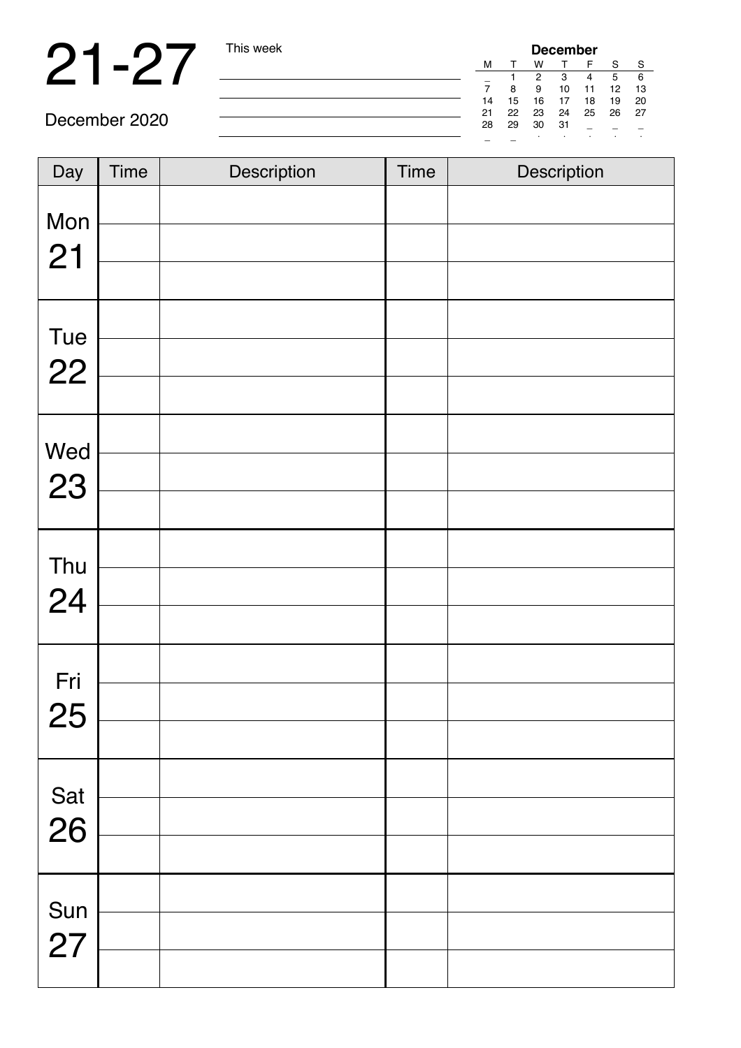# 21-27

December 2020

This week

| December | | | | | | |
|---|---|---|---|---|---|---|
| M | T | W | T | F | S | S |
| _ | 1 | 2 | 3 | 4 | 5 | 6 |
| 7 | 8 | 9 | 10 | 11 | 12 | 13 |
| 14 | 15 | 16 | 17 | 18 | 19 | 20 |
| 21 | 22 | 23 | 24 | 25 | 26 | 27 |
| 28 | 29 | 30 | 31 | _ | _ | _ |

| Day | Time | Description | Time | Description |
|---|---|---|---|---|
| Mon 21 | | | | |
| | | | | |
| | | | | |
| Tue 22 | | | | |
| | | | | |
| | | | | |
| Wed 23 | | | | |
| | | | | |
| | | | | |
| Thu 24 | | | | |
| | | | | |
| | | | | |
| Fri 25 | | | | |
| | | | | |
| | | | | |
| Sat 26 | | | | |
| | | | | |
| | | | | |
| Sun 27 | | | | |
| | | | | |
| | | | | |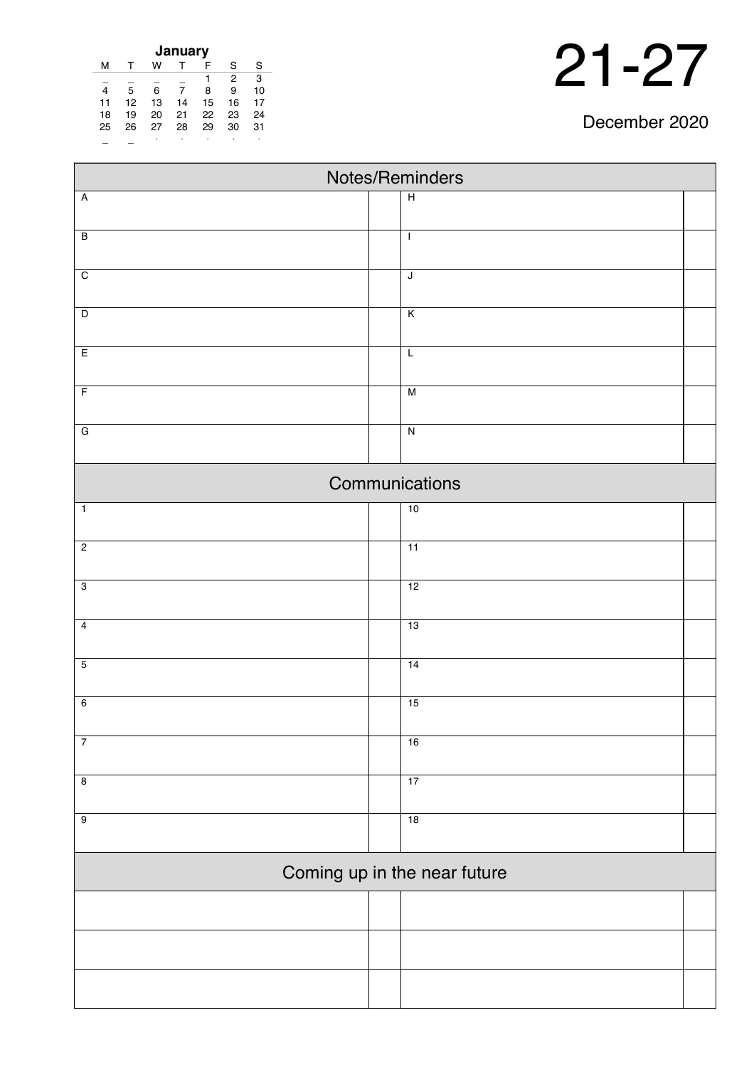**January**

| M | T | W | T | F | S | S |
|---|---|---|---|---|---|---|
| _ | _ | _ | _ | 1 | 2 | 3 |
| 4 | 5 | 6 | 7 | 8 | 9 | 10 |
| 11 | 12 | 13 | 14 | 15 | 16 | 17 |
| 18 | 19 | 20 | 21 | 22 | 23 | 24 |
| 25 | 26 | 27 | 28 | 29 | 30 | 31 |

# 21-27

December 2020

## Notes/Reminders

| | | | |
|---|---|---|---|
| A | | H | |
| B | | I | |
| C | | J | |
| D | | K | |
| E | | L | |
| F | | M | |
| G | | N | |

## Communications

| | | | |
|---|---|---|---|
| 1 | | 10 | |
| 2 | | 11 | |
| 3 | | 12 | |
| 4 | | 13 | |
| 5 | | 14 | |
| 6 | | 15 | |
| 7 | | 16 | |
| 8 | | 17 | |
| 9 | | 18 | |

## Coming up in the near future

| | | | |
|---|---|---|---|
| | | | |
| | | | |
| | | | |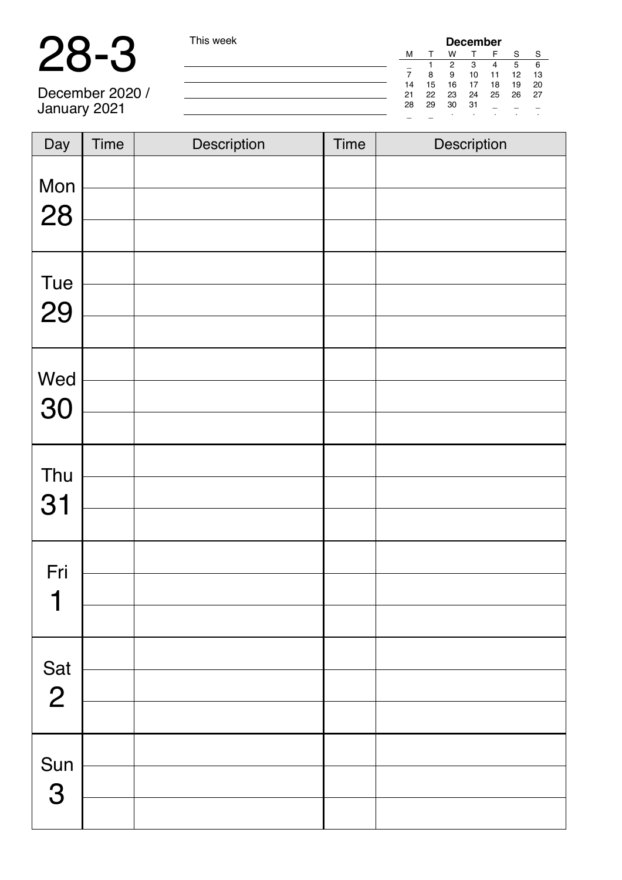# 28-3

December 2020 / January 2021

This week

| **December** | | | | | | |
|---|---|---|---|---|---|---|
| M | T | W | T | F | S | S |
| _ | 1 | 2 | 3 | 4 | 5 | 6 |
| 7 | 8 | 9 | 10 | 11 | 12 | 13 |
| 14 | 15 | 16 | 17 | 18 | 19 | 20 |
| 21 | 22 | 23 | 24 | 25 | 26 | 27 |
| 28 | 29 | 30 | 31 | _ | _ | _ |
| _ | _ | . | . | . | . | . |

| Day | Time | Description | Time | Description |
|---|---|---|---|---|
| Mon 28 | | | | |
| | | | | |
| | | | | |
| Tue 29 | | | | |
| | | | | |
| | | | | |
| Wed 30 | | | | |
| | | | | |
| | | | | |
| Thu 31 | | | | |
| | | | | |
| | | | | |
| Fri 1 | | | | |
| | | | | |
| | | | | |
| Sat 2 | | | | |
| | | | | |
| | | | | |
| Sun 3 | | | | |
| | | | | |
| | | | | |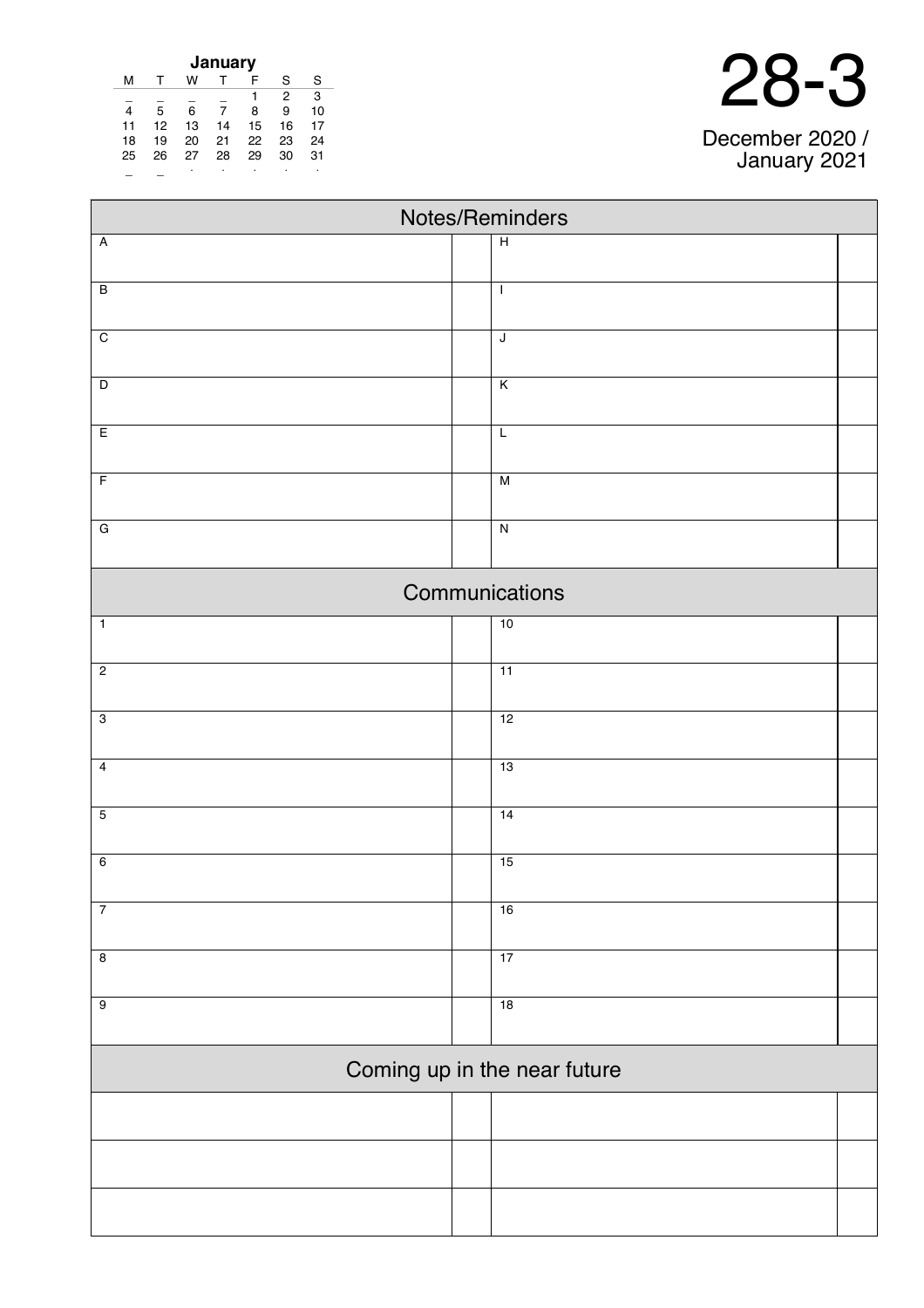**January**

| M | T | W | T | F | S | S |
|---|---|---|---|---|---|---|
| _ | _ | _ | _ | 1 | 2 | 3 |
| 4 | 5 | 6 | 7 | 8 | 9 | 10 |
| 11 | 12 | 13 | 14 | 15 | 16 | 17 |
| 18 | 19 | 20 | 21 | 22 | 23 | 24 |
| 25 | 26 | 27 | 28 | 29 | 30 | 31 |

# 28-3

December 2020 / January 2021

## Notes/Reminders

| | | | |
|---|---|---|---|
| A | | H | |
| B | | I | |
| C | | J | |
| D | | K | |
| E | | L | |
| F | | M | |
| G | | N | |

## Communications

| | | | |
|---|---|---|---|
| 1 | | 10 | |
| 2 | | 11 | |
| 3 | | 12 | |
| 4 | | 13 | |
| 5 | | 14 | |
| 6 | | 15 | |
| 7 | | 16 | |
| 8 | | 17 | |
| 9 | | 18 | |

## Coming up in the near future

| | | | |
|---|---|---|---|
| | | | |
| | | | |
| | | | |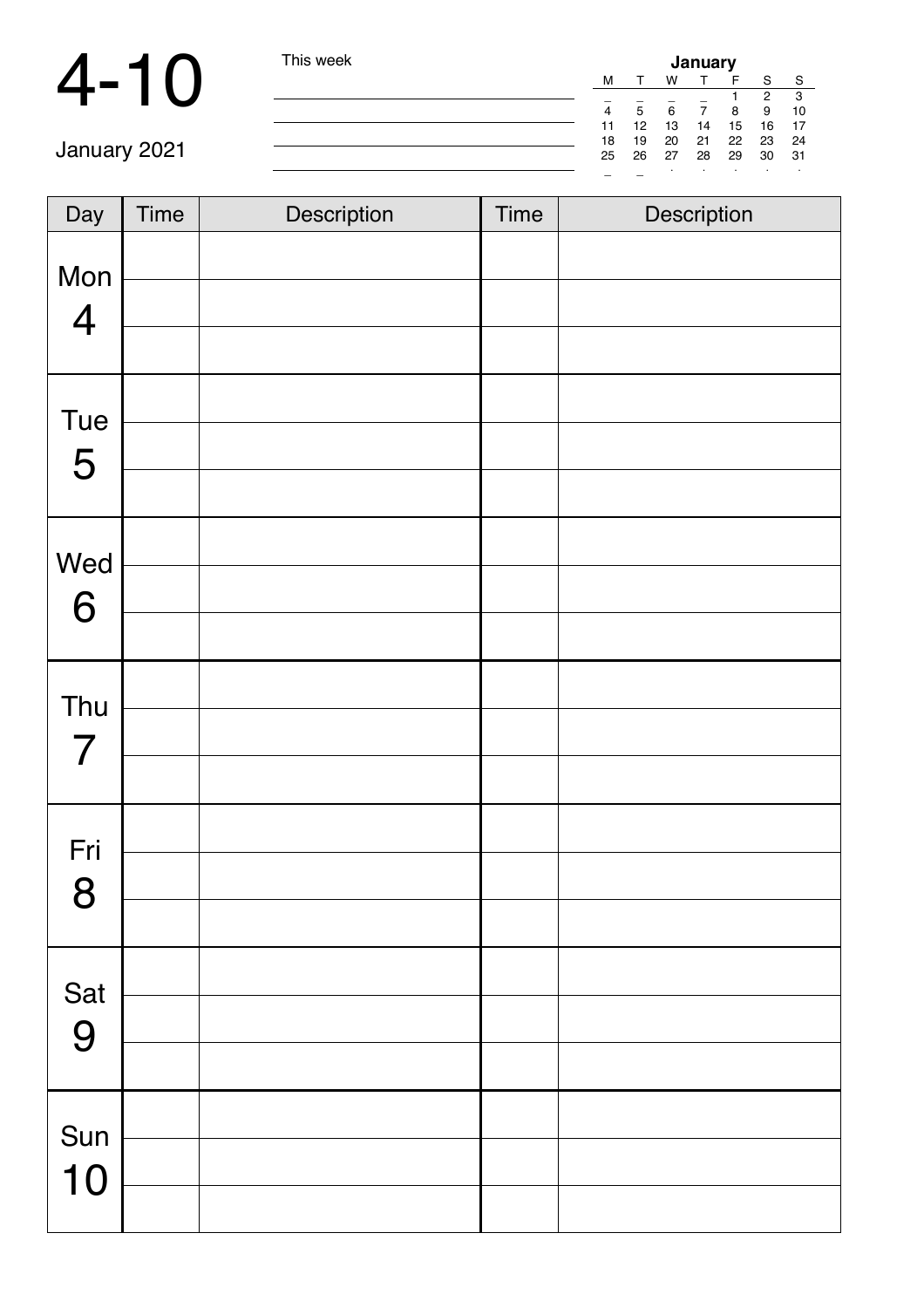# 4-10

January 2021

This week

| January | | | | | | |
|---|---|---|---|---|---|---|
| M | T | W | T | F | S | S |
| _ | _ | _ | _ | 1 | 2 | 3 |
| 4 | 5 | 6 | 7 | 8 | 9 | 10 |
| 11 | 12 | 13 | 14 | 15 | 16 | 17 |
| 18 | 19 | 20 | 21 | 22 | 23 | 24 |
| 25 | 26 | 27 | 28 | 29 | 30 | 31 |

| Day | Time | Description | Time | Description |
|---|---|---|---|---|
| Mon 4 | | | | |
| | | | | |
| | | | | |
| Tue 5 | | | | |
| | | | | |
| | | | | |
| Wed 6 | | | | |
| | | | | |
| | | | | |
| Thu 7 | | | | |
| | | | | |
| | | | | |
| Fri 8 | | | | |
| | | | | |
| | | | | |
| Sat 9 | | | | |
| | | | | |
| | | | | |
| Sun 10 | | | | |
| | | | | |
| | | | | |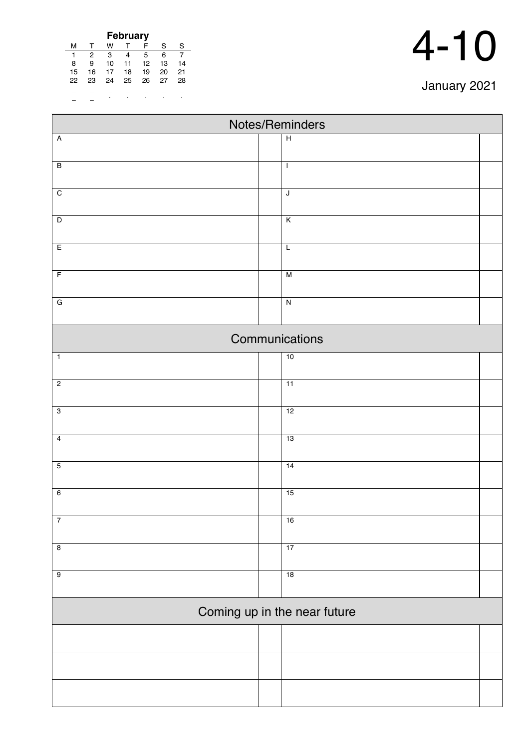**February**

| M | T | W | T | F | S | S |
|---|---|---|---|---|---|---|
| 1 | 2 | 3 | 4 | 5 | 6 | 7 |
| 8 | 9 | 10 | 11 | 12 | 13 | 14 |
| 15 | 16 | 17 | 18 | 19 | 20 | 21 |
| 22 | 23 | 24 | 25 | 26 | 27 | 28 |

# 4-10

January 2021

## Notes/Reminders

| | | | |
|---|---|---|---|
| A | | H | |
| B | | I | |
| C | | J | |
| D | | K | |
| E | | L | |
| F | | M | |
| G | | N | |

## Communications

| | | | |
|---|---|---|---|
| 1 | | 10 | |
| 2 | | 11 | |
| 3 | | 12 | |
| 4 | | 13 | |
| 5 | | 14 | |
| 6 | | 15 | |
| 7 | | 16 | |
| 8 | | 17 | |
| 9 | | 18 | |

## Coming up in the near future

| | | | |
|---|---|---|---|
| | | | |
| | | | |
| | | | |